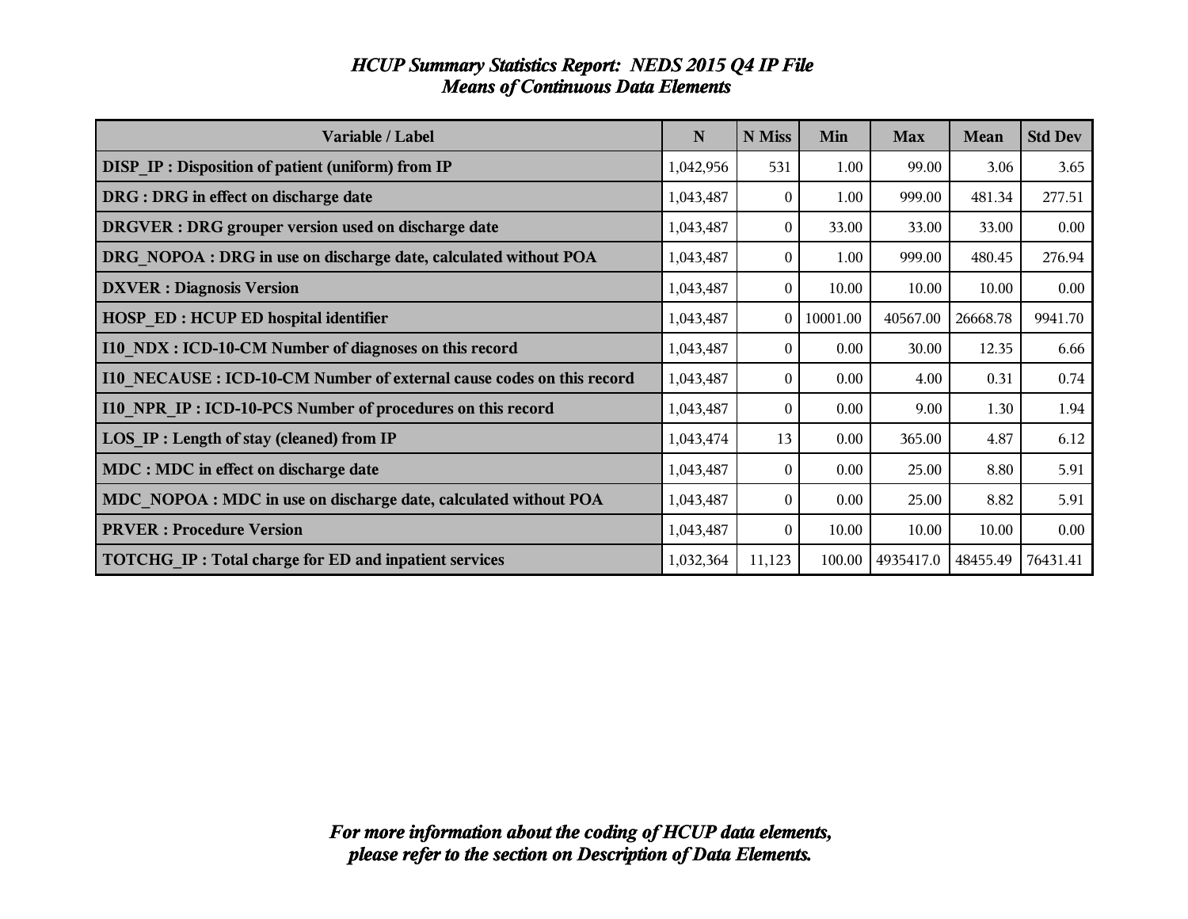# *HCUP Summary Statistics Report: NEDS 2015 Q4 IP File*
## *Means of Continuous Data Elements*

| Variable / Label | N | N Miss | Min | Max | Mean | Std Dev |
|---|---|---|---|---|---|---|
| **DISP_IP : Disposition of patient (uniform) from IP** | 1,042,956 | 531 | 1.00 | 99.00 | 3.06 | 3.65 |
| **DRG : DRG in effect on discharge date** | 1,043,487 | 0 | 1.00 | 999.00 | 481.34 | 277.51 |
| **DRGVER : DRG grouper version used on discharge date** | 1,043,487 | 0 | 33.00 | 33.00 | 33.00 | 0.00 |
| **DRG_NOPOA : DRG in use on discharge date, calculated without POA** | 1,043,487 | 0 | 1.00 | 999.00 | 480.45 | 276.94 |
| **DXVER : Diagnosis Version** | 1,043,487 | 0 | 10.00 | 10.00 | 10.00 | 0.00 |
| **HOSP_ED : HCUP ED hospital identifier** | 1,043,487 | 0 | 10001.00 | 40567.00 | 26668.78 | 9941.70 |
| **I10_NDX : ICD-10-CM Number of diagnoses on this record** | 1,043,487 | 0 | 0.00 | 30.00 | 12.35 | 6.66 |
| **I10_NECAUSE : ICD-10-CM Number of external cause codes on this record** | 1,043,487 | 0 | 0.00 | 4.00 | 0.31 | 0.74 |
| **I10_NPR_IP : ICD-10-PCS Number of procedures on this record** | 1,043,487 | 0 | 0.00 | 9.00 | 1.30 | 1.94 |
| **LOS_IP : Length of stay (cleaned) from IP** | 1,043,474 | 13 | 0.00 | 365.00 | 4.87 | 6.12 |
| **MDC : MDC in effect on discharge date** | 1,043,487 | 0 | 0.00 | 25.00 | 8.80 | 5.91 |
| **MDC_NOPOA : MDC in use on discharge date, calculated without POA** | 1,043,487 | 0 | 0.00 | 25.00 | 8.82 | 5.91 |
| **PRVER : Procedure Version** | 1,043,487 | 0 | 10.00 | 10.00 | 10.00 | 0.00 |
| **TOTCHG_IP : Total charge for ED and inpatient services** | 1,032,364 | 11,123 | 100.00 | 4935417.0 | 48455.49 | 76431.41 |

***For more information about the coding of HCUP data elements, please refer to the section on Description of Data Elements.***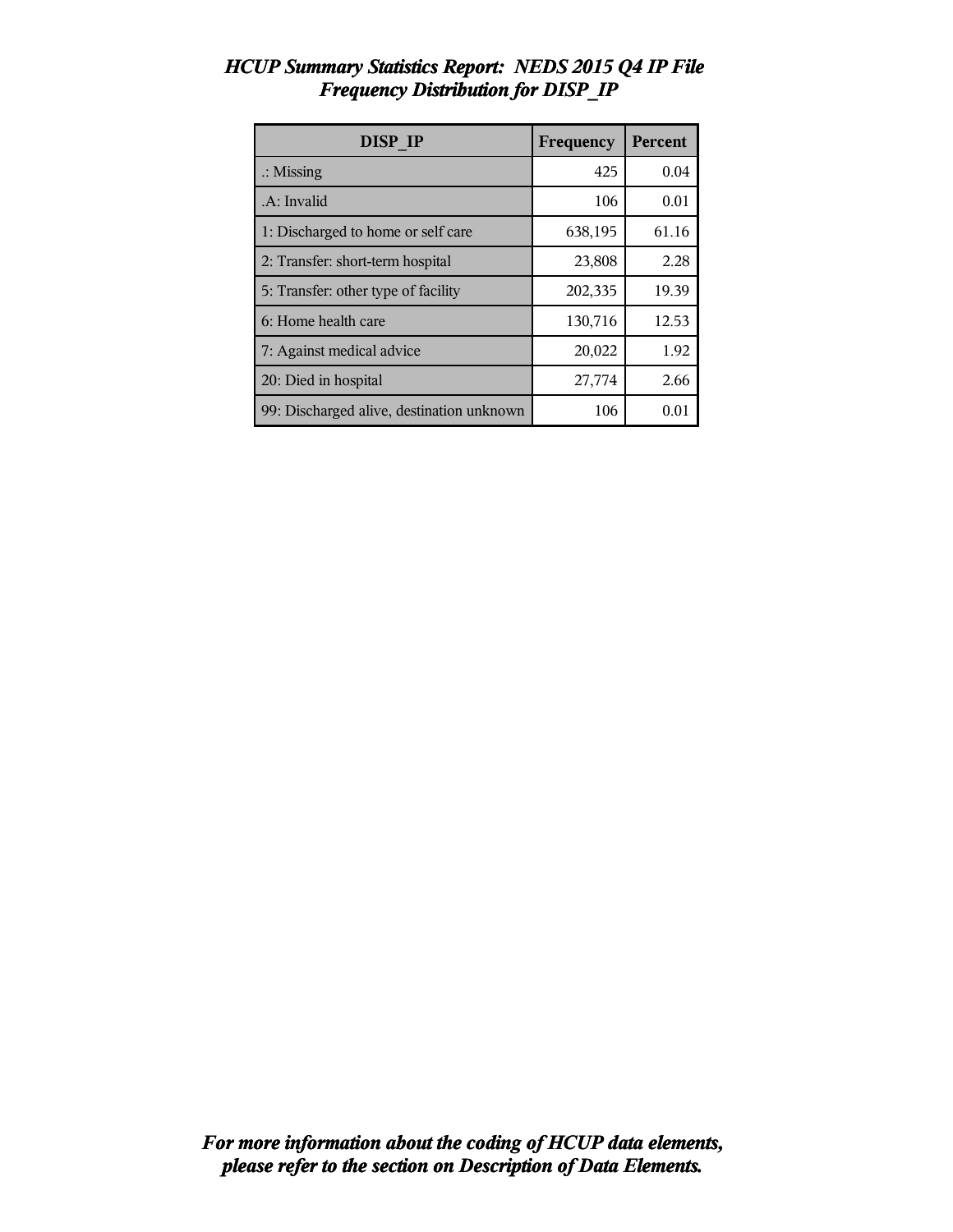# *HCUP Summary Statistics Report: NEDS 2015 Q4 IP File*
## *Frequency Distribution for DISP_IP*

| DISP_IP | Frequency | Percent |
|---|---|---|
| .: Missing | 425 | 0.04 |
| .A: Invalid | 106 | 0.01 |
| 1: Discharged to home or self care | 638,195 | 61.16 |
| 2: Transfer: short-term hospital | 23,808 | 2.28 |
| 5: Transfer: other type of facility | 202,335 | 19.39 |
| 6: Home health care | 130,716 | 12.53 |
| 7: Against medical advice | 20,022 | 1.92 |
| 20: Died in hospital | 27,774 | 2.66 |
| 99: Discharged alive, destination unknown | 106 | 0.01 |

***For more information about the coding of HCUP data elements, please refer to the section on Description of Data Elements.***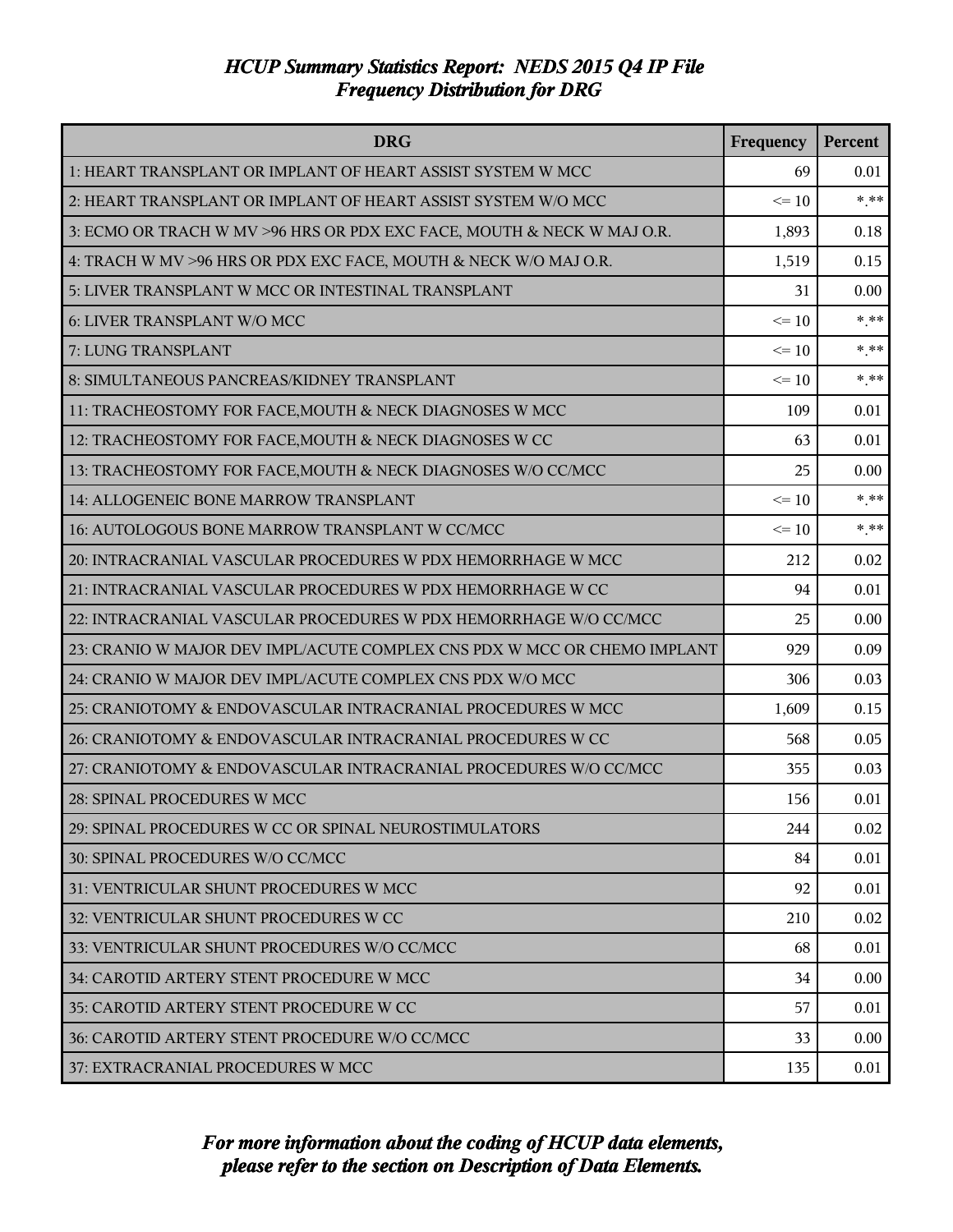# *HCUP Summary Statistics Report: NEDS 2015 Q4 IP File*
## *Frequency Distribution for DRG*

| DRG | Frequency | Percent |
|---|---|---|
| 1: HEART TRANSPLANT OR IMPLANT OF HEART ASSIST SYSTEM W MCC | 69 | 0.01 |
| 2: HEART TRANSPLANT OR IMPLANT OF HEART ASSIST SYSTEM W/O MCC | <= 10 | *.** |
| 3: ECMO OR TRACH W MV >96 HRS OR PDX EXC FACE, MOUTH & NECK W MAJ O.R. | 1,893 | 0.18 |
| 4: TRACH W MV >96 HRS OR PDX EXC FACE, MOUTH & NECK W/O MAJ O.R. | 1,519 | 0.15 |
| 5: LIVER TRANSPLANT W MCC OR INTESTINAL TRANSPLANT | 31 | 0.00 |
| 6: LIVER TRANSPLANT W/O MCC | <= 10 | *.** |
| 7: LUNG TRANSPLANT | <= 10 | *.** |
| 8: SIMULTANEOUS PANCREAS/KIDNEY TRANSPLANT | <= 10 | *.** |
| 11: TRACHEOSTOMY FOR FACE,MOUTH & NECK DIAGNOSES W MCC | 109 | 0.01 |
| 12: TRACHEOSTOMY FOR FACE,MOUTH & NECK DIAGNOSES W CC | 63 | 0.01 |
| 13: TRACHEOSTOMY FOR FACE,MOUTH & NECK DIAGNOSES W/O CC/MCC | 25 | 0.00 |
| 14: ALLOGENEIC BONE MARROW TRANSPLANT | <= 10 | *.** |
| 16: AUTOLOGOUS BONE MARROW TRANSPLANT W CC/MCC | <= 10 | *.** |
| 20: INTRACRANIAL VASCULAR PROCEDURES W PDX HEMORRHAGE W MCC | 212 | 0.02 |
| 21: INTRACRANIAL VASCULAR PROCEDURES W PDX HEMORRHAGE W CC | 94 | 0.01 |
| 22: INTRACRANIAL VASCULAR PROCEDURES W PDX HEMORRHAGE W/O CC/MCC | 25 | 0.00 |
| 23: CRANIO W MAJOR DEV IMPL/ACUTE COMPLEX CNS PDX W MCC OR CHEMO IMPLANT | 929 | 0.09 |
| 24: CRANIO W MAJOR DEV IMPL/ACUTE COMPLEX CNS PDX W/O MCC | 306 | 0.03 |
| 25: CRANIOTOMY & ENDOVASCULAR INTRACRANIAL PROCEDURES W MCC | 1,609 | 0.15 |
| 26: CRANIOTOMY & ENDOVASCULAR INTRACRANIAL PROCEDURES W CC | 568 | 0.05 |
| 27: CRANIOTOMY & ENDOVASCULAR INTRACRANIAL PROCEDURES W/O CC/MCC | 355 | 0.03 |
| 28: SPINAL PROCEDURES W MCC | 156 | 0.01 |
| 29: SPINAL PROCEDURES W CC OR SPINAL NEUROSTIMULATORS | 244 | 0.02 |
| 30: SPINAL PROCEDURES W/O CC/MCC | 84 | 0.01 |
| 31: VENTRICULAR SHUNT PROCEDURES W MCC | 92 | 0.01 |
| 32: VENTRICULAR SHUNT PROCEDURES W CC | 210 | 0.02 |
| 33: VENTRICULAR SHUNT PROCEDURES W/O CC/MCC | 68 | 0.01 |
| 34: CAROTID ARTERY STENT PROCEDURE W MCC | 34 | 0.00 |
| 35: CAROTID ARTERY STENT PROCEDURE W CC | 57 | 0.01 |
| 36: CAROTID ARTERY STENT PROCEDURE W/O CC/MCC | 33 | 0.00 |
| 37: EXTRACRANIAL PROCEDURES W MCC | 135 | 0.01 |

*For more information about the coding of HCUP data elements, please refer to the section on Description of Data Elements.*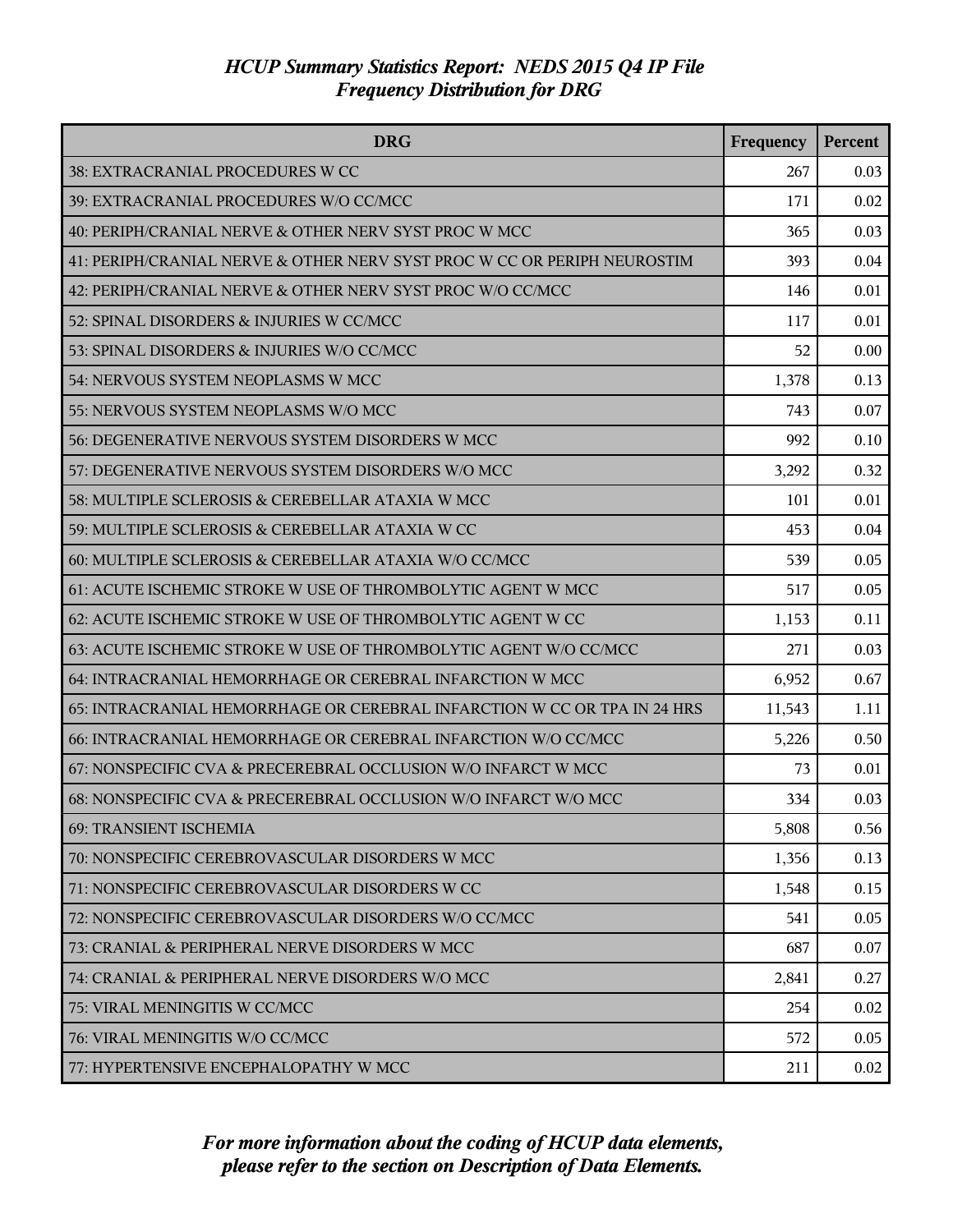*HCUP Summary Statistics Report: NEDS 2015 Q4 IP File*
*Frequency Distribution for DRG*

| DRG | Frequency | Percent |
|---|---|---|
| 38: EXTRACRANIAL PROCEDURES W CC | 267 | 0.03 |
| 39: EXTRACRANIAL PROCEDURES W/O CC/MCC | 171 | 0.02 |
| 40: PERIPH/CRANIAL NERVE & OTHER NERV SYST PROC W MCC | 365 | 0.03 |
| 41: PERIPH/CRANIAL NERVE & OTHER NERV SYST PROC W CC OR PERIPH NEUROSTIM | 393 | 0.04 |
| 42: PERIPH/CRANIAL NERVE & OTHER NERV SYST PROC W/O CC/MCC | 146 | 0.01 |
| 52: SPINAL DISORDERS & INJURIES W CC/MCC | 117 | 0.01 |
| 53: SPINAL DISORDERS & INJURIES W/O CC/MCC | 52 | 0.00 |
| 54: NERVOUS SYSTEM NEOPLASMS W MCC | 1,378 | 0.13 |
| 55: NERVOUS SYSTEM NEOPLASMS W/O MCC | 743 | 0.07 |
| 56: DEGENERATIVE NERVOUS SYSTEM DISORDERS W MCC | 992 | 0.10 |
| 57: DEGENERATIVE NERVOUS SYSTEM DISORDERS W/O MCC | 3,292 | 0.32 |
| 58: MULTIPLE SCLEROSIS & CEREBELLAR ATAXIA W MCC | 101 | 0.01 |
| 59: MULTIPLE SCLEROSIS & CEREBELLAR ATAXIA W CC | 453 | 0.04 |
| 60: MULTIPLE SCLEROSIS & CEREBELLAR ATAXIA W/O CC/MCC | 539 | 0.05 |
| 61: ACUTE ISCHEMIC STROKE W USE OF THROMBOLYTIC AGENT W MCC | 517 | 0.05 |
| 62: ACUTE ISCHEMIC STROKE W USE OF THROMBOLYTIC AGENT W CC | 1,153 | 0.11 |
| 63: ACUTE ISCHEMIC STROKE W USE OF THROMBOLYTIC AGENT W/O CC/MCC | 271 | 0.03 |
| 64: INTRACRANIAL HEMORRHAGE OR CEREBRAL INFARCTION W MCC | 6,952 | 0.67 |
| 65: INTRACRANIAL HEMORRHAGE OR CEREBRAL INFARCTION W CC OR TPA IN 24 HRS | 11,543 | 1.11 |
| 66: INTRACRANIAL HEMORRHAGE OR CEREBRAL INFARCTION W/O CC/MCC | 5,226 | 0.50 |
| 67: NONSPECIFIC CVA & PRECEREBRAL OCCLUSION W/O INFARCT W MCC | 73 | 0.01 |
| 68: NONSPECIFIC CVA & PRECEREBRAL OCCLUSION W/O INFARCT W/O MCC | 334 | 0.03 |
| 69: TRANSIENT ISCHEMIA | 5,808 | 0.56 |
| 70: NONSPECIFIC CEREBROVASCULAR DISORDERS W MCC | 1,356 | 0.13 |
| 71: NONSPECIFIC CEREBROVASCULAR DISORDERS W CC | 1,548 | 0.15 |
| 72: NONSPECIFIC CEREBROVASCULAR DISORDERS W/O CC/MCC | 541 | 0.05 |
| 73: CRANIAL & PERIPHERAL NERVE DISORDERS W MCC | 687 | 0.07 |
| 74: CRANIAL & PERIPHERAL NERVE DISORDERS W/O MCC | 2,841 | 0.27 |
| 75: VIRAL MENINGITIS W CC/MCC | 254 | 0.02 |
| 76: VIRAL MENINGITIS W/O CC/MCC | 572 | 0.05 |
| 77: HYPERTENSIVE ENCEPHALOPATHY W MCC | 211 | 0.02 |

*For more information about the coding of HCUP data elements, please refer to the section on Description of Data Elements.*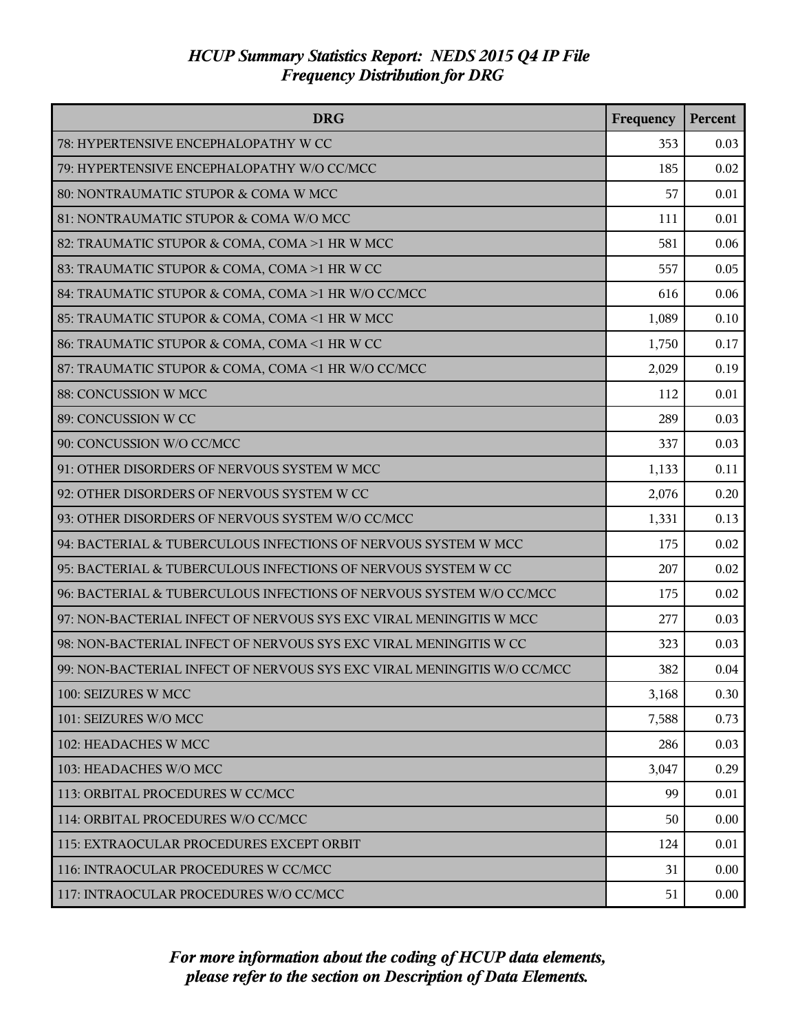*HCUP Summary Statistics Report: NEDS 2015 Q4 IP File*
*Frequency Distribution for DRG*

| DRG | Frequency | Percent |
|---|---|---|
| 78: HYPERTENSIVE ENCEPHALOPATHY W CC | 353 | 0.03 |
| 79: HYPERTENSIVE ENCEPHALOPATHY W/O CC/MCC | 185 | 0.02 |
| 80: NONTRAUMATIC STUPOR & COMA W MCC | 57 | 0.01 |
| 81: NONTRAUMATIC STUPOR & COMA W/O MCC | 111 | 0.01 |
| 82: TRAUMATIC STUPOR & COMA, COMA >1 HR W MCC | 581 | 0.06 |
| 83: TRAUMATIC STUPOR & COMA, COMA >1 HR W CC | 557 | 0.05 |
| 84: TRAUMATIC STUPOR & COMA, COMA >1 HR W/O CC/MCC | 616 | 0.06 |
| 85: TRAUMATIC STUPOR & COMA, COMA <1 HR W MCC | 1,089 | 0.10 |
| 86: TRAUMATIC STUPOR & COMA, COMA <1 HR W CC | 1,750 | 0.17 |
| 87: TRAUMATIC STUPOR & COMA, COMA <1 HR W/O CC/MCC | 2,029 | 0.19 |
| 88: CONCUSSION W MCC | 112 | 0.01 |
| 89: CONCUSSION W CC | 289 | 0.03 |
| 90: CONCUSSION W/O CC/MCC | 337 | 0.03 |
| 91: OTHER DISORDERS OF NERVOUS SYSTEM W MCC | 1,133 | 0.11 |
| 92: OTHER DISORDERS OF NERVOUS SYSTEM W CC | 2,076 | 0.20 |
| 93: OTHER DISORDERS OF NERVOUS SYSTEM W/O CC/MCC | 1,331 | 0.13 |
| 94: BACTERIAL & TUBERCULOUS INFECTIONS OF NERVOUS SYSTEM W MCC | 175 | 0.02 |
| 95: BACTERIAL & TUBERCULOUS INFECTIONS OF NERVOUS SYSTEM W CC | 207 | 0.02 |
| 96: BACTERIAL & TUBERCULOUS INFECTIONS OF NERVOUS SYSTEM W/O CC/MCC | 175 | 0.02 |
| 97: NON-BACTERIAL INFECT OF NERVOUS SYS EXC VIRAL MENINGITIS W MCC | 277 | 0.03 |
| 98: NON-BACTERIAL INFECT OF NERVOUS SYS EXC VIRAL MENINGITIS W CC | 323 | 0.03 |
| 99: NON-BACTERIAL INFECT OF NERVOUS SYS EXC VIRAL MENINGITIS W/O CC/MCC | 382 | 0.04 |
| 100: SEIZURES W MCC | 3,168 | 0.30 |
| 101: SEIZURES W/O MCC | 7,588 | 0.73 |
| 102: HEADACHES W MCC | 286 | 0.03 |
| 103: HEADACHES W/O MCC | 3,047 | 0.29 |
| 113: ORBITAL PROCEDURES W CC/MCC | 99 | 0.01 |
| 114: ORBITAL PROCEDURES W/O CC/MCC | 50 | 0.00 |
| 115: EXTRAOCULAR PROCEDURES EXCEPT ORBIT | 124 | 0.01 |
| 116: INTRAOCULAR PROCEDURES W CC/MCC | 31 | 0.00 |
| 117: INTRAOCULAR PROCEDURES W/O CC/MCC | 51 | 0.00 |

*For more information about the coding of HCUP data elements, please refer to the section on Description of Data Elements.*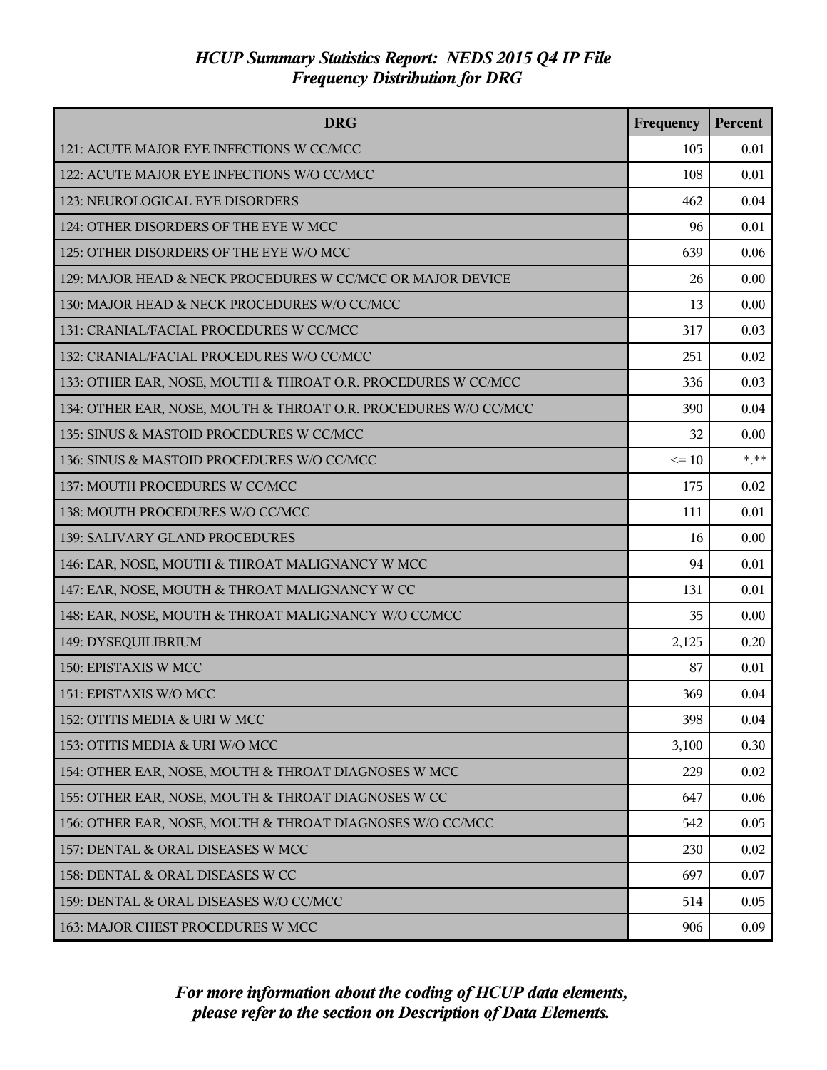# HCUP Summary Statistics Report: NEDS 2015 Q4 IP File
## Frequency Distribution for DRG

| DRG | Frequency | Percent |
|---|---|---|
| 121: ACUTE MAJOR EYE INFECTIONS W CC/MCC | 105 | 0.01 |
| 122: ACUTE MAJOR EYE INFECTIONS W/O CC/MCC | 108 | 0.01 |
| 123: NEUROLOGICAL EYE DISORDERS | 462 | 0.04 |
| 124: OTHER DISORDERS OF THE EYE W MCC | 96 | 0.01 |
| 125: OTHER DISORDERS OF THE EYE W/O MCC | 639 | 0.06 |
| 129: MAJOR HEAD & NECK PROCEDURES W CC/MCC OR MAJOR DEVICE | 26 | 0.00 |
| 130: MAJOR HEAD & NECK PROCEDURES W/O CC/MCC | 13 | 0.00 |
| 131: CRANIAL/FACIAL PROCEDURES W CC/MCC | 317 | 0.03 |
| 132: CRANIAL/FACIAL PROCEDURES W/O CC/MCC | 251 | 0.02 |
| 133: OTHER EAR, NOSE, MOUTH & THROAT O.R. PROCEDURES W CC/MCC | 336 | 0.03 |
| 134: OTHER EAR, NOSE, MOUTH & THROAT O.R. PROCEDURES W/O CC/MCC | 390 | 0.04 |
| 135: SINUS & MASTOID PROCEDURES W CC/MCC | 32 | 0.00 |
| 136: SINUS & MASTOID PROCEDURES W/O CC/MCC | <= 10 | *.** |
| 137: MOUTH PROCEDURES W CC/MCC | 175 | 0.02 |
| 138: MOUTH PROCEDURES W/O CC/MCC | 111 | 0.01 |
| 139: SALIVARY GLAND PROCEDURES | 16 | 0.00 |
| 146: EAR, NOSE, MOUTH & THROAT MALIGNANCY W MCC | 94 | 0.01 |
| 147: EAR, NOSE, MOUTH & THROAT MALIGNANCY W CC | 131 | 0.01 |
| 148: EAR, NOSE, MOUTH & THROAT MALIGNANCY W/O CC/MCC | 35 | 0.00 |
| 149: DYSEQUILIBRIUM | 2,125 | 0.20 |
| 150: EPISTAXIS W MCC | 87 | 0.01 |
| 151: EPISTAXIS W/O MCC | 369 | 0.04 |
| 152: OTITIS MEDIA & URI W MCC | 398 | 0.04 |
| 153: OTITIS MEDIA & URI W/O MCC | 3,100 | 0.30 |
| 154: OTHER EAR, NOSE, MOUTH & THROAT DIAGNOSES W MCC | 229 | 0.02 |
| 155: OTHER EAR, NOSE, MOUTH & THROAT DIAGNOSES W CC | 647 | 0.06 |
| 156: OTHER EAR, NOSE, MOUTH & THROAT DIAGNOSES W/O CC/MCC | 542 | 0.05 |
| 157: DENTAL & ORAL DISEASES W MCC | 230 | 0.02 |
| 158: DENTAL & ORAL DISEASES W CC | 697 | 0.07 |
| 159: DENTAL & ORAL DISEASES W/O CC/MCC | 514 | 0.05 |
| 163: MAJOR CHEST PROCEDURES W MCC | 906 | 0.09 |

*For more information about the coding of HCUP data elements, please refer to the section on Description of Data Elements.*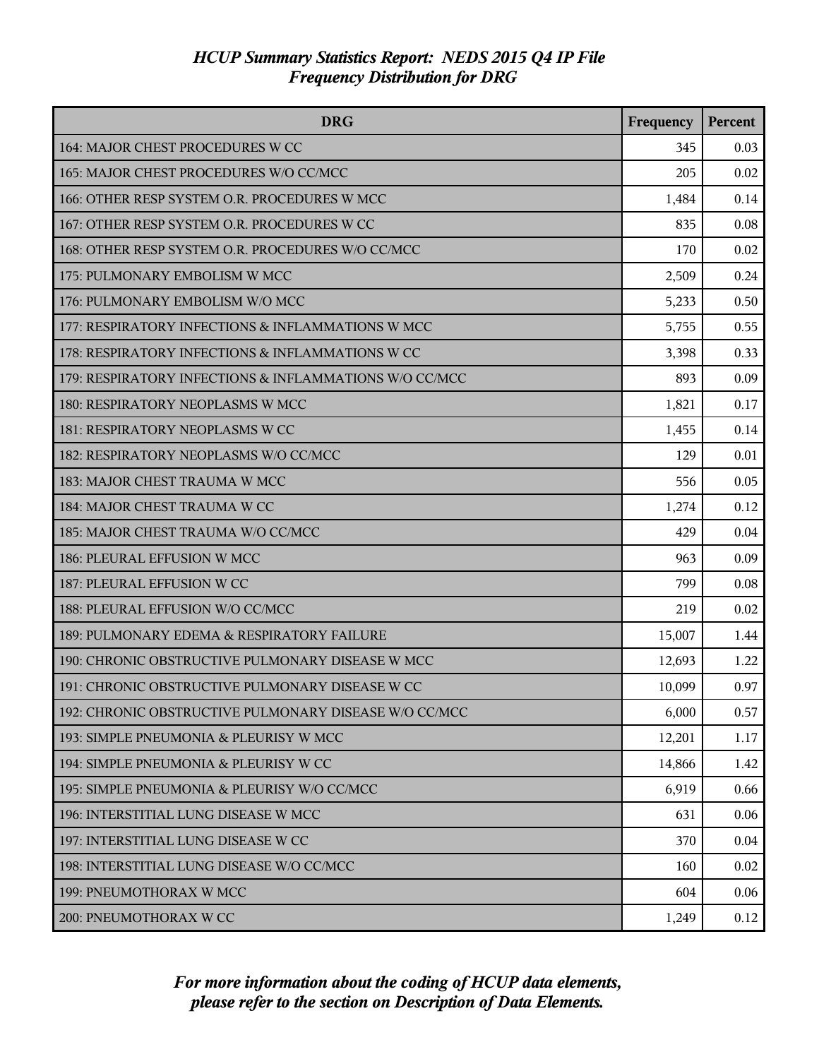*HCUP Summary Statistics Report: NEDS 2015 Q4 IP File*
*Frequency Distribution for DRG*

| DRG | Frequency | Percent |
|---|---|---|
| 164: MAJOR CHEST PROCEDURES W CC | 345 | 0.03 |
| 165: MAJOR CHEST PROCEDURES W/O CC/MCC | 205 | 0.02 |
| 166: OTHER RESP SYSTEM O.R. PROCEDURES W MCC | 1,484 | 0.14 |
| 167: OTHER RESP SYSTEM O.R. PROCEDURES W CC | 835 | 0.08 |
| 168: OTHER RESP SYSTEM O.R. PROCEDURES W/O CC/MCC | 170 | 0.02 |
| 175: PULMONARY EMBOLISM W MCC | 2,509 | 0.24 |
| 176: PULMONARY EMBOLISM W/O MCC | 5,233 | 0.50 |
| 177: RESPIRATORY INFECTIONS & INFLAMMATIONS W MCC | 5,755 | 0.55 |
| 178: RESPIRATORY INFECTIONS & INFLAMMATIONS W CC | 3,398 | 0.33 |
| 179: RESPIRATORY INFECTIONS & INFLAMMATIONS W/O CC/MCC | 893 | 0.09 |
| 180: RESPIRATORY NEOPLASMS W MCC | 1,821 | 0.17 |
| 181: RESPIRATORY NEOPLASMS W CC | 1,455 | 0.14 |
| 182: RESPIRATORY NEOPLASMS W/O CC/MCC | 129 | 0.01 |
| 183: MAJOR CHEST TRAUMA W MCC | 556 | 0.05 |
| 184: MAJOR CHEST TRAUMA W CC | 1,274 | 0.12 |
| 185: MAJOR CHEST TRAUMA W/O CC/MCC | 429 | 0.04 |
| 186: PLEURAL EFFUSION W MCC | 963 | 0.09 |
| 187: PLEURAL EFFUSION W CC | 799 | 0.08 |
| 188: PLEURAL EFFUSION W/O CC/MCC | 219 | 0.02 |
| 189: PULMONARY EDEMA & RESPIRATORY FAILURE | 15,007 | 1.44 |
| 190: CHRONIC OBSTRUCTIVE PULMONARY DISEASE W MCC | 12,693 | 1.22 |
| 191: CHRONIC OBSTRUCTIVE PULMONARY DISEASE W CC | 10,099 | 0.97 |
| 192: CHRONIC OBSTRUCTIVE PULMONARY DISEASE W/O CC/MCC | 6,000 | 0.57 |
| 193: SIMPLE PNEUMONIA & PLEURISY W MCC | 12,201 | 1.17 |
| 194: SIMPLE PNEUMONIA & PLEURISY W CC | 14,866 | 1.42 |
| 195: SIMPLE PNEUMONIA & PLEURISY W/O CC/MCC | 6,919 | 0.66 |
| 196: INTERSTITIAL LUNG DISEASE W MCC | 631 | 0.06 |
| 197: INTERSTITIAL LUNG DISEASE W CC | 370 | 0.04 |
| 198: INTERSTITIAL LUNG DISEASE W/O CC/MCC | 160 | 0.02 |
| 199: PNEUMOTHORAX W MCC | 604 | 0.06 |
| 200: PNEUMOTHORAX W CC | 1,249 | 0.12 |

*For more information about the coding of HCUP data elements, please refer to the section on Description of Data Elements.*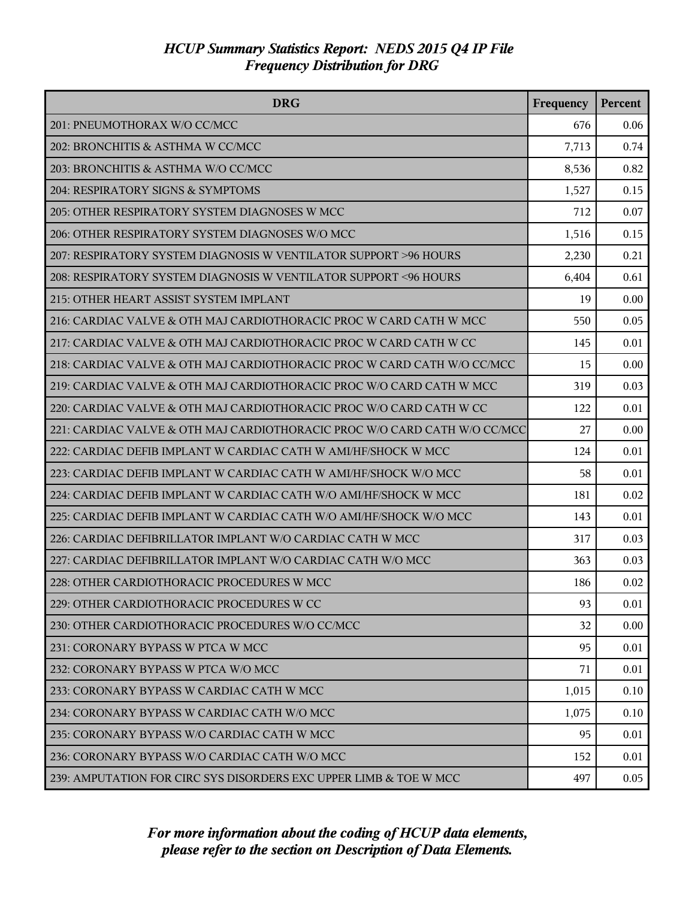# HCUP Summary Statistics Report: NEDS 2015 Q4 IP File
## Frequency Distribution for DRG

| DRG | Frequency | Percent |
|---|---|---|
| 201: PNEUMOTHORAX W/O CC/MCC | 676 | 0.06 |
| 202: BRONCHITIS & ASTHMA W CC/MCC | 7,713 | 0.74 |
| 203: BRONCHITIS & ASTHMA W/O CC/MCC | 8,536 | 0.82 |
| 204: RESPIRATORY SIGNS & SYMPTOMS | 1,527 | 0.15 |
| 205: OTHER RESPIRATORY SYSTEM DIAGNOSES W MCC | 712 | 0.07 |
| 206: OTHER RESPIRATORY SYSTEM DIAGNOSES W/O MCC | 1,516 | 0.15 |
| 207: RESPIRATORY SYSTEM DIAGNOSIS W VENTILATOR SUPPORT >96 HOURS | 2,230 | 0.21 |
| 208: RESPIRATORY SYSTEM DIAGNOSIS W VENTILATOR SUPPORT <96 HOURS | 6,404 | 0.61 |
| 215: OTHER HEART ASSIST SYSTEM IMPLANT | 19 | 0.00 |
| 216: CARDIAC VALVE & OTH MAJ CARDIOTHORACIC PROC W CARD CATH W MCC | 550 | 0.05 |
| 217: CARDIAC VALVE & OTH MAJ CARDIOTHORACIC PROC W CARD CATH W CC | 145 | 0.01 |
| 218: CARDIAC VALVE & OTH MAJ CARDIOTHORACIC PROC W CARD CATH W/O CC/MCC | 15 | 0.00 |
| 219: CARDIAC VALVE & OTH MAJ CARDIOTHORACIC PROC W/O CARD CATH W MCC | 319 | 0.03 |
| 220: CARDIAC VALVE & OTH MAJ CARDIOTHORACIC PROC W/O CARD CATH W CC | 122 | 0.01 |
| 221: CARDIAC VALVE & OTH MAJ CARDIOTHORACIC PROC W/O CARD CATH W/O CC/MCC | 27 | 0.00 |
| 222: CARDIAC DEFIB IMPLANT W CARDIAC CATH W AMI/HF/SHOCK W MCC | 124 | 0.01 |
| 223: CARDIAC DEFIB IMPLANT W CARDIAC CATH W AMI/HF/SHOCK W/O MCC | 58 | 0.01 |
| 224: CARDIAC DEFIB IMPLANT W CARDIAC CATH W/O AMI/HF/SHOCK W MCC | 181 | 0.02 |
| 225: CARDIAC DEFIB IMPLANT W CARDIAC CATH W/O AMI/HF/SHOCK W/O MCC | 143 | 0.01 |
| 226: CARDIAC DEFIBRILLATOR IMPLANT W/O CARDIAC CATH W MCC | 317 | 0.03 |
| 227: CARDIAC DEFIBRILLATOR IMPLANT W/O CARDIAC CATH W/O MCC | 363 | 0.03 |
| 228: OTHER CARDIOTHORACIC PROCEDURES W MCC | 186 | 0.02 |
| 229: OTHER CARDIOTHORACIC PROCEDURES W CC | 93 | 0.01 |
| 230: OTHER CARDIOTHORACIC PROCEDURES W/O CC/MCC | 32 | 0.00 |
| 231: CORONARY BYPASS W PTCA W MCC | 95 | 0.01 |
| 232: CORONARY BYPASS W PTCA W/O MCC | 71 | 0.01 |
| 233: CORONARY BYPASS W CARDIAC CATH W MCC | 1,015 | 0.10 |
| 234: CORONARY BYPASS W CARDIAC CATH W/O MCC | 1,075 | 0.10 |
| 235: CORONARY BYPASS W/O CARDIAC CATH W MCC | 95 | 0.01 |
| 236: CORONARY BYPASS W/O CARDIAC CATH W/O MCC | 152 | 0.01 |
| 239: AMPUTATION FOR CIRC SYS DISORDERS EXC UPPER LIMB & TOE W MCC | 497 | 0.05 |

*For more information about the coding of HCUP data elements, please refer to the section on Description of Data Elements.*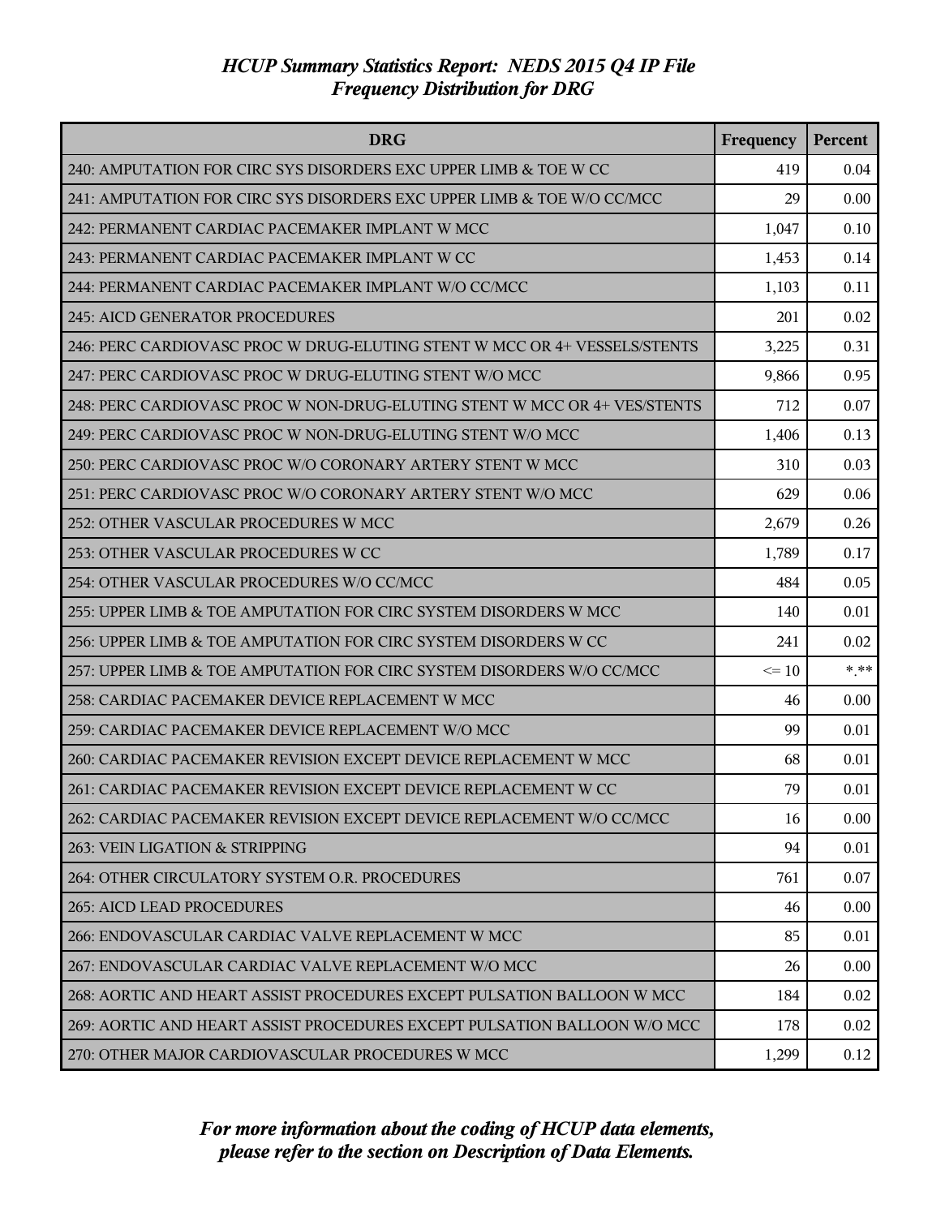# *HCUP Summary Statistics Report: NEDS 2015 Q4 IP File*
## *Frequency Distribution for DRG*

| DRG | Frequency | Percent |
|---|---|---|
| 240: AMPUTATION FOR CIRC SYS DISORDERS EXC UPPER LIMB & TOE W CC | 419 | 0.04 |
| 241: AMPUTATION FOR CIRC SYS DISORDERS EXC UPPER LIMB & TOE W/O CC/MCC | 29 | 0.00 |
| 242: PERMANENT CARDIAC PACEMAKER IMPLANT W MCC | 1,047 | 0.10 |
| 243: PERMANENT CARDIAC PACEMAKER IMPLANT W CC | 1,453 | 0.14 |
| 244: PERMANENT CARDIAC PACEMAKER IMPLANT W/O CC/MCC | 1,103 | 0.11 |
| 245: AICD GENERATOR PROCEDURES | 201 | 0.02 |
| 246: PERC CARDIOVASC PROC W DRUG-ELUTING STENT W MCC OR 4+ VESSELS/STENTS | 3,225 | 0.31 |
| 247: PERC CARDIOVASC PROC W DRUG-ELUTING STENT W/O MCC | 9,866 | 0.95 |
| 248: PERC CARDIOVASC PROC W NON-DRUG-ELUTING STENT W MCC OR 4+ VES/STENTS | 712 | 0.07 |
| 249: PERC CARDIOVASC PROC W NON-DRUG-ELUTING STENT W/O MCC | 1,406 | 0.13 |
| 250: PERC CARDIOVASC PROC W/O CORONARY ARTERY STENT W MCC | 310 | 0.03 |
| 251: PERC CARDIOVASC PROC W/O CORONARY ARTERY STENT W/O MCC | 629 | 0.06 |
| 252: OTHER VASCULAR PROCEDURES W MCC | 2,679 | 0.26 |
| 253: OTHER VASCULAR PROCEDURES W CC | 1,789 | 0.17 |
| 254: OTHER VASCULAR PROCEDURES W/O CC/MCC | 484 | 0.05 |
| 255: UPPER LIMB & TOE AMPUTATION FOR CIRC SYSTEM DISORDERS W MCC | 140 | 0.01 |
| 256: UPPER LIMB & TOE AMPUTATION FOR CIRC SYSTEM DISORDERS W CC | 241 | 0.02 |
| 257: UPPER LIMB & TOE AMPUTATION FOR CIRC SYSTEM DISORDERS W/O CC/MCC | <= 10 | *.** |
| 258: CARDIAC PACEMAKER DEVICE REPLACEMENT W MCC | 46 | 0.00 |
| 259: CARDIAC PACEMAKER DEVICE REPLACEMENT W/O MCC | 99 | 0.01 |
| 260: CARDIAC PACEMAKER REVISION EXCEPT DEVICE REPLACEMENT W MCC | 68 | 0.01 |
| 261: CARDIAC PACEMAKER REVISION EXCEPT DEVICE REPLACEMENT W CC | 79 | 0.01 |
| 262: CARDIAC PACEMAKER REVISION EXCEPT DEVICE REPLACEMENT W/O CC/MCC | 16 | 0.00 |
| 263: VEIN LIGATION & STRIPPING | 94 | 0.01 |
| 264: OTHER CIRCULATORY SYSTEM O.R. PROCEDURES | 761 | 0.07 |
| 265: AICD LEAD PROCEDURES | 46 | 0.00 |
| 266: ENDOVASCULAR CARDIAC VALVE REPLACEMENT W MCC | 85 | 0.01 |
| 267: ENDOVASCULAR CARDIAC VALVE REPLACEMENT W/O MCC | 26 | 0.00 |
| 268: AORTIC AND HEART ASSIST PROCEDURES EXCEPT PULSATION BALLOON W MCC | 184 | 0.02 |
| 269: AORTIC AND HEART ASSIST PROCEDURES EXCEPT PULSATION BALLOON W/O MCC | 178 | 0.02 |
| 270: OTHER MAJOR CARDIOVASCULAR PROCEDURES W MCC | 1,299 | 0.12 |

*For more information about the coding of HCUP data elements, please refer to the section on Description of Data Elements.*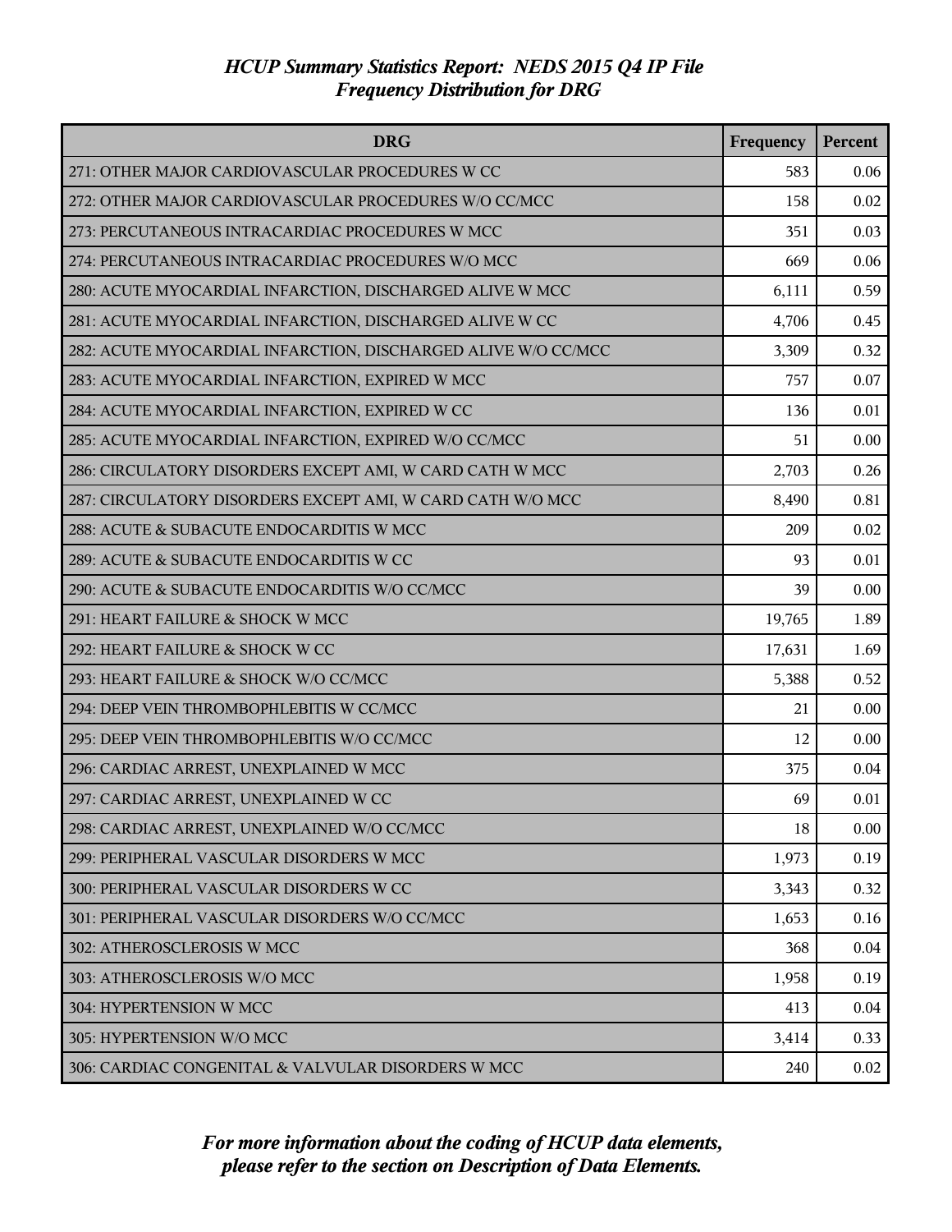# *HCUP Summary Statistics Report: NEDS 2015 Q4 IP File*
## *Frequency Distribution for DRG*

| DRG | Frequency | Percent |
|---|---|---|
| 271: OTHER MAJOR CARDIOVASCULAR PROCEDURES W CC | 583 | 0.06 |
| 272: OTHER MAJOR CARDIOVASCULAR PROCEDURES W/O CC/MCC | 158 | 0.02 |
| 273: PERCUTANEOUS INTRACARDIAC PROCEDURES W MCC | 351 | 0.03 |
| 274: PERCUTANEOUS INTRACARDIAC PROCEDURES W/O MCC | 669 | 0.06 |
| 280: ACUTE MYOCARDIAL INFARCTION, DISCHARGED ALIVE W MCC | 6,111 | 0.59 |
| 281: ACUTE MYOCARDIAL INFARCTION, DISCHARGED ALIVE W CC | 4,706 | 0.45 |
| 282: ACUTE MYOCARDIAL INFARCTION, DISCHARGED ALIVE W/O CC/MCC | 3,309 | 0.32 |
| 283: ACUTE MYOCARDIAL INFARCTION, EXPIRED W MCC | 757 | 0.07 |
| 284: ACUTE MYOCARDIAL INFARCTION, EXPIRED W CC | 136 | 0.01 |
| 285: ACUTE MYOCARDIAL INFARCTION, EXPIRED W/O CC/MCC | 51 | 0.00 |
| 286: CIRCULATORY DISORDERS EXCEPT AMI, W CARD CATH W MCC | 2,703 | 0.26 |
| 287: CIRCULATORY DISORDERS EXCEPT AMI, W CARD CATH W/O MCC | 8,490 | 0.81 |
| 288: ACUTE & SUBACUTE ENDOCARDITIS W MCC | 209 | 0.02 |
| 289: ACUTE & SUBACUTE ENDOCARDITIS W CC | 93 | 0.01 |
| 290: ACUTE & SUBACUTE ENDOCARDITIS W/O CC/MCC | 39 | 0.00 |
| 291: HEART FAILURE & SHOCK W MCC | 19,765 | 1.89 |
| 292: HEART FAILURE & SHOCK W CC | 17,631 | 1.69 |
| 293: HEART FAILURE & SHOCK W/O CC/MCC | 5,388 | 0.52 |
| 294: DEEP VEIN THROMBOPHLEBITIS W CC/MCC | 21 | 0.00 |
| 295: DEEP VEIN THROMBOPHLEBITIS W/O CC/MCC | 12 | 0.00 |
| 296: CARDIAC ARREST, UNEXPLAINED W MCC | 375 | 0.04 |
| 297: CARDIAC ARREST, UNEXPLAINED W CC | 69 | 0.01 |
| 298: CARDIAC ARREST, UNEXPLAINED W/O CC/MCC | 18 | 0.00 |
| 299: PERIPHERAL VASCULAR DISORDERS W MCC | 1,973 | 0.19 |
| 300: PERIPHERAL VASCULAR DISORDERS W CC | 3,343 | 0.32 |
| 301: PERIPHERAL VASCULAR DISORDERS W/O CC/MCC | 1,653 | 0.16 |
| 302: ATHEROSCLEROSIS W MCC | 368 | 0.04 |
| 303: ATHEROSCLEROSIS W/O MCC | 1,958 | 0.19 |
| 304: HYPERTENSION W MCC | 413 | 0.04 |
| 305: HYPERTENSION W/O MCC | 3,414 | 0.33 |
| 306: CARDIAC CONGENITAL & VALVULAR DISORDERS W MCC | 240 | 0.02 |

*For more information about the coding of HCUP data elements, please refer to the section on Description of Data Elements.*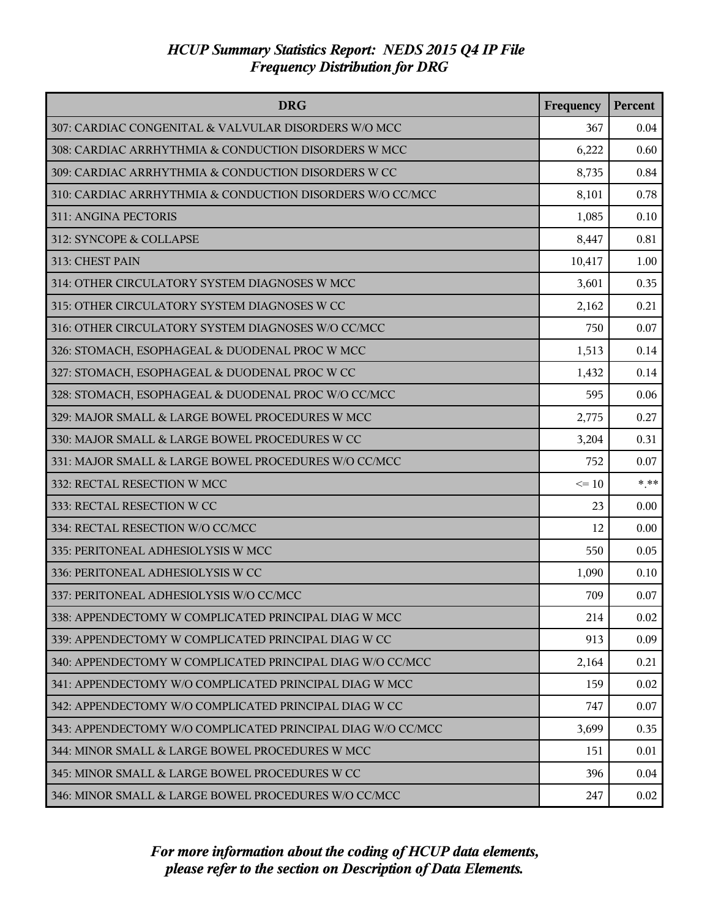# HCUP Summary Statistics Report: NEDS 2015 Q4 IP File
## Frequency Distribution for DRG

| DRG | Frequency | Percent |
|---|---|---|
| 307: CARDIAC CONGENITAL & VALVULAR DISORDERS W/O MCC | 367 | 0.04 |
| 308: CARDIAC ARRHYTHMIA & CONDUCTION DISORDERS W MCC | 6,222 | 0.60 |
| 309: CARDIAC ARRHYTHMIA & CONDUCTION DISORDERS W CC | 8,735 | 0.84 |
| 310: CARDIAC ARRHYTHMIA & CONDUCTION DISORDERS W/O CC/MCC | 8,101 | 0.78 |
| 311: ANGINA PECTORIS | 1,085 | 0.10 |
| 312: SYNCOPE & COLLAPSE | 8,447 | 0.81 |
| 313: CHEST PAIN | 10,417 | 1.00 |
| 314: OTHER CIRCULATORY SYSTEM DIAGNOSES W MCC | 3,601 | 0.35 |
| 315: OTHER CIRCULATORY SYSTEM DIAGNOSES W CC | 2,162 | 0.21 |
| 316: OTHER CIRCULATORY SYSTEM DIAGNOSES W/O CC/MCC | 750 | 0.07 |
| 326: STOMACH, ESOPHAGEAL & DUODENAL PROC W MCC | 1,513 | 0.14 |
| 327: STOMACH, ESOPHAGEAL & DUODENAL PROC W CC | 1,432 | 0.14 |
| 328: STOMACH, ESOPHAGEAL & DUODENAL PROC W/O CC/MCC | 595 | 0.06 |
| 329: MAJOR SMALL & LARGE BOWEL PROCEDURES W MCC | 2,775 | 0.27 |
| 330: MAJOR SMALL & LARGE BOWEL PROCEDURES W CC | 3,204 | 0.31 |
| 331: MAJOR SMALL & LARGE BOWEL PROCEDURES W/O CC/MCC | 752 | 0.07 |
| 332: RECTAL RESECTION W MCC | <= 10 | *.** |
| 333: RECTAL RESECTION W CC | 23 | 0.00 |
| 334: RECTAL RESECTION W/O CC/MCC | 12 | 0.00 |
| 335: PERITONEAL ADHESIOLYSIS W MCC | 550 | 0.05 |
| 336: PERITONEAL ADHESIOLYSIS W CC | 1,090 | 0.10 |
| 337: PERITONEAL ADHESIOLYSIS W/O CC/MCC | 709 | 0.07 |
| 338: APPENDECTOMY W COMPLICATED PRINCIPAL DIAG W MCC | 214 | 0.02 |
| 339: APPENDECTOMY W COMPLICATED PRINCIPAL DIAG W CC | 913 | 0.09 |
| 340: APPENDECTOMY W COMPLICATED PRINCIPAL DIAG W/O CC/MCC | 2,164 | 0.21 |
| 341: APPENDECTOMY W/O COMPLICATED PRINCIPAL DIAG W MCC | 159 | 0.02 |
| 342: APPENDECTOMY W/O COMPLICATED PRINCIPAL DIAG W CC | 747 | 0.07 |
| 343: APPENDECTOMY W/O COMPLICATED PRINCIPAL DIAG W/O CC/MCC | 3,699 | 0.35 |
| 344: MINOR SMALL & LARGE BOWEL PROCEDURES W MCC | 151 | 0.01 |
| 345: MINOR SMALL & LARGE BOWEL PROCEDURES W CC | 396 | 0.04 |
| 346: MINOR SMALL & LARGE BOWEL PROCEDURES W/O CC/MCC | 247 | 0.02 |

*For more information about the coding of HCUP data elements, please refer to the section on Description of Data Elements.*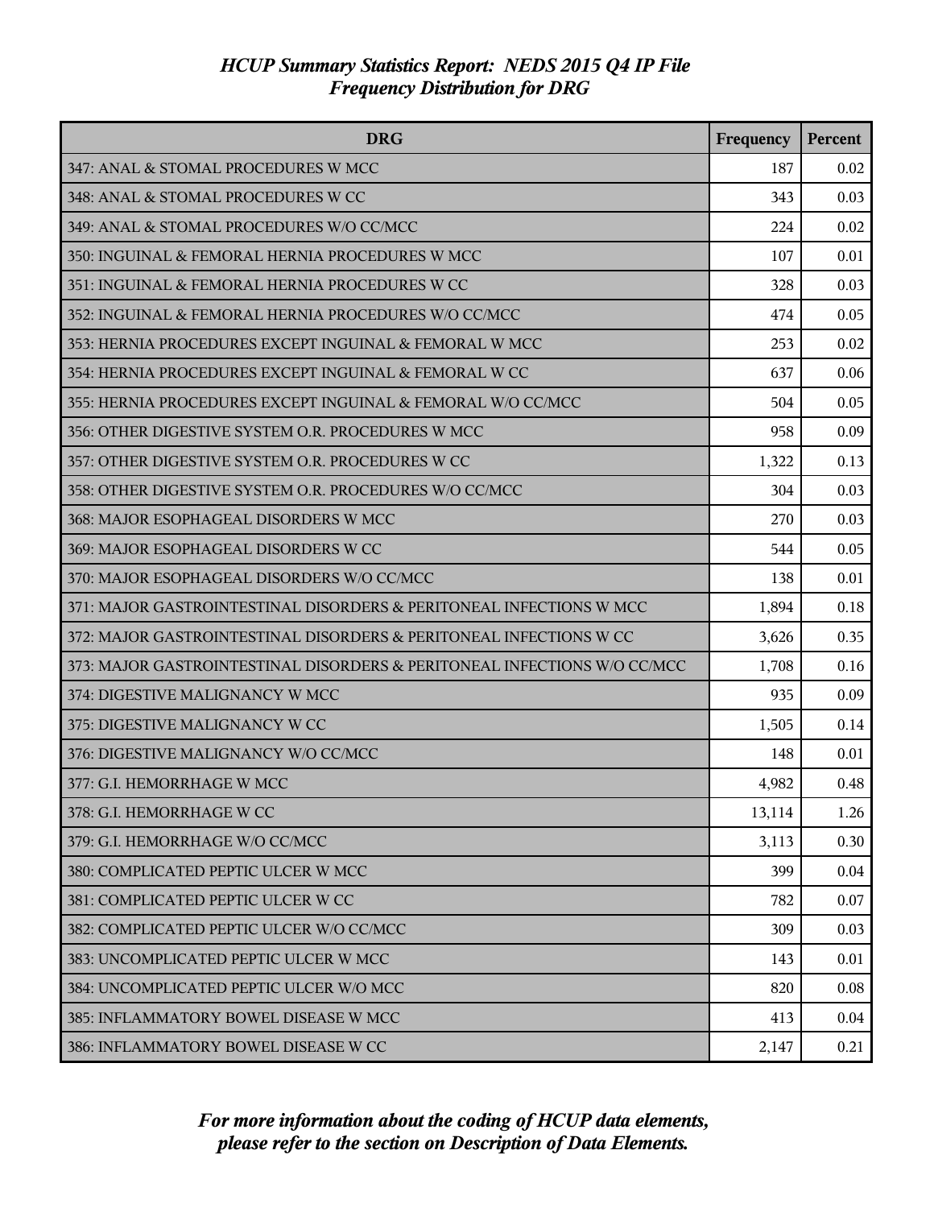# HCUP Summary Statistics Report: NEDS 2015 Q4 IP File

## Frequency Distribution for DRG

| DRG | Frequency | Percent |
|---|---|---|
| 347: ANAL & STOMAL PROCEDURES W MCC | 187 | 0.02 |
| 348: ANAL & STOMAL PROCEDURES W CC | 343 | 0.03 |
| 349: ANAL & STOMAL PROCEDURES W/O CC/MCC | 224 | 0.02 |
| 350: INGUINAL & FEMORAL HERNIA PROCEDURES W MCC | 107 | 0.01 |
| 351: INGUINAL & FEMORAL HERNIA PROCEDURES W CC | 328 | 0.03 |
| 352: INGUINAL & FEMORAL HERNIA PROCEDURES W/O CC/MCC | 474 | 0.05 |
| 353: HERNIA PROCEDURES EXCEPT INGUINAL & FEMORAL W MCC | 253 | 0.02 |
| 354: HERNIA PROCEDURES EXCEPT INGUINAL & FEMORAL W CC | 637 | 0.06 |
| 355: HERNIA PROCEDURES EXCEPT INGUINAL & FEMORAL W/O CC/MCC | 504 | 0.05 |
| 356: OTHER DIGESTIVE SYSTEM O.R. PROCEDURES W MCC | 958 | 0.09 |
| 357: OTHER DIGESTIVE SYSTEM O.R. PROCEDURES W CC | 1,322 | 0.13 |
| 358: OTHER DIGESTIVE SYSTEM O.R. PROCEDURES W/O CC/MCC | 304 | 0.03 |
| 368: MAJOR ESOPHAGEAL DISORDERS W MCC | 270 | 0.03 |
| 369: MAJOR ESOPHAGEAL DISORDERS W CC | 544 | 0.05 |
| 370: MAJOR ESOPHAGEAL DISORDERS W/O CC/MCC | 138 | 0.01 |
| 371: MAJOR GASTROINTESTINAL DISORDERS & PERITONEAL INFECTIONS W MCC | 1,894 | 0.18 |
| 372: MAJOR GASTROINTESTINAL DISORDERS & PERITONEAL INFECTIONS W CC | 3,626 | 0.35 |
| 373: MAJOR GASTROINTESTINAL DISORDERS & PERITONEAL INFECTIONS W/O CC/MCC | 1,708 | 0.16 |
| 374: DIGESTIVE MALIGNANCY W MCC | 935 | 0.09 |
| 375: DIGESTIVE MALIGNANCY W CC | 1,505 | 0.14 |
| 376: DIGESTIVE MALIGNANCY W/O CC/MCC | 148 | 0.01 |
| 377: G.I. HEMORRHAGE W MCC | 4,982 | 0.48 |
| 378: G.I. HEMORRHAGE W CC | 13,114 | 1.26 |
| 379: G.I. HEMORRHAGE W/O CC/MCC | 3,113 | 0.30 |
| 380: COMPLICATED PEPTIC ULCER W MCC | 399 | 0.04 |
| 381: COMPLICATED PEPTIC ULCER W CC | 782 | 0.07 |
| 382: COMPLICATED PEPTIC ULCER W/O CC/MCC | 309 | 0.03 |
| 383: UNCOMPLICATED PEPTIC ULCER W MCC | 143 | 0.01 |
| 384: UNCOMPLICATED PEPTIC ULCER W/O MCC | 820 | 0.08 |
| 385: INFLAMMATORY BOWEL DISEASE W MCC | 413 | 0.04 |
| 386: INFLAMMATORY BOWEL DISEASE W CC | 2,147 | 0.21 |

*For more information about the coding of HCUP data elements, please refer to the section on Description of Data Elements.*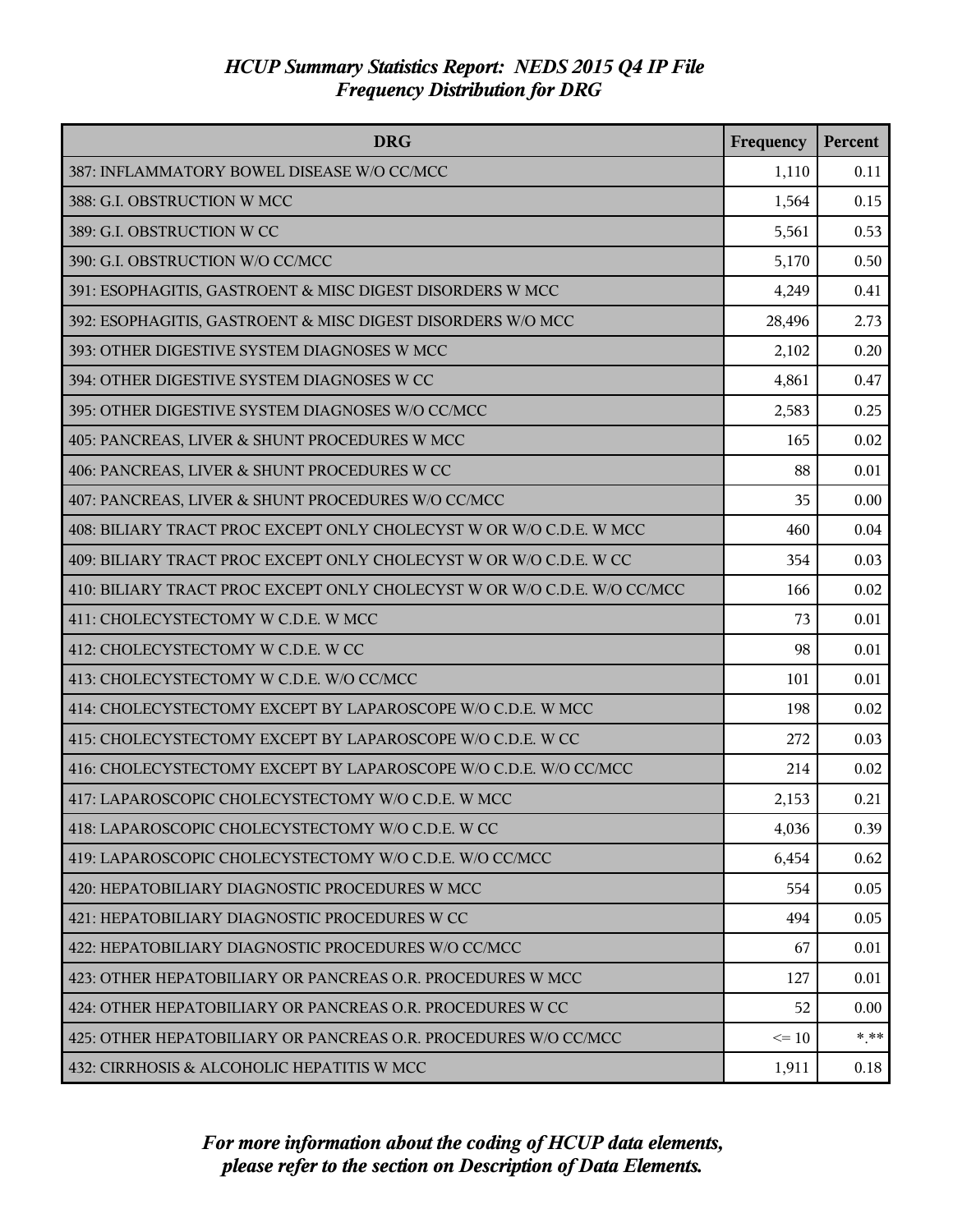# HCUP Summary Statistics Report: NEDS 2015 Q4 IP File

## Frequency Distribution for DRG

| DRG | Frequency | Percent |
|---|---|---|
| 387: INFLAMMATORY BOWEL DISEASE W/O CC/MCC | 1,110 | 0.11 |
| 388: G.I. OBSTRUCTION W MCC | 1,564 | 0.15 |
| 389: G.I. OBSTRUCTION W CC | 5,561 | 0.53 |
| 390: G.I. OBSTRUCTION W/O CC/MCC | 5,170 | 0.50 |
| 391: ESOPHAGITIS, GASTROENT & MISC DIGEST DISORDERS W MCC | 4,249 | 0.41 |
| 392: ESOPHAGITIS, GASTROENT & MISC DIGEST DISORDERS W/O MCC | 28,496 | 2.73 |
| 393: OTHER DIGESTIVE SYSTEM DIAGNOSES W MCC | 2,102 | 0.20 |
| 394: OTHER DIGESTIVE SYSTEM DIAGNOSES W CC | 4,861 | 0.47 |
| 395: OTHER DIGESTIVE SYSTEM DIAGNOSES W/O CC/MCC | 2,583 | 0.25 |
| 405: PANCREAS, LIVER & SHUNT PROCEDURES W MCC | 165 | 0.02 |
| 406: PANCREAS, LIVER & SHUNT PROCEDURES W CC | 88 | 0.01 |
| 407: PANCREAS, LIVER & SHUNT PROCEDURES W/O CC/MCC | 35 | 0.00 |
| 408: BILIARY TRACT PROC EXCEPT ONLY CHOLECYST W OR W/O C.D.E. W MCC | 460 | 0.04 |
| 409: BILIARY TRACT PROC EXCEPT ONLY CHOLECYST W OR W/O C.D.E. W CC | 354 | 0.03 |
| 410: BILIARY TRACT PROC EXCEPT ONLY CHOLECYST W OR W/O C.D.E. W/O CC/MCC | 166 | 0.02 |
| 411: CHOLECYSTECTOMY W C.D.E. W MCC | 73 | 0.01 |
| 412: CHOLECYSTECTOMY W C.D.E. W CC | 98 | 0.01 |
| 413: CHOLECYSTECTOMY W C.D.E. W/O CC/MCC | 101 | 0.01 |
| 414: CHOLECYSTECTOMY EXCEPT BY LAPAROSCOPE W/O C.D.E. W MCC | 198 | 0.02 |
| 415: CHOLECYSTECTOMY EXCEPT BY LAPAROSCOPE W/O C.D.E. W CC | 272 | 0.03 |
| 416: CHOLECYSTECTOMY EXCEPT BY LAPAROSCOPE W/O C.D.E. W/O CC/MCC | 214 | 0.02 |
| 417: LAPAROSCOPIC CHOLECYSTECTOMY W/O C.D.E. W MCC | 2,153 | 0.21 |
| 418: LAPAROSCOPIC CHOLECYSTECTOMY W/O C.D.E. W CC | 4,036 | 0.39 |
| 419: LAPAROSCOPIC CHOLECYSTECTOMY W/O C.D.E. W/O CC/MCC | 6,454 | 0.62 |
| 420: HEPATOBILIARY DIAGNOSTIC PROCEDURES W MCC | 554 | 0.05 |
| 421: HEPATOBILIARY DIAGNOSTIC PROCEDURES W CC | 494 | 0.05 |
| 422: HEPATOBILIARY DIAGNOSTIC PROCEDURES W/O CC/MCC | 67 | 0.01 |
| 423: OTHER HEPATOBILIARY OR PANCREAS O.R. PROCEDURES W MCC | 127 | 0.01 |
| 424: OTHER HEPATOBILIARY OR PANCREAS O.R. PROCEDURES W CC | 52 | 0.00 |
| 425: OTHER HEPATOBILIARY OR PANCREAS O.R. PROCEDURES W/O CC/MCC | <= 10 | *.** |
| 432: CIRRHOSIS & ALCOHOLIC HEPATITIS W MCC | 1,911 | 0.18 |

*For more information about the coding of HCUP data elements, please refer to the section on Description of Data Elements.*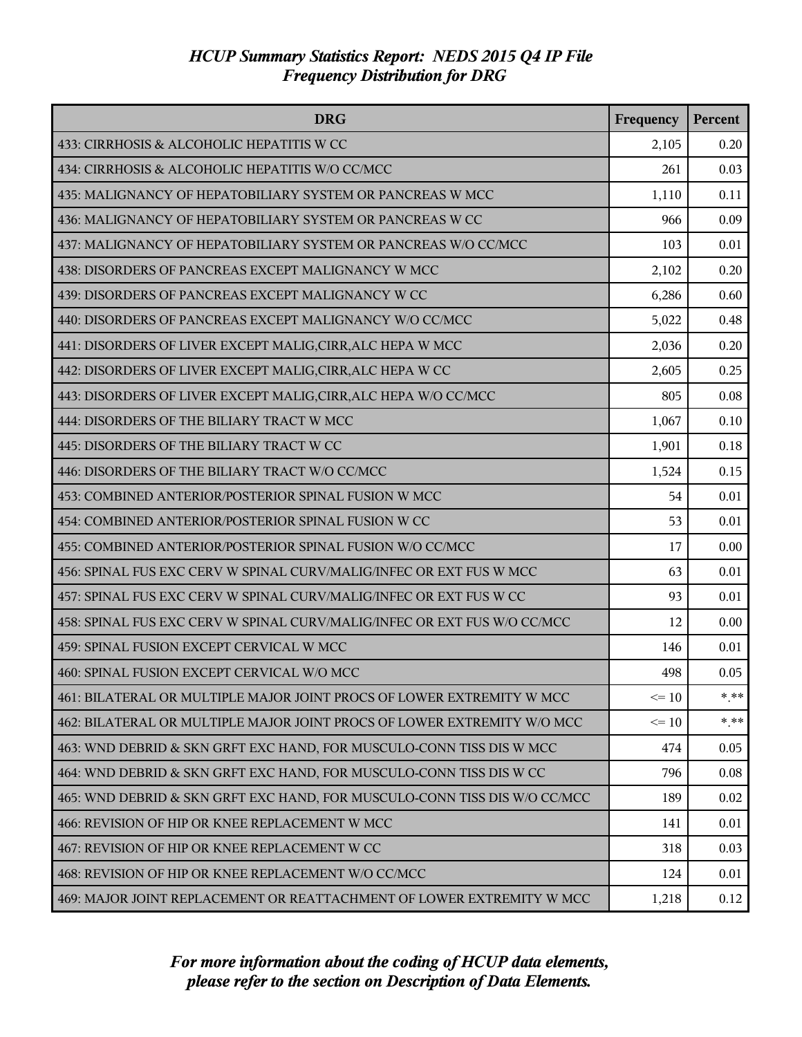# HCUP Summary Statistics Report: NEDS 2015 Q4 IP File
## Frequency Distribution for DRG

| DRG | Frequency | Percent |
|---|---|---|
| 433: CIRRHOSIS & ALCOHOLIC HEPATITIS W CC | 2,105 | 0.20 |
| 434: CIRRHOSIS & ALCOHOLIC HEPATITIS W/O CC/MCC | 261 | 0.03 |
| 435: MALIGNANCY OF HEPATOBILIARY SYSTEM OR PANCREAS W MCC | 1,110 | 0.11 |
| 436: MALIGNANCY OF HEPATOBILIARY SYSTEM OR PANCREAS W CC | 966 | 0.09 |
| 437: MALIGNANCY OF HEPATOBILIARY SYSTEM OR PANCREAS W/O CC/MCC | 103 | 0.01 |
| 438: DISORDERS OF PANCREAS EXCEPT MALIGNANCY W MCC | 2,102 | 0.20 |
| 439: DISORDERS OF PANCREAS EXCEPT MALIGNANCY W CC | 6,286 | 0.60 |
| 440: DISORDERS OF PANCREAS EXCEPT MALIGNANCY W/O CC/MCC | 5,022 | 0.48 |
| 441: DISORDERS OF LIVER EXCEPT MALIG,CIRR,ALC HEPA W MCC | 2,036 | 0.20 |
| 442: DISORDERS OF LIVER EXCEPT MALIG,CIRR,ALC HEPA W CC | 2,605 | 0.25 |
| 443: DISORDERS OF LIVER EXCEPT MALIG,CIRR,ALC HEPA W/O CC/MCC | 805 | 0.08 |
| 444: DISORDERS OF THE BILIARY TRACT W MCC | 1,067 | 0.10 |
| 445: DISORDERS OF THE BILIARY TRACT W CC | 1,901 | 0.18 |
| 446: DISORDERS OF THE BILIARY TRACT W/O CC/MCC | 1,524 | 0.15 |
| 453: COMBINED ANTERIOR/POSTERIOR SPINAL FUSION W MCC | 54 | 0.01 |
| 454: COMBINED ANTERIOR/POSTERIOR SPINAL FUSION W CC | 53 | 0.01 |
| 455: COMBINED ANTERIOR/POSTERIOR SPINAL FUSION W/O CC/MCC | 17 | 0.00 |
| 456: SPINAL FUS EXC CERV W SPINAL CURV/MALIG/INFEC OR EXT FUS W MCC | 63 | 0.01 |
| 457: SPINAL FUS EXC CERV W SPINAL CURV/MALIG/INFEC OR EXT FUS W CC | 93 | 0.01 |
| 458: SPINAL FUS EXC CERV W SPINAL CURV/MALIG/INFEC OR EXT FUS W/O CC/MCC | 12 | 0.00 |
| 459: SPINAL FUSION EXCEPT CERVICAL W MCC | 146 | 0.01 |
| 460: SPINAL FUSION EXCEPT CERVICAL W/O MCC | 498 | 0.05 |
| 461: BILATERAL OR MULTIPLE MAJOR JOINT PROCS OF LOWER EXTREMITY W MCC | <= 10 | *.** |
| 462: BILATERAL OR MULTIPLE MAJOR JOINT PROCS OF LOWER EXTREMITY W/O MCC | <= 10 | *.** |
| 463: WND DEBRID & SKN GRFT EXC HAND, FOR MUSCULO-CONN TISS DIS W MCC | 474 | 0.05 |
| 464: WND DEBRID & SKN GRFT EXC HAND, FOR MUSCULO-CONN TISS DIS W CC | 796 | 0.08 |
| 465: WND DEBRID & SKN GRFT EXC HAND, FOR MUSCULO-CONN TISS DIS W/O CC/MCC | 189 | 0.02 |
| 466: REVISION OF HIP OR KNEE REPLACEMENT W MCC | 141 | 0.01 |
| 467: REVISION OF HIP OR KNEE REPLACEMENT W CC | 318 | 0.03 |
| 468: REVISION OF HIP OR KNEE REPLACEMENT W/O CC/MCC | 124 | 0.01 |
| 469: MAJOR JOINT REPLACEMENT OR REATTACHMENT OF LOWER EXTREMITY W MCC | 1,218 | 0.12 |

*For more information about the coding of HCUP data elements, please refer to the section on Description of Data Elements.*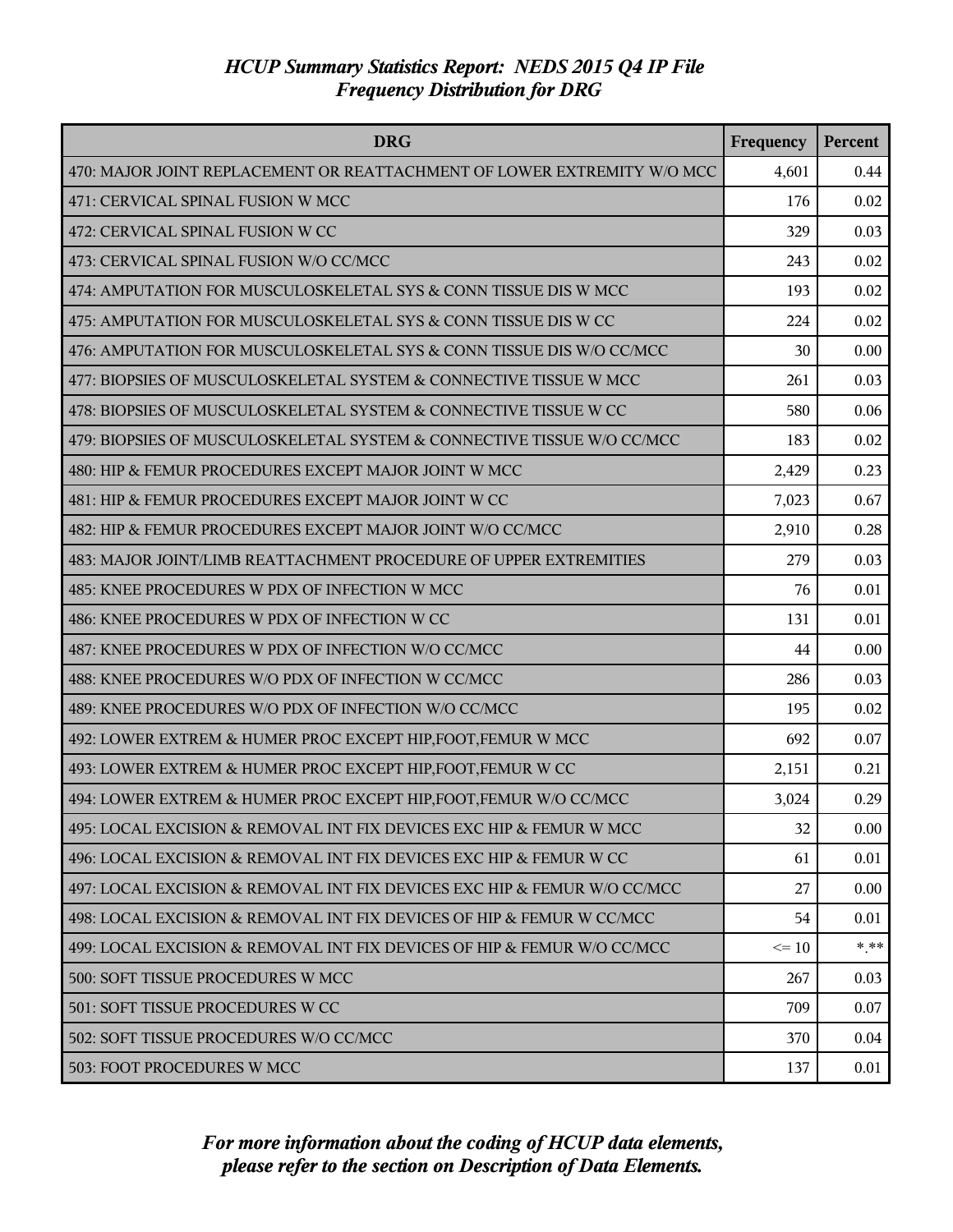# *HCUP Summary Statistics Report: NEDS 2015 Q4 IP File*
## *Frequency Distribution for DRG*

| DRG | Frequency | Percent |
|---|---|---|
| 470: MAJOR JOINT REPLACEMENT OR REATTACHMENT OF LOWER EXTREMITY W/O MCC | 4,601 | 0.44 |
| 471: CERVICAL SPINAL FUSION W MCC | 176 | 0.02 |
| 472: CERVICAL SPINAL FUSION W CC | 329 | 0.03 |
| 473: CERVICAL SPINAL FUSION W/O CC/MCC | 243 | 0.02 |
| 474: AMPUTATION FOR MUSCULOSKELETAL SYS & CONN TISSUE DIS W MCC | 193 | 0.02 |
| 475: AMPUTATION FOR MUSCULOSKELETAL SYS & CONN TISSUE DIS W CC | 224 | 0.02 |
| 476: AMPUTATION FOR MUSCULOSKELETAL SYS & CONN TISSUE DIS W/O CC/MCC | 30 | 0.00 |
| 477: BIOPSIES OF MUSCULOSKELETAL SYSTEM & CONNECTIVE TISSUE W MCC | 261 | 0.03 |
| 478: BIOPSIES OF MUSCULOSKELETAL SYSTEM & CONNECTIVE TISSUE W CC | 580 | 0.06 |
| 479: BIOPSIES OF MUSCULOSKELETAL SYSTEM & CONNECTIVE TISSUE W/O CC/MCC | 183 | 0.02 |
| 480: HIP & FEMUR PROCEDURES EXCEPT MAJOR JOINT W MCC | 2,429 | 0.23 |
| 481: HIP & FEMUR PROCEDURES EXCEPT MAJOR JOINT W CC | 7,023 | 0.67 |
| 482: HIP & FEMUR PROCEDURES EXCEPT MAJOR JOINT W/O CC/MCC | 2,910 | 0.28 |
| 483: MAJOR JOINT/LIMB REATTACHMENT PROCEDURE OF UPPER EXTREMITIES | 279 | 0.03 |
| 485: KNEE PROCEDURES W PDX OF INFECTION W MCC | 76 | 0.01 |
| 486: KNEE PROCEDURES W PDX OF INFECTION W CC | 131 | 0.01 |
| 487: KNEE PROCEDURES W PDX OF INFECTION W/O CC/MCC | 44 | 0.00 |
| 488: KNEE PROCEDURES W/O PDX OF INFECTION W CC/MCC | 286 | 0.03 |
| 489: KNEE PROCEDURES W/O PDX OF INFECTION W/O CC/MCC | 195 | 0.02 |
| 492: LOWER EXTREM & HUMER PROC EXCEPT HIP,FOOT,FEMUR W MCC | 692 | 0.07 |
| 493: LOWER EXTREM & HUMER PROC EXCEPT HIP,FOOT,FEMUR W CC | 2,151 | 0.21 |
| 494: LOWER EXTREM & HUMER PROC EXCEPT HIP,FOOT,FEMUR W/O CC/MCC | 3,024 | 0.29 |
| 495: LOCAL EXCISION & REMOVAL INT FIX DEVICES EXC HIP & FEMUR W MCC | 32 | 0.00 |
| 496: LOCAL EXCISION & REMOVAL INT FIX DEVICES EXC HIP & FEMUR W CC | 61 | 0.01 |
| 497: LOCAL EXCISION & REMOVAL INT FIX DEVICES EXC HIP & FEMUR W/O CC/MCC | 27 | 0.00 |
| 498: LOCAL EXCISION & REMOVAL INT FIX DEVICES OF HIP & FEMUR W CC/MCC | 54 | 0.01 |
| 499: LOCAL EXCISION & REMOVAL INT FIX DEVICES OF HIP & FEMUR W/O CC/MCC | <= 10 | *.** |
| 500: SOFT TISSUE PROCEDURES W MCC | 267 | 0.03 |
| 501: SOFT TISSUE PROCEDURES W CC | 709 | 0.07 |
| 502: SOFT TISSUE PROCEDURES W/O CC/MCC | 370 | 0.04 |
| 503: FOOT PROCEDURES W MCC | 137 | 0.01 |

*For more information about the coding of HCUP data elements, please refer to the section on Description of Data Elements.*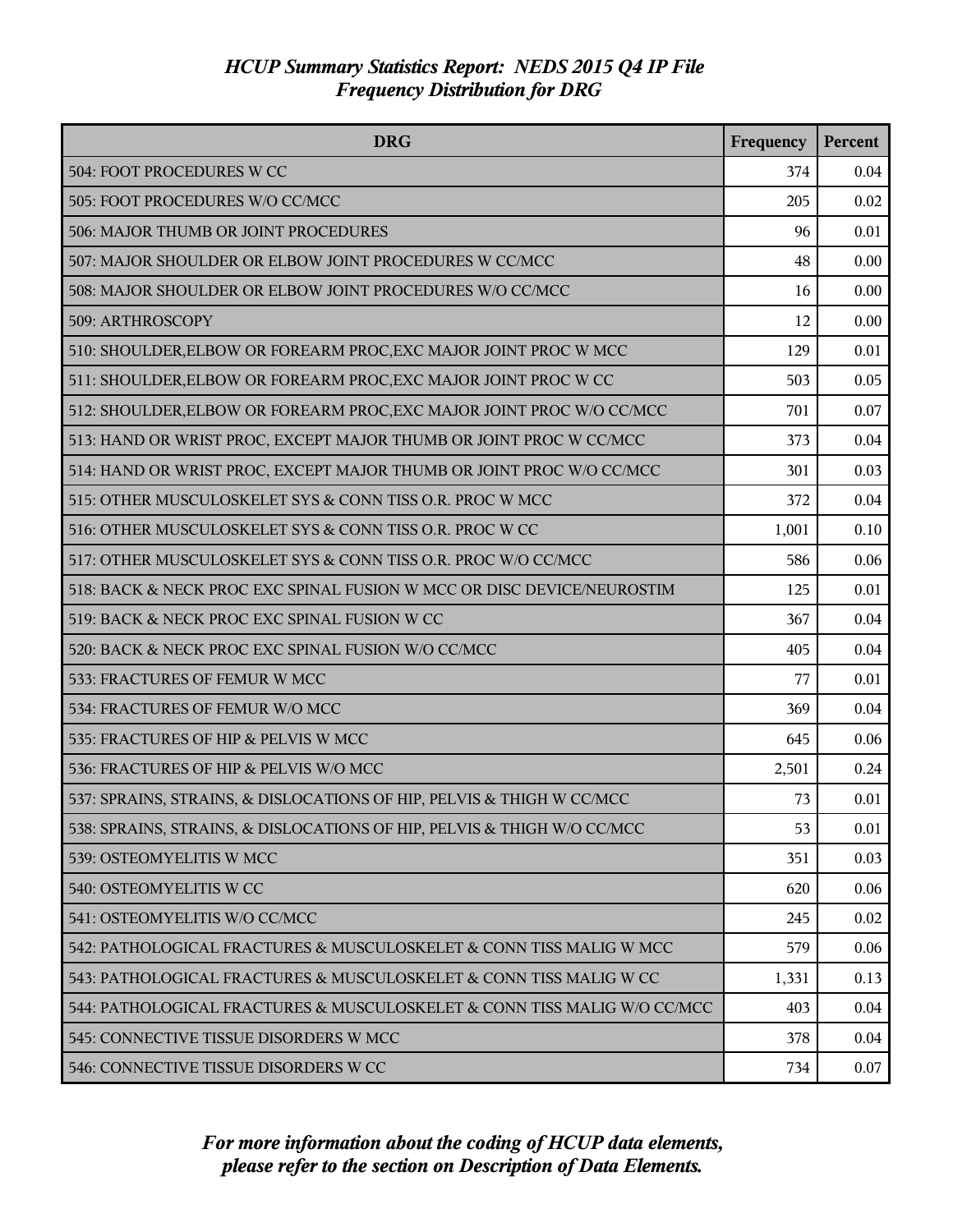*HCUP Summary Statistics Report: NEDS 2015 Q4 IP File*
*Frequency Distribution for DRG*

| DRG | Frequency | Percent |
|---|---|---|
| 504: FOOT PROCEDURES W CC | 374 | 0.04 |
| 505: FOOT PROCEDURES W/O CC/MCC | 205 | 0.02 |
| 506: MAJOR THUMB OR JOINT PROCEDURES | 96 | 0.01 |
| 507: MAJOR SHOULDER OR ELBOW JOINT PROCEDURES W CC/MCC | 48 | 0.00 |
| 508: MAJOR SHOULDER OR ELBOW JOINT PROCEDURES W/O CC/MCC | 16 | 0.00 |
| 509: ARTHROSCOPY | 12 | 0.00 |
| 510: SHOULDER,ELBOW OR FOREARM PROC,EXC MAJOR JOINT PROC W MCC | 129 | 0.01 |
| 511: SHOULDER,ELBOW OR FOREARM PROC,EXC MAJOR JOINT PROC W CC | 503 | 0.05 |
| 512: SHOULDER,ELBOW OR FOREARM PROC,EXC MAJOR JOINT PROC W/O CC/MCC | 701 | 0.07 |
| 513: HAND OR WRIST PROC, EXCEPT MAJOR THUMB OR JOINT PROC W CC/MCC | 373 | 0.04 |
| 514: HAND OR WRIST PROC, EXCEPT MAJOR THUMB OR JOINT PROC W/O CC/MCC | 301 | 0.03 |
| 515: OTHER MUSCULOSKELET SYS & CONN TISS O.R. PROC W MCC | 372 | 0.04 |
| 516: OTHER MUSCULOSKELET SYS & CONN TISS O.R. PROC W CC | 1,001 | 0.10 |
| 517: OTHER MUSCULOSKELET SYS & CONN TISS O.R. PROC W/O CC/MCC | 586 | 0.06 |
| 518: BACK & NECK PROC EXC SPINAL FUSION W MCC OR DISC DEVICE/NEUROSTIM | 125 | 0.01 |
| 519: BACK & NECK PROC EXC SPINAL FUSION W CC | 367 | 0.04 |
| 520: BACK & NECK PROC EXC SPINAL FUSION W/O CC/MCC | 405 | 0.04 |
| 533: FRACTURES OF FEMUR W MCC | 77 | 0.01 |
| 534: FRACTURES OF FEMUR W/O MCC | 369 | 0.04 |
| 535: FRACTURES OF HIP & PELVIS W MCC | 645 | 0.06 |
| 536: FRACTURES OF HIP & PELVIS W/O MCC | 2,501 | 0.24 |
| 537: SPRAINS, STRAINS, & DISLOCATIONS OF HIP, PELVIS & THIGH W CC/MCC | 73 | 0.01 |
| 538: SPRAINS, STRAINS, & DISLOCATIONS OF HIP, PELVIS & THIGH W/O CC/MCC | 53 | 0.01 |
| 539: OSTEOMYELITIS W MCC | 351 | 0.03 |
| 540: OSTEOMYELITIS W CC | 620 | 0.06 |
| 541: OSTEOMYELITIS W/O CC/MCC | 245 | 0.02 |
| 542: PATHOLOGICAL FRACTURES & MUSCULOSKELET & CONN TISS MALIG W MCC | 579 | 0.06 |
| 543: PATHOLOGICAL FRACTURES & MUSCULOSKELET & CONN TISS MALIG W CC | 1,331 | 0.13 |
| 544: PATHOLOGICAL FRACTURES & MUSCULOSKELET & CONN TISS MALIG W/O CC/MCC | 403 | 0.04 |
| 545: CONNECTIVE TISSUE DISORDERS W MCC | 378 | 0.04 |
| 546: CONNECTIVE TISSUE DISORDERS W CC | 734 | 0.07 |

*For more information about the coding of HCUP data elements, please refer to the section on Description of Data Elements.*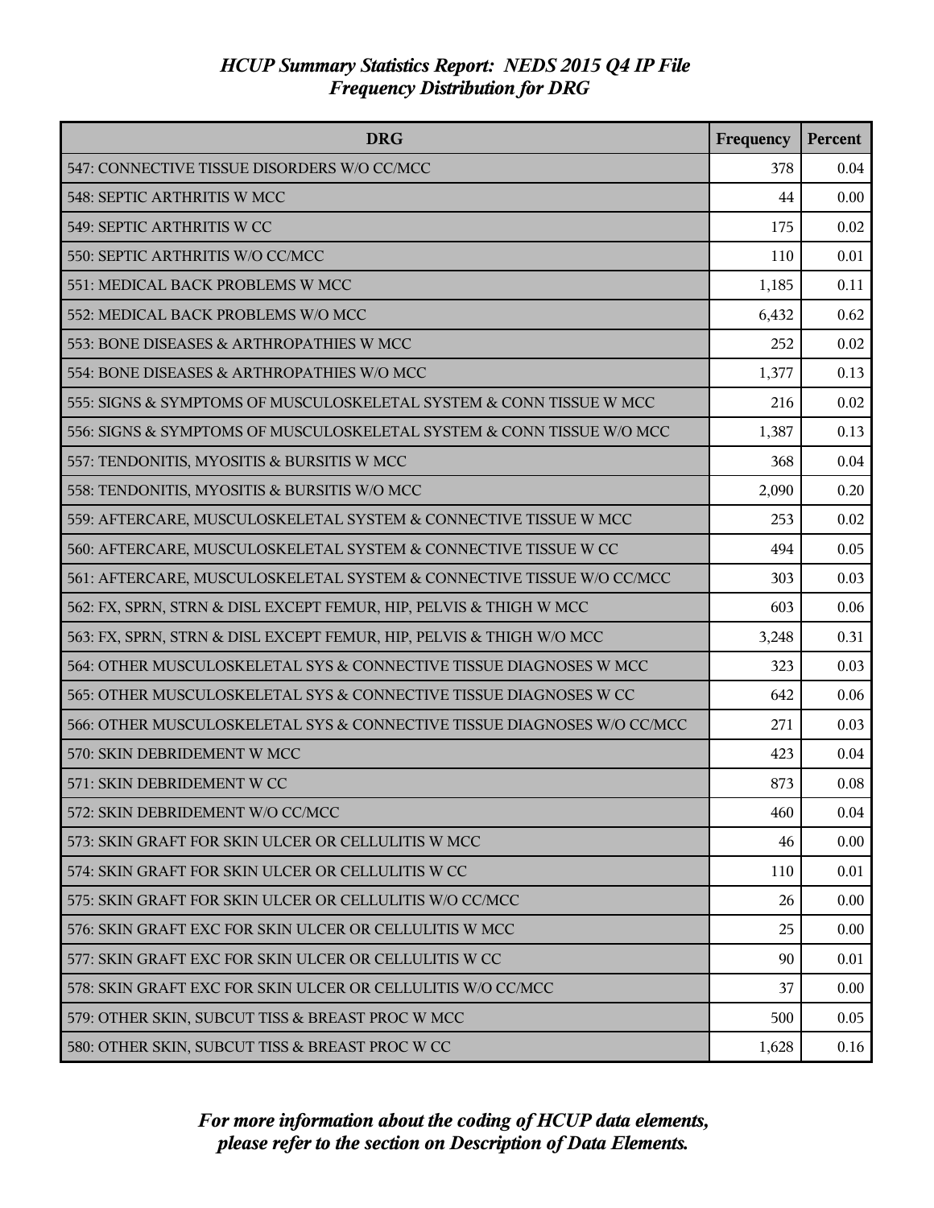# HCUP Summary Statistics Report: NEDS 2015 Q4 IP File
## Frequency Distribution for DRG

| DRG | Frequency | Percent |
|---|---|---|
| 547: CONNECTIVE TISSUE DISORDERS W/O CC/MCC | 378 | 0.04 |
| 548: SEPTIC ARTHRITIS W MCC | 44 | 0.00 |
| 549: SEPTIC ARTHRITIS W CC | 175 | 0.02 |
| 550: SEPTIC ARTHRITIS W/O CC/MCC | 110 | 0.01 |
| 551: MEDICAL BACK PROBLEMS W MCC | 1,185 | 0.11 |
| 552: MEDICAL BACK PROBLEMS W/O MCC | 6,432 | 0.62 |
| 553: BONE DISEASES & ARTHROPATHIES W MCC | 252 | 0.02 |
| 554: BONE DISEASES & ARTHROPATHIES W/O MCC | 1,377 | 0.13 |
| 555: SIGNS & SYMPTOMS OF MUSCULOSKELETAL SYSTEM & CONN TISSUE W MCC | 216 | 0.02 |
| 556: SIGNS & SYMPTOMS OF MUSCULOSKELETAL SYSTEM & CONN TISSUE W/O MCC | 1,387 | 0.13 |
| 557: TENDONITIS, MYOSITIS & BURSITIS W MCC | 368 | 0.04 |
| 558: TENDONITIS, MYOSITIS & BURSITIS W/O MCC | 2,090 | 0.20 |
| 559: AFTERCARE, MUSCULOSKELETAL SYSTEM & CONNECTIVE TISSUE W MCC | 253 | 0.02 |
| 560: AFTERCARE, MUSCULOSKELETAL SYSTEM & CONNECTIVE TISSUE W CC | 494 | 0.05 |
| 561: AFTERCARE, MUSCULOSKELETAL SYSTEM & CONNECTIVE TISSUE W/O CC/MCC | 303 | 0.03 |
| 562: FX, SPRN, STRN & DISL EXCEPT FEMUR, HIP, PELVIS & THIGH W MCC | 603 | 0.06 |
| 563: FX, SPRN, STRN & DISL EXCEPT FEMUR, HIP, PELVIS & THIGH W/O MCC | 3,248 | 0.31 |
| 564: OTHER MUSCULOSKELETAL SYS & CONNECTIVE TISSUE DIAGNOSES W MCC | 323 | 0.03 |
| 565: OTHER MUSCULOSKELETAL SYS & CONNECTIVE TISSUE DIAGNOSES W CC | 642 | 0.06 |
| 566: OTHER MUSCULOSKELETAL SYS & CONNECTIVE TISSUE DIAGNOSES W/O CC/MCC | 271 | 0.03 |
| 570: SKIN DEBRIDEMENT W MCC | 423 | 0.04 |
| 571: SKIN DEBRIDEMENT W CC | 873 | 0.08 |
| 572: SKIN DEBRIDEMENT W/O CC/MCC | 460 | 0.04 |
| 573: SKIN GRAFT FOR SKIN ULCER OR CELLULITIS W MCC | 46 | 0.00 |
| 574: SKIN GRAFT FOR SKIN ULCER OR CELLULITIS W CC | 110 | 0.01 |
| 575: SKIN GRAFT FOR SKIN ULCER OR CELLULITIS W/O CC/MCC | 26 | 0.00 |
| 576: SKIN GRAFT EXC FOR SKIN ULCER OR CELLULITIS W MCC | 25 | 0.00 |
| 577: SKIN GRAFT EXC FOR SKIN ULCER OR CELLULITIS W CC | 90 | 0.01 |
| 578: SKIN GRAFT EXC FOR SKIN ULCER OR CELLULITIS W/O CC/MCC | 37 | 0.00 |
| 579: OTHER SKIN, SUBCUT TISS & BREAST PROC W MCC | 500 | 0.05 |
| 580: OTHER SKIN, SUBCUT TISS & BREAST PROC W CC | 1,628 | 0.16 |

*For more information about the coding of HCUP data elements, please refer to the section on Description of Data Elements.*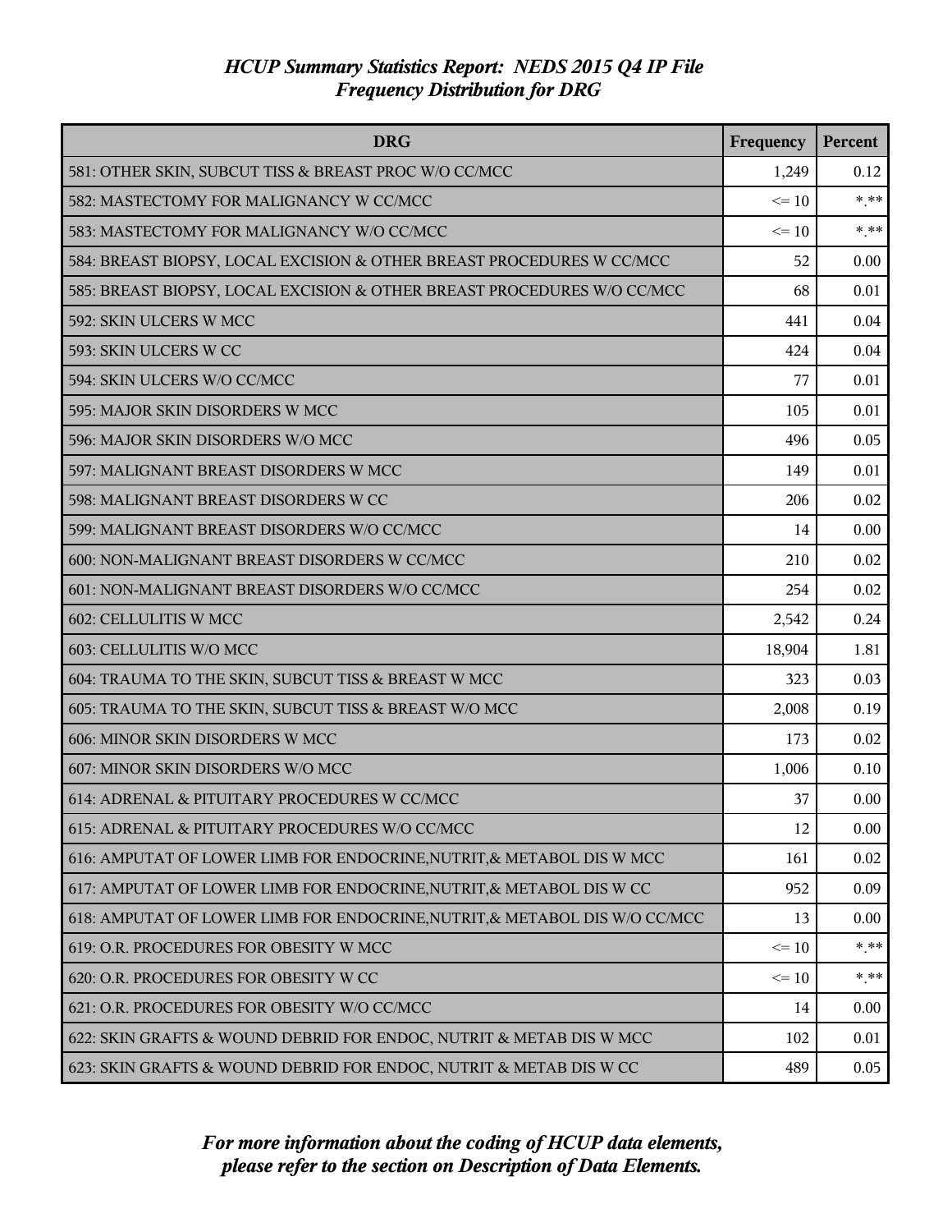*HCUP Summary Statistics Report: NEDS 2015 Q4 IP File*
*Frequency Distribution for DRG*

| DRG | Frequency | Percent |
|---|---|---|
| 581: OTHER SKIN, SUBCUT TISS & BREAST PROC W/O CC/MCC | 1,249 | 0.12 |
| 582: MASTECTOMY FOR MALIGNANCY W CC/MCC | <= 10 | *.** |
| 583: MASTECTOMY FOR MALIGNANCY W/O CC/MCC | <= 10 | *.** |
| 584: BREAST BIOPSY, LOCAL EXCISION & OTHER BREAST PROCEDURES W CC/MCC | 52 | 0.00 |
| 585: BREAST BIOPSY, LOCAL EXCISION & OTHER BREAST PROCEDURES W/O CC/MCC | 68 | 0.01 |
| 592: SKIN ULCERS W MCC | 441 | 0.04 |
| 593: SKIN ULCERS W CC | 424 | 0.04 |
| 594: SKIN ULCERS W/O CC/MCC | 77 | 0.01 |
| 595: MAJOR SKIN DISORDERS W MCC | 105 | 0.01 |
| 596: MAJOR SKIN DISORDERS W/O MCC | 496 | 0.05 |
| 597: MALIGNANT BREAST DISORDERS W MCC | 149 | 0.01 |
| 598: MALIGNANT BREAST DISORDERS W CC | 206 | 0.02 |
| 599: MALIGNANT BREAST DISORDERS W/O CC/MCC | 14 | 0.00 |
| 600: NON-MALIGNANT BREAST DISORDERS W CC/MCC | 210 | 0.02 |
| 601: NON-MALIGNANT BREAST DISORDERS W/O CC/MCC | 254 | 0.02 |
| 602: CELLULITIS W MCC | 2,542 | 0.24 |
| 603: CELLULITIS W/O MCC | 18,904 | 1.81 |
| 604: TRAUMA TO THE SKIN, SUBCUT TISS & BREAST W MCC | 323 | 0.03 |
| 605: TRAUMA TO THE SKIN, SUBCUT TISS & BREAST W/O MCC | 2,008 | 0.19 |
| 606: MINOR SKIN DISORDERS W MCC | 173 | 0.02 |
| 607: MINOR SKIN DISORDERS W/O MCC | 1,006 | 0.10 |
| 614: ADRENAL & PITUITARY PROCEDURES W CC/MCC | 37 | 0.00 |
| 615: ADRENAL & PITUITARY PROCEDURES W/O CC/MCC | 12 | 0.00 |
| 616: AMPUTAT OF LOWER LIMB FOR ENDOCRINE,NUTRIT,& METABOL DIS W MCC | 161 | 0.02 |
| 617: AMPUTAT OF LOWER LIMB FOR ENDOCRINE,NUTRIT,& METABOL DIS W CC | 952 | 0.09 |
| 618: AMPUTAT OF LOWER LIMB FOR ENDOCRINE,NUTRIT,& METABOL DIS W/O CC/MCC | 13 | 0.00 |
| 619: O.R. PROCEDURES FOR OBESITY W MCC | <= 10 | *.** |
| 620: O.R. PROCEDURES FOR OBESITY W CC | <= 10 | *.** |
| 621: O.R. PROCEDURES FOR OBESITY W/O CC/MCC | 14 | 0.00 |
| 622: SKIN GRAFTS & WOUND DEBRID FOR ENDOC, NUTRIT & METAB DIS W MCC | 102 | 0.01 |
| 623: SKIN GRAFTS & WOUND DEBRID FOR ENDOC, NUTRIT & METAB DIS W CC | 489 | 0.05 |

*For more information about the coding of HCUP data elements, please refer to the section on Description of Data Elements.*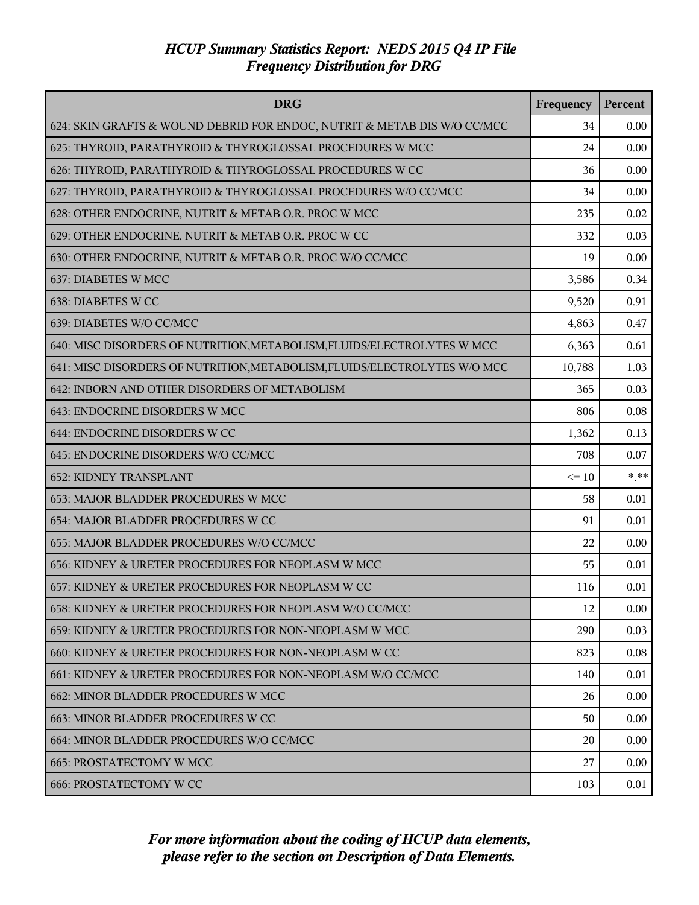# HCUP Summary Statistics Report: NEDS 2015 Q4 IP File
## Frequency Distribution for DRG

| DRG | Frequency | Percent |
|---|---|---|
| 624: SKIN GRAFTS & WOUND DEBRID FOR ENDOC, NUTRIT & METAB DIS W/O CC/MCC | 34 | 0.00 |
| 625: THYROID, PARATHYROID & THYROGLOSSAL PROCEDURES W MCC | 24 | 0.00 |
| 626: THYROID, PARATHYROID & THYROGLOSSAL PROCEDURES W CC | 36 | 0.00 |
| 627: THYROID, PARATHYROID & THYROGLOSSAL PROCEDURES W/O CC/MCC | 34 | 0.00 |
| 628: OTHER ENDOCRINE, NUTRIT & METAB O.R. PROC W MCC | 235 | 0.02 |
| 629: OTHER ENDOCRINE, NUTRIT & METAB O.R. PROC W CC | 332 | 0.03 |
| 630: OTHER ENDOCRINE, NUTRIT & METAB O.R. PROC W/O CC/MCC | 19 | 0.00 |
| 637: DIABETES W MCC | 3,586 | 0.34 |
| 638: DIABETES W CC | 9,520 | 0.91 |
| 639: DIABETES W/O CC/MCC | 4,863 | 0.47 |
| 640: MISC DISORDERS OF NUTRITION,METABOLISM,FLUIDS/ELECTROLYTES W MCC | 6,363 | 0.61 |
| 641: MISC DISORDERS OF NUTRITION,METABOLISM,FLUIDS/ELECTROLYTES W/O MCC | 10,788 | 1.03 |
| 642: INBORN AND OTHER DISORDERS OF METABOLISM | 365 | 0.03 |
| 643: ENDOCRINE DISORDERS W MCC | 806 | 0.08 |
| 644: ENDOCRINE DISORDERS W CC | 1,362 | 0.13 |
| 645: ENDOCRINE DISORDERS W/O CC/MCC | 708 | 0.07 |
| 652: KIDNEY TRANSPLANT | <= 10 | *.** |
| 653: MAJOR BLADDER PROCEDURES W MCC | 58 | 0.01 |
| 654: MAJOR BLADDER PROCEDURES W CC | 91 | 0.01 |
| 655: MAJOR BLADDER PROCEDURES W/O CC/MCC | 22 | 0.00 |
| 656: KIDNEY & URETER PROCEDURES FOR NEOPLASM W MCC | 55 | 0.01 |
| 657: KIDNEY & URETER PROCEDURES FOR NEOPLASM W CC | 116 | 0.01 |
| 658: KIDNEY & URETER PROCEDURES FOR NEOPLASM W/O CC/MCC | 12 | 0.00 |
| 659: KIDNEY & URETER PROCEDURES FOR NON-NEOPLASM W MCC | 290 | 0.03 |
| 660: KIDNEY & URETER PROCEDURES FOR NON-NEOPLASM W CC | 823 | 0.08 |
| 661: KIDNEY & URETER PROCEDURES FOR NON-NEOPLASM W/O CC/MCC | 140 | 0.01 |
| 662: MINOR BLADDER PROCEDURES W MCC | 26 | 0.00 |
| 663: MINOR BLADDER PROCEDURES W CC | 50 | 0.00 |
| 664: MINOR BLADDER PROCEDURES W/O CC/MCC | 20 | 0.00 |
| 665: PROSTATECTOMY W MCC | 27 | 0.00 |
| 666: PROSTATECTOMY W CC | 103 | 0.01 |

*For more information about the coding of HCUP data elements, please refer to the section on Description of Data Elements.*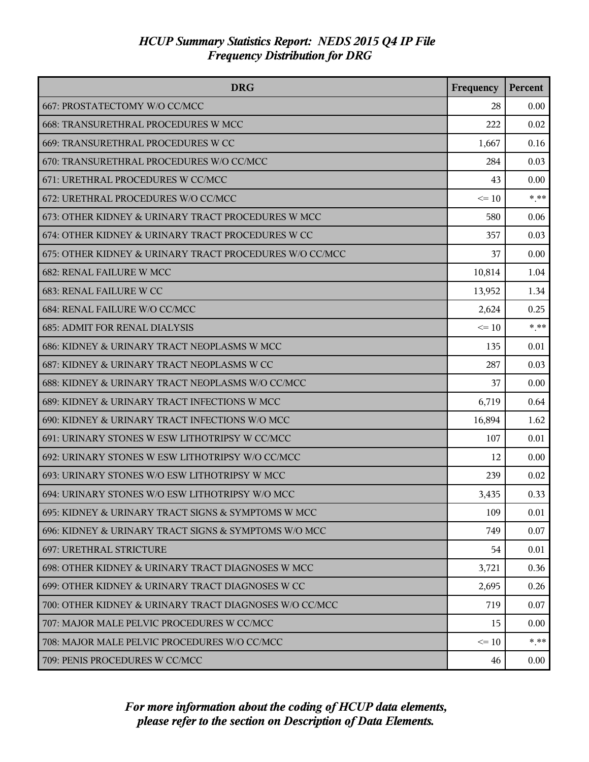*HCUP Summary Statistics Report: NEDS 2015 Q4 IP File*
*Frequency Distribution for DRG*

| DRG | Frequency | Percent |
|---|---|---|
| 667: PROSTATECTOMY W/O CC/MCC | 28 | 0.00 |
| 668: TRANSURETHRAL PROCEDURES W MCC | 222 | 0.02 |
| 669: TRANSURETHRAL PROCEDURES W CC | 1,667 | 0.16 |
| 670: TRANSURETHRAL PROCEDURES W/O CC/MCC | 284 | 0.03 |
| 671: URETHRAL PROCEDURES W CC/MCC | 43 | 0.00 |
| 672: URETHRAL PROCEDURES W/O CC/MCC | <= 10 | *.** |
| 673: OTHER KIDNEY & URINARY TRACT PROCEDURES W MCC | 580 | 0.06 |
| 674: OTHER KIDNEY & URINARY TRACT PROCEDURES W CC | 357 | 0.03 |
| 675: OTHER KIDNEY & URINARY TRACT PROCEDURES W/O CC/MCC | 37 | 0.00 |
| 682: RENAL FAILURE W MCC | 10,814 | 1.04 |
| 683: RENAL FAILURE W CC | 13,952 | 1.34 |
| 684: RENAL FAILURE W/O CC/MCC | 2,624 | 0.25 |
| 685: ADMIT FOR RENAL DIALYSIS | <= 10 | *.** |
| 686: KIDNEY & URINARY TRACT NEOPLASMS W MCC | 135 | 0.01 |
| 687: KIDNEY & URINARY TRACT NEOPLASMS W CC | 287 | 0.03 |
| 688: KIDNEY & URINARY TRACT NEOPLASMS W/O CC/MCC | 37 | 0.00 |
| 689: KIDNEY & URINARY TRACT INFECTIONS W MCC | 6,719 | 0.64 |
| 690: KIDNEY & URINARY TRACT INFECTIONS W/O MCC | 16,894 | 1.62 |
| 691: URINARY STONES W ESW LITHOTRIPSY W CC/MCC | 107 | 0.01 |
| 692: URINARY STONES W ESW LITHOTRIPSY W/O CC/MCC | 12 | 0.00 |
| 693: URINARY STONES W/O ESW LITHOTRIPSY W MCC | 239 | 0.02 |
| 694: URINARY STONES W/O ESW LITHOTRIPSY W/O MCC | 3,435 | 0.33 |
| 695: KIDNEY & URINARY TRACT SIGNS & SYMPTOMS W MCC | 109 | 0.01 |
| 696: KIDNEY & URINARY TRACT SIGNS & SYMPTOMS W/O MCC | 749 | 0.07 |
| 697: URETHRAL STRICTURE | 54 | 0.01 |
| 698: OTHER KIDNEY & URINARY TRACT DIAGNOSES W MCC | 3,721 | 0.36 |
| 699: OTHER KIDNEY & URINARY TRACT DIAGNOSES W CC | 2,695 | 0.26 |
| 700: OTHER KIDNEY & URINARY TRACT DIAGNOSES W/O CC/MCC | 719 | 0.07 |
| 707: MAJOR MALE PELVIC PROCEDURES W CC/MCC | 15 | 0.00 |
| 708: MAJOR MALE PELVIC PROCEDURES W/O CC/MCC | <= 10 | *.** |
| 709: PENIS PROCEDURES W CC/MCC | 46 | 0.00 |

*For more information about the coding of HCUP data elements, please refer to the section on Description of Data Elements.*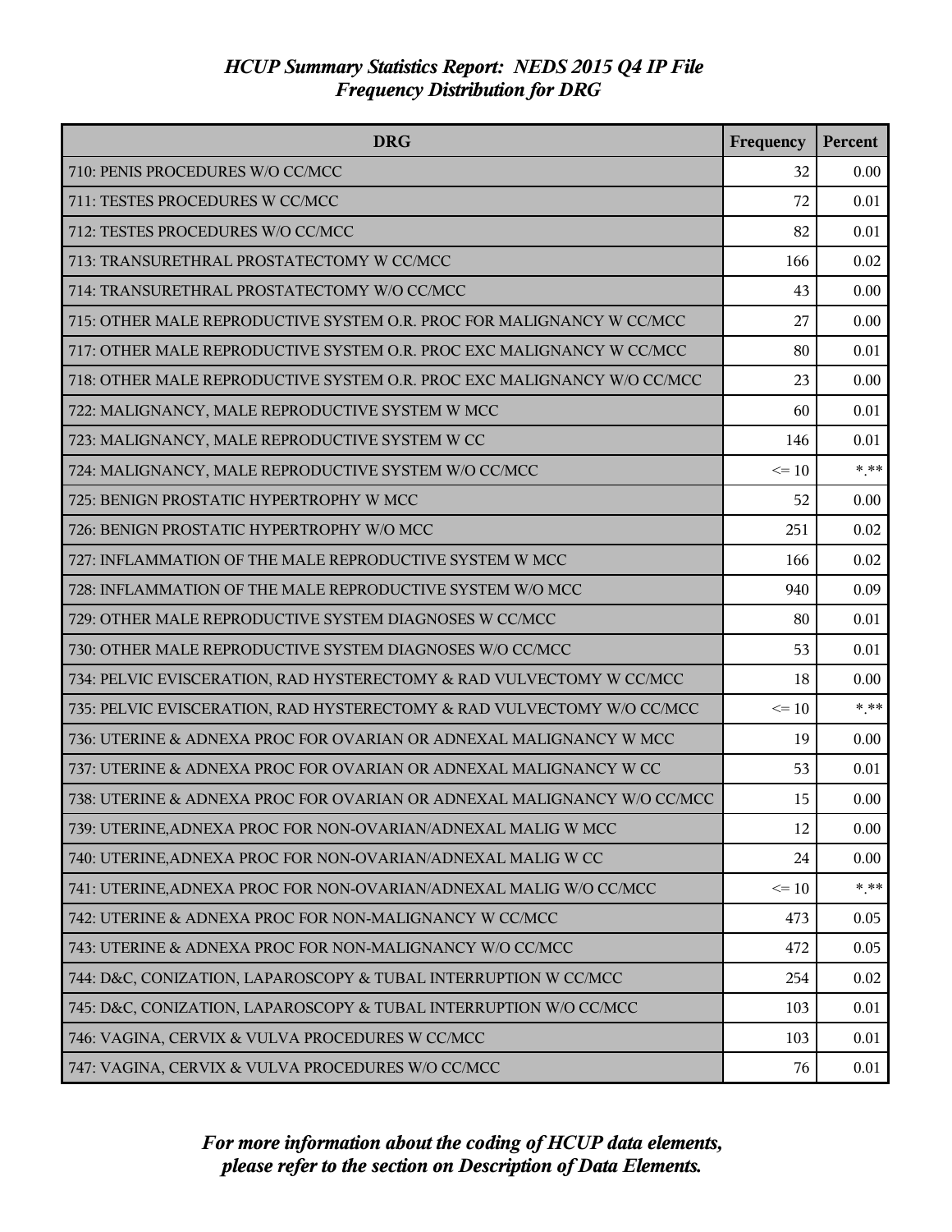*HCUP Summary Statistics Report: NEDS 2015 Q4 IP File*
*Frequency Distribution for DRG*

| DRG | Frequency | Percent |
|---|---|---|
| 710: PENIS PROCEDURES W/O CC/MCC | 32 | 0.00 |
| 711: TESTES PROCEDURES W CC/MCC | 72 | 0.01 |
| 712: TESTES PROCEDURES W/O CC/MCC | 82 | 0.01 |
| 713: TRANSURETHRAL PROSTATECTOMY W CC/MCC | 166 | 0.02 |
| 714: TRANSURETHRAL PROSTATECTOMY W/O CC/MCC | 43 | 0.00 |
| 715: OTHER MALE REPRODUCTIVE SYSTEM O.R. PROC FOR MALIGNANCY W CC/MCC | 27 | 0.00 |
| 717: OTHER MALE REPRODUCTIVE SYSTEM O.R. PROC EXC MALIGNANCY W CC/MCC | 80 | 0.01 |
| 718: OTHER MALE REPRODUCTIVE SYSTEM O.R. PROC EXC MALIGNANCY W/O CC/MCC | 23 | 0.00 |
| 722: MALIGNANCY, MALE REPRODUCTIVE SYSTEM W MCC | 60 | 0.01 |
| 723: MALIGNANCY, MALE REPRODUCTIVE SYSTEM W CC | 146 | 0.01 |
| 724: MALIGNANCY, MALE REPRODUCTIVE SYSTEM W/O CC/MCC | <= 10 | *.** |
| 725: BENIGN PROSTATIC HYPERTROPHY W MCC | 52 | 0.00 |
| 726: BENIGN PROSTATIC HYPERTROPHY W/O MCC | 251 | 0.02 |
| 727: INFLAMMATION OF THE MALE REPRODUCTIVE SYSTEM W MCC | 166 | 0.02 |
| 728: INFLAMMATION OF THE MALE REPRODUCTIVE SYSTEM W/O MCC | 940 | 0.09 |
| 729: OTHER MALE REPRODUCTIVE SYSTEM DIAGNOSES W CC/MCC | 80 | 0.01 |
| 730: OTHER MALE REPRODUCTIVE SYSTEM DIAGNOSES W/O CC/MCC | 53 | 0.01 |
| 734: PELVIC EVISCERATION, RAD HYSTERECTOMY & RAD VULVECTOMY W CC/MCC | 18 | 0.00 |
| 735: PELVIC EVISCERATION, RAD HYSTERECTOMY & RAD VULVECTOMY W/O CC/MCC | <= 10 | *.** |
| 736: UTERINE & ADNEXA PROC FOR OVARIAN OR ADNEXAL MALIGNANCY W MCC | 19 | 0.00 |
| 737: UTERINE & ADNEXA PROC FOR OVARIAN OR ADNEXAL MALIGNANCY W CC | 53 | 0.01 |
| 738: UTERINE & ADNEXA PROC FOR OVARIAN OR ADNEXAL MALIGNANCY W/O CC/MCC | 15 | 0.00 |
| 739: UTERINE,ADNEXA PROC FOR NON-OVARIAN/ADNEXAL MALIG W MCC | 12 | 0.00 |
| 740: UTERINE,ADNEXA PROC FOR NON-OVARIAN/ADNEXAL MALIG W CC | 24 | 0.00 |
| 741: UTERINE,ADNEXA PROC FOR NON-OVARIAN/ADNEXAL MALIG W/O CC/MCC | <= 10 | *.** |
| 742: UTERINE & ADNEXA PROC FOR NON-MALIGNANCY W CC/MCC | 473 | 0.05 |
| 743: UTERINE & ADNEXA PROC FOR NON-MALIGNANCY W/O CC/MCC | 472 | 0.05 |
| 744: D&C, CONIZATION, LAPAROSCOPY & TUBAL INTERRUPTION W CC/MCC | 254 | 0.02 |
| 745: D&C, CONIZATION, LAPAROSCOPY & TUBAL INTERRUPTION W/O CC/MCC | 103 | 0.01 |
| 746: VAGINA, CERVIX & VULVA PROCEDURES W CC/MCC | 103 | 0.01 |
| 747: VAGINA, CERVIX & VULVA PROCEDURES W/O CC/MCC | 76 | 0.01 |

*For more information about the coding of HCUP data elements, please refer to the section on Description of Data Elements.*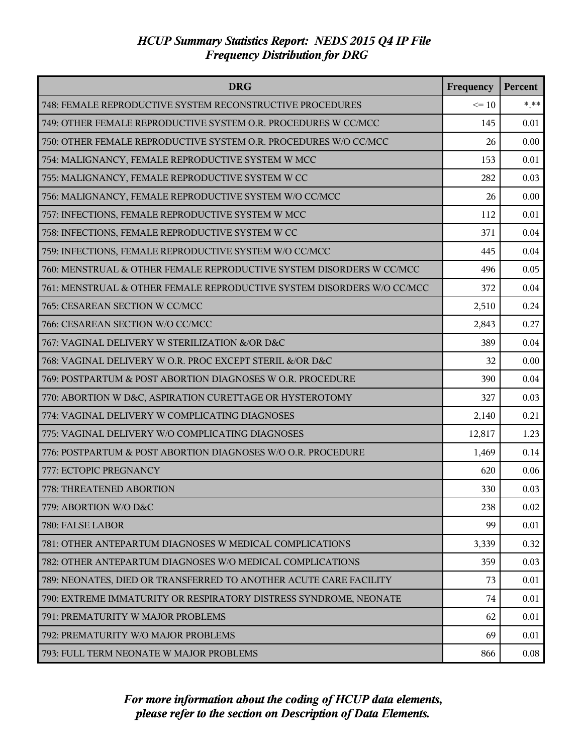# HCUP Summary Statistics Report: NEDS 2015 Q4 IP File
## Frequency Distribution for DRG

| DRG | Frequency | Percent |
|---|---|---|
| 748: FEMALE REPRODUCTIVE SYSTEM RECONSTRUCTIVE PROCEDURES | <= 10 | *.** |
| 749: OTHER FEMALE REPRODUCTIVE SYSTEM O.R. PROCEDURES W CC/MCC | 145 | 0.01 |
| 750: OTHER FEMALE REPRODUCTIVE SYSTEM O.R. PROCEDURES W/O CC/MCC | 26 | 0.00 |
| 754: MALIGNANCY, FEMALE REPRODUCTIVE SYSTEM W MCC | 153 | 0.01 |
| 755: MALIGNANCY, FEMALE REPRODUCTIVE SYSTEM W CC | 282 | 0.03 |
| 756: MALIGNANCY, FEMALE REPRODUCTIVE SYSTEM W/O CC/MCC | 26 | 0.00 |
| 757: INFECTIONS, FEMALE REPRODUCTIVE SYSTEM W MCC | 112 | 0.01 |
| 758: INFECTIONS, FEMALE REPRODUCTIVE SYSTEM W CC | 371 | 0.04 |
| 759: INFECTIONS, FEMALE REPRODUCTIVE SYSTEM W/O CC/MCC | 445 | 0.04 |
| 760: MENSTRUAL & OTHER FEMALE REPRODUCTIVE SYSTEM DISORDERS W CC/MCC | 496 | 0.05 |
| 761: MENSTRUAL & OTHER FEMALE REPRODUCTIVE SYSTEM DISORDERS W/O CC/MCC | 372 | 0.04 |
| 765: CESAREAN SECTION W CC/MCC | 2,510 | 0.24 |
| 766: CESAREAN SECTION W/O CC/MCC | 2,843 | 0.27 |
| 767: VAGINAL DELIVERY W STERILIZATION &/OR D&C | 389 | 0.04 |
| 768: VAGINAL DELIVERY W O.R. PROC EXCEPT STERIL &/OR D&C | 32 | 0.00 |
| 769: POSTPARTUM & POST ABORTION DIAGNOSES W O.R. PROCEDURE | 390 | 0.04 |
| 770: ABORTION W D&C, ASPIRATION CURETTAGE OR HYSTEROTOMY | 327 | 0.03 |
| 774: VAGINAL DELIVERY W COMPLICATING DIAGNOSES | 2,140 | 0.21 |
| 775: VAGINAL DELIVERY W/O COMPLICATING DIAGNOSES | 12,817 | 1.23 |
| 776: POSTPARTUM & POST ABORTION DIAGNOSES W/O O.R. PROCEDURE | 1,469 | 0.14 |
| 777: ECTOPIC PREGNANCY | 620 | 0.06 |
| 778: THREATENED ABORTION | 330 | 0.03 |
| 779: ABORTION W/O D&C | 238 | 0.02 |
| 780: FALSE LABOR | 99 | 0.01 |
| 781: OTHER ANTEPARTUM DIAGNOSES W MEDICAL COMPLICATIONS | 3,339 | 0.32 |
| 782: OTHER ANTEPARTUM DIAGNOSES W/O MEDICAL COMPLICATIONS | 359 | 0.03 |
| 789: NEONATES, DIED OR TRANSFERRED TO ANOTHER ACUTE CARE FACILITY | 73 | 0.01 |
| 790: EXTREME IMMATURITY OR RESPIRATORY DISTRESS SYNDROME, NEONATE | 74 | 0.01 |
| 791: PREMATURITY W MAJOR PROBLEMS | 62 | 0.01 |
| 792: PREMATURITY W/O MAJOR PROBLEMS | 69 | 0.01 |
| 793: FULL TERM NEONATE W MAJOR PROBLEMS | 866 | 0.08 |

*For more information about the coding of HCUP data elements, please refer to the section on Description of Data Elements.*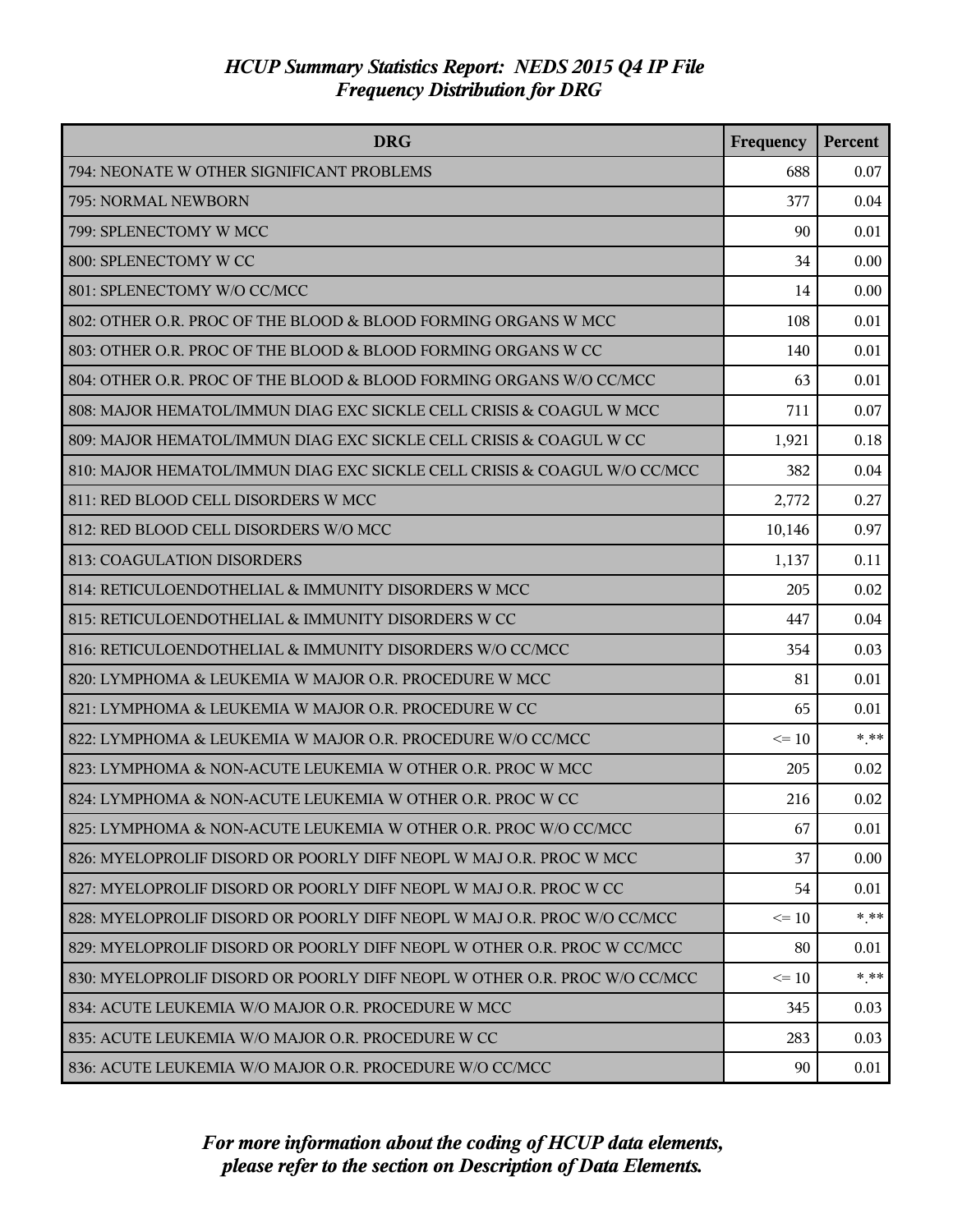# HCUP Summary Statistics Report: NEDS 2015 Q4 IP File
## Frequency Distribution for DRG

| DRG | Frequency | Percent |
|---|---|---|
| 794: NEONATE W OTHER SIGNIFICANT PROBLEMS | 688 | 0.07 |
| 795: NORMAL NEWBORN | 377 | 0.04 |
| 799: SPLENECTOMY W MCC | 90 | 0.01 |
| 800: SPLENECTOMY W CC | 34 | 0.00 |
| 801: SPLENECTOMY W/O CC/MCC | 14 | 0.00 |
| 802: OTHER O.R. PROC OF THE BLOOD & BLOOD FORMING ORGANS W MCC | 108 | 0.01 |
| 803: OTHER O.R. PROC OF THE BLOOD & BLOOD FORMING ORGANS W CC | 140 | 0.01 |
| 804: OTHER O.R. PROC OF THE BLOOD & BLOOD FORMING ORGANS W/O CC/MCC | 63 | 0.01 |
| 808: MAJOR HEMATOL/IMMUN DIAG EXC SICKLE CELL CRISIS & COAGUL W MCC | 711 | 0.07 |
| 809: MAJOR HEMATOL/IMMUN DIAG EXC SICKLE CELL CRISIS & COAGUL W CC | 1,921 | 0.18 |
| 810: MAJOR HEMATOL/IMMUN DIAG EXC SICKLE CELL CRISIS & COAGUL W/O CC/MCC | 382 | 0.04 |
| 811: RED BLOOD CELL DISORDERS W MCC | 2,772 | 0.27 |
| 812: RED BLOOD CELL DISORDERS W/O MCC | 10,146 | 0.97 |
| 813: COAGULATION DISORDERS | 1,137 | 0.11 |
| 814: RETICULOENDOTHELIAL & IMMUNITY DISORDERS W MCC | 205 | 0.02 |
| 815: RETICULOENDOTHELIAL & IMMUNITY DISORDERS W CC | 447 | 0.04 |
| 816: RETICULOENDOTHELIAL & IMMUNITY DISORDERS W/O CC/MCC | 354 | 0.03 |
| 820: LYMPHOMA & LEUKEMIA W MAJOR O.R. PROCEDURE W MCC | 81 | 0.01 |
| 821: LYMPHOMA & LEUKEMIA W MAJOR O.R. PROCEDURE W CC | 65 | 0.01 |
| 822: LYMPHOMA & LEUKEMIA W MAJOR O.R. PROCEDURE W/O CC/MCC | <= 10 | *.** |
| 823: LYMPHOMA & NON-ACUTE LEUKEMIA W OTHER O.R. PROC W MCC | 205 | 0.02 |
| 824: LYMPHOMA & NON-ACUTE LEUKEMIA W OTHER O.R. PROC W CC | 216 | 0.02 |
| 825: LYMPHOMA & NON-ACUTE LEUKEMIA W OTHER O.R. PROC W/O CC/MCC | 67 | 0.01 |
| 826: MYELOPROLIF DISORD OR POORLY DIFF NEOPL W MAJ O.R. PROC W MCC | 37 | 0.00 |
| 827: MYELOPROLIF DISORD OR POORLY DIFF NEOPL W MAJ O.R. PROC W CC | 54 | 0.01 |
| 828: MYELOPROLIF DISORD OR POORLY DIFF NEOPL W MAJ O.R. PROC W/O CC/MCC | <= 10 | *.** |
| 829: MYELOPROLIF DISORD OR POORLY DIFF NEOPL W OTHER O.R. PROC W CC/MCC | 80 | 0.01 |
| 830: MYELOPROLIF DISORD OR POORLY DIFF NEOPL W OTHER O.R. PROC W/O CC/MCC | <= 10 | *.** |
| 834: ACUTE LEUKEMIA W/O MAJOR O.R. PROCEDURE W MCC | 345 | 0.03 |
| 835: ACUTE LEUKEMIA W/O MAJOR O.R. PROCEDURE W CC | 283 | 0.03 |
| 836: ACUTE LEUKEMIA W/O MAJOR O.R. PROCEDURE W/O CC/MCC | 90 | 0.01 |

*For more information about the coding of HCUP data elements, please refer to the section on Description of Data Elements.*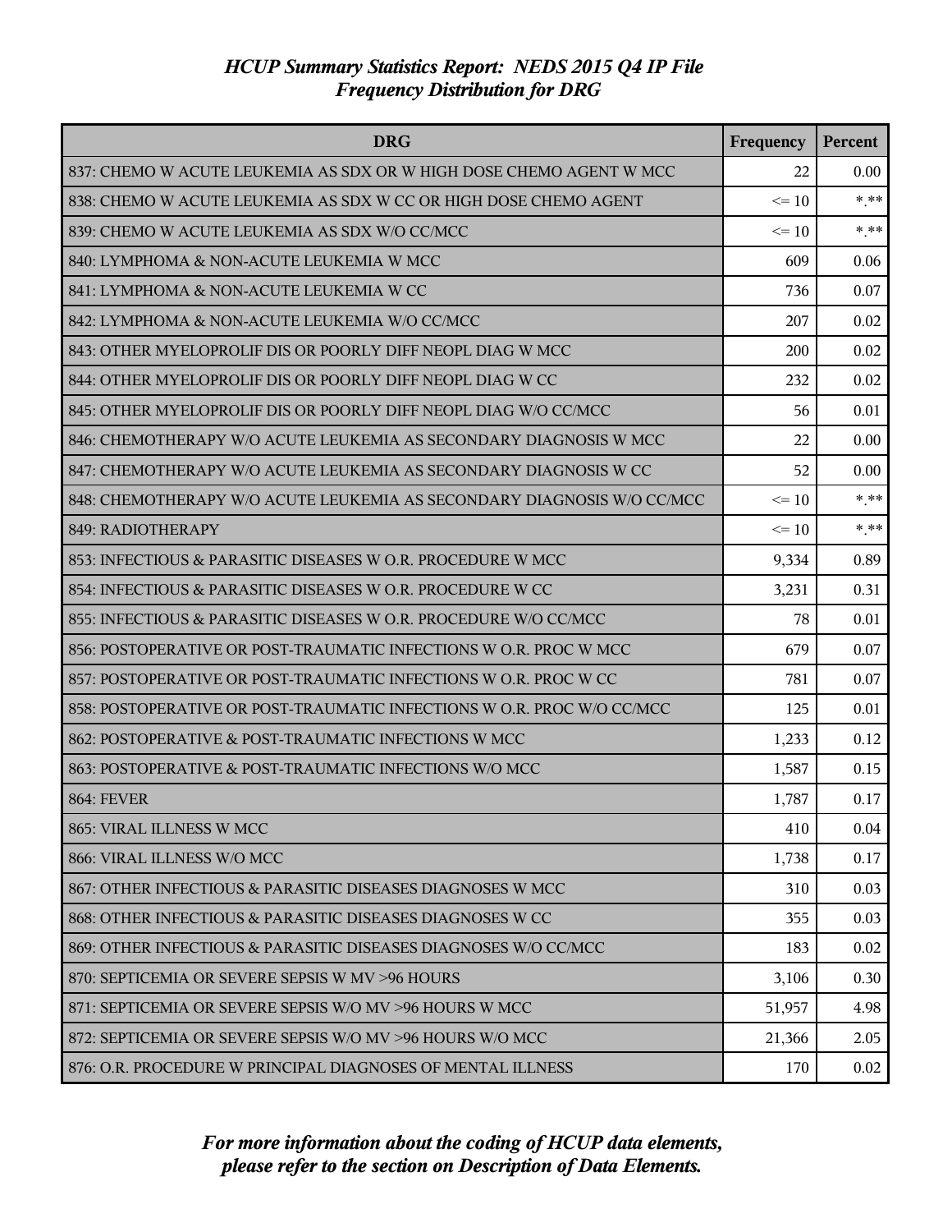*HCUP Summary Statistics Report: NEDS 2015 Q4 IP File*
*Frequency Distribution for DRG*

| DRG | Frequency | Percent |
|---|---|---|
| 837: CHEMO W ACUTE LEUKEMIA AS SDX OR W HIGH DOSE CHEMO AGENT W MCC | 22 | 0.00 |
| 838: CHEMO W ACUTE LEUKEMIA AS SDX W CC OR HIGH DOSE CHEMO AGENT | <= 10 | *.** |
| 839: CHEMO W ACUTE LEUKEMIA AS SDX W/O CC/MCC | <= 10 | *.** |
| 840: LYMPHOMA & NON-ACUTE LEUKEMIA W MCC | 609 | 0.06 |
| 841: LYMPHOMA & NON-ACUTE LEUKEMIA W CC | 736 | 0.07 |
| 842: LYMPHOMA & NON-ACUTE LEUKEMIA W/O CC/MCC | 207 | 0.02 |
| 843: OTHER MYELOPROLIF DIS OR POORLY DIFF NEOPL DIAG W MCC | 200 | 0.02 |
| 844: OTHER MYELOPROLIF DIS OR POORLY DIFF NEOPL DIAG W CC | 232 | 0.02 |
| 845: OTHER MYELOPROLIF DIS OR POORLY DIFF NEOPL DIAG W/O CC/MCC | 56 | 0.01 |
| 846: CHEMOTHERAPY W/O ACUTE LEUKEMIA AS SECONDARY DIAGNOSIS W MCC | 22 | 0.00 |
| 847: CHEMOTHERAPY W/O ACUTE LEUKEMIA AS SECONDARY DIAGNOSIS W CC | 52 | 0.00 |
| 848: CHEMOTHERAPY W/O ACUTE LEUKEMIA AS SECONDARY DIAGNOSIS W/O CC/MCC | <= 10 | *.** |
| 849: RADIOTHERAPY | <= 10 | *.** |
| 853: INFECTIOUS & PARASITIC DISEASES W O.R. PROCEDURE W MCC | 9,334 | 0.89 |
| 854: INFECTIOUS & PARASITIC DISEASES W O.R. PROCEDURE W CC | 3,231 | 0.31 |
| 855: INFECTIOUS & PARASITIC DISEASES W O.R. PROCEDURE W/O CC/MCC | 78 | 0.01 |
| 856: POSTOPERATIVE OR POST-TRAUMATIC INFECTIONS W O.R. PROC W MCC | 679 | 0.07 |
| 857: POSTOPERATIVE OR POST-TRAUMATIC INFECTIONS W O.R. PROC W CC | 781 | 0.07 |
| 858: POSTOPERATIVE OR POST-TRAUMATIC INFECTIONS W O.R. PROC W/O CC/MCC | 125 | 0.01 |
| 862: POSTOPERATIVE & POST-TRAUMATIC INFECTIONS W MCC | 1,233 | 0.12 |
| 863: POSTOPERATIVE & POST-TRAUMATIC INFECTIONS W/O MCC | 1,587 | 0.15 |
| 864: FEVER | 1,787 | 0.17 |
| 865: VIRAL ILLNESS W MCC | 410 | 0.04 |
| 866: VIRAL ILLNESS W/O MCC | 1,738 | 0.17 |
| 867: OTHER INFECTIOUS & PARASITIC DISEASES DIAGNOSES W MCC | 310 | 0.03 |
| 868: OTHER INFECTIOUS & PARASITIC DISEASES DIAGNOSES W CC | 355 | 0.03 |
| 869: OTHER INFECTIOUS & PARASITIC DISEASES DIAGNOSES W/O CC/MCC | 183 | 0.02 |
| 870: SEPTICEMIA OR SEVERE SEPSIS W MV >96 HOURS | 3,106 | 0.30 |
| 871: SEPTICEMIA OR SEVERE SEPSIS W/O MV >96 HOURS W MCC | 51,957 | 4.98 |
| 872: SEPTICEMIA OR SEVERE SEPSIS W/O MV >96 HOURS W/O MCC | 21,366 | 2.05 |
| 876: O.R. PROCEDURE W PRINCIPAL DIAGNOSES OF MENTAL ILLNESS | 170 | 0.02 |

*For more information about the coding of HCUP data elements, please refer to the section on Description of Data Elements.*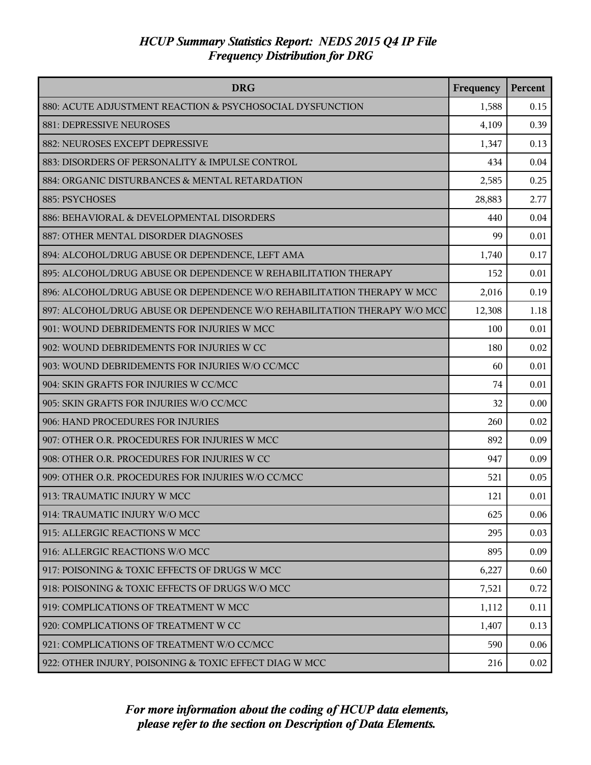*HCUP Summary Statistics Report: NEDS 2015 Q4 IP File*
*Frequency Distribution for DRG*

| DRG | Frequency | Percent |
|---|---|---|
| 880: ACUTE ADJUSTMENT REACTION & PSYCHOSOCIAL DYSFUNCTION | 1,588 | 0.15 |
| 881: DEPRESSIVE NEUROSES | 4,109 | 0.39 |
| 882: NEUROSES EXCEPT DEPRESSIVE | 1,347 | 0.13 |
| 883: DISORDERS OF PERSONALITY & IMPULSE CONTROL | 434 | 0.04 |
| 884: ORGANIC DISTURBANCES & MENTAL RETARDATION | 2,585 | 0.25 |
| 885: PSYCHOSES | 28,883 | 2.77 |
| 886: BEHAVIORAL & DEVELOPMENTAL DISORDERS | 440 | 0.04 |
| 887: OTHER MENTAL DISORDER DIAGNOSES | 99 | 0.01 |
| 894: ALCOHOL/DRUG ABUSE OR DEPENDENCE, LEFT AMA | 1,740 | 0.17 |
| 895: ALCOHOL/DRUG ABUSE OR DEPENDENCE W REHABILITATION THERAPY | 152 | 0.01 |
| 896: ALCOHOL/DRUG ABUSE OR DEPENDENCE W/O REHABILITATION THERAPY W MCC | 2,016 | 0.19 |
| 897: ALCOHOL/DRUG ABUSE OR DEPENDENCE W/O REHABILITATION THERAPY W/O MCC | 12,308 | 1.18 |
| 901: WOUND DEBRIDEMENTS FOR INJURIES W MCC | 100 | 0.01 |
| 902: WOUND DEBRIDEMENTS FOR INJURIES W CC | 180 | 0.02 |
| 903: WOUND DEBRIDEMENTS FOR INJURIES W/O CC/MCC | 60 | 0.01 |
| 904: SKIN GRAFTS FOR INJURIES W CC/MCC | 74 | 0.01 |
| 905: SKIN GRAFTS FOR INJURIES W/O CC/MCC | 32 | 0.00 |
| 906: HAND PROCEDURES FOR INJURIES | 260 | 0.02 |
| 907: OTHER O.R. PROCEDURES FOR INJURIES W MCC | 892 | 0.09 |
| 908: OTHER O.R. PROCEDURES FOR INJURIES W CC | 947 | 0.09 |
| 909: OTHER O.R. PROCEDURES FOR INJURIES W/O CC/MCC | 521 | 0.05 |
| 913: TRAUMATIC INJURY W MCC | 121 | 0.01 |
| 914: TRAUMATIC INJURY W/O MCC | 625 | 0.06 |
| 915: ALLERGIC REACTIONS W MCC | 295 | 0.03 |
| 916: ALLERGIC REACTIONS W/O MCC | 895 | 0.09 |
| 917: POISONING & TOXIC EFFECTS OF DRUGS W MCC | 6,227 | 0.60 |
| 918: POISONING & TOXIC EFFECTS OF DRUGS W/O MCC | 7,521 | 0.72 |
| 919: COMPLICATIONS OF TREATMENT W MCC | 1,112 | 0.11 |
| 920: COMPLICATIONS OF TREATMENT W CC | 1,407 | 0.13 |
| 921: COMPLICATIONS OF TREATMENT W/O CC/MCC | 590 | 0.06 |
| 922: OTHER INJURY, POISONING & TOXIC EFFECT DIAG W MCC | 216 | 0.02 |

*For more information about the coding of HCUP data elements, please refer to the section on Description of Data Elements.*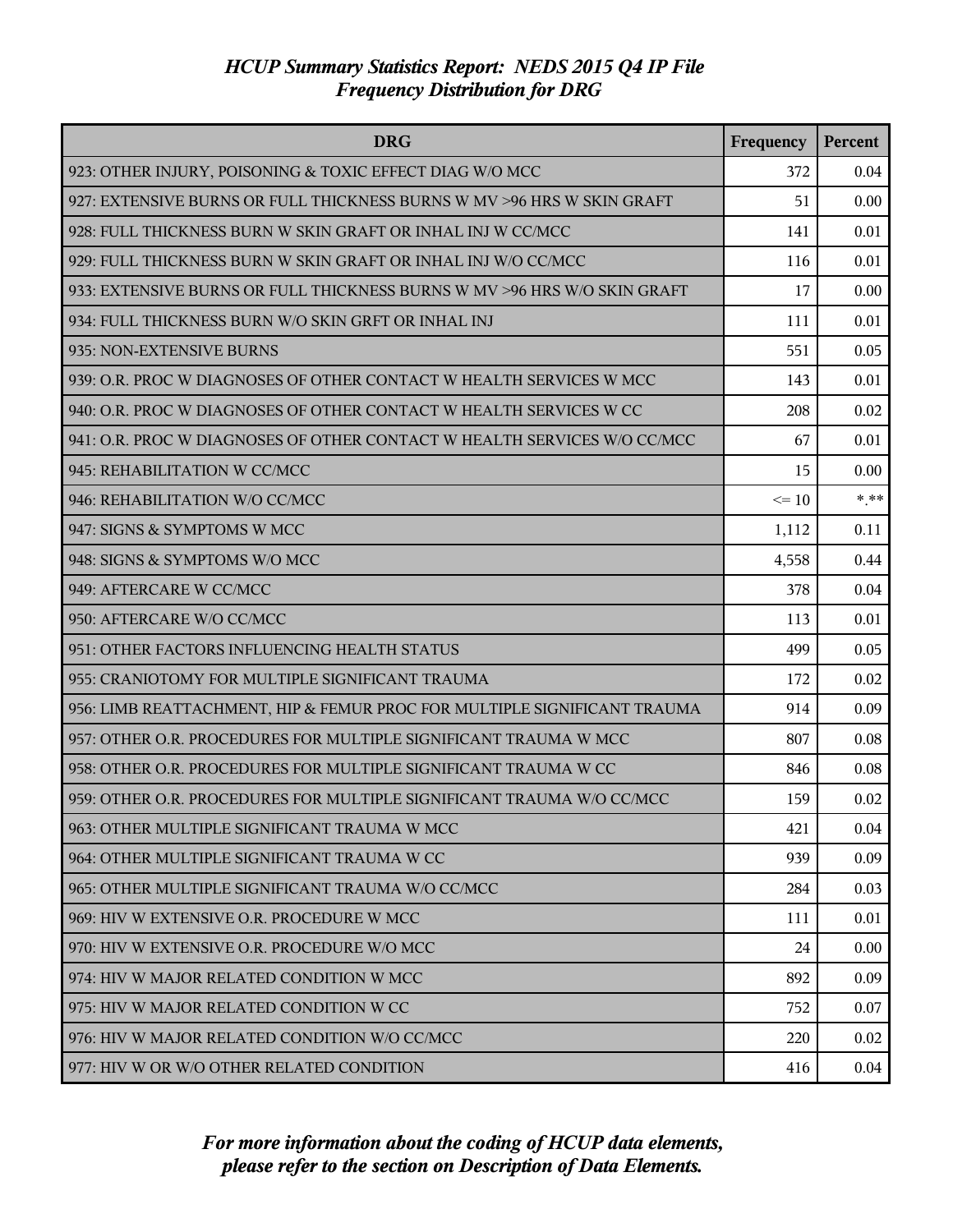*HCUP Summary Statistics Report: NEDS 2015 Q4 IP File*
*Frequency Distribution for DRG*

| DRG | Frequency | Percent |
| --- | --- | --- |
| 923: OTHER INJURY, POISONING & TOXIC EFFECT DIAG W/O MCC | 372 | 0.04 |
| 927: EXTENSIVE BURNS OR FULL THICKNESS BURNS W MV >96 HRS W SKIN GRAFT | 51 | 0.00 |
| 928: FULL THICKNESS BURN W SKIN GRAFT OR INHAL INJ W CC/MCC | 141 | 0.01 |
| 929: FULL THICKNESS BURN W SKIN GRAFT OR INHAL INJ W/O CC/MCC | 116 | 0.01 |
| 933: EXTENSIVE BURNS OR FULL THICKNESS BURNS W MV >96 HRS W/O SKIN GRAFT | 17 | 0.00 |
| 934: FULL THICKNESS BURN W/O SKIN GRFT OR INHAL INJ | 111 | 0.01 |
| 935: NON-EXTENSIVE BURNS | 551 | 0.05 |
| 939: O.R. PROC W DIAGNOSES OF OTHER CONTACT W HEALTH SERVICES W MCC | 143 | 0.01 |
| 940: O.R. PROC W DIAGNOSES OF OTHER CONTACT W HEALTH SERVICES W CC | 208 | 0.02 |
| 941: O.R. PROC W DIAGNOSES OF OTHER CONTACT W HEALTH SERVICES W/O CC/MCC | 67 | 0.01 |
| 945: REHABILITATION W CC/MCC | 15 | 0.00 |
| 946: REHABILITATION W/O CC/MCC | <= 10 | *.** |
| 947: SIGNS & SYMPTOMS W MCC | 1,112 | 0.11 |
| 948: SIGNS & SYMPTOMS W/O MCC | 4,558 | 0.44 |
| 949: AFTERCARE W CC/MCC | 378 | 0.04 |
| 950: AFTERCARE W/O CC/MCC | 113 | 0.01 |
| 951: OTHER FACTORS INFLUENCING HEALTH STATUS | 499 | 0.05 |
| 955: CRANIOTOMY FOR MULTIPLE SIGNIFICANT TRAUMA | 172 | 0.02 |
| 956: LIMB REATTACHMENT, HIP & FEMUR PROC FOR MULTIPLE SIGNIFICANT TRAUMA | 914 | 0.09 |
| 957: OTHER O.R. PROCEDURES FOR MULTIPLE SIGNIFICANT TRAUMA W MCC | 807 | 0.08 |
| 958: OTHER O.R. PROCEDURES FOR MULTIPLE SIGNIFICANT TRAUMA W CC | 846 | 0.08 |
| 959: OTHER O.R. PROCEDURES FOR MULTIPLE SIGNIFICANT TRAUMA W/O CC/MCC | 159 | 0.02 |
| 963: OTHER MULTIPLE SIGNIFICANT TRAUMA W MCC | 421 | 0.04 |
| 964: OTHER MULTIPLE SIGNIFICANT TRAUMA W CC | 939 | 0.09 |
| 965: OTHER MULTIPLE SIGNIFICANT TRAUMA W/O CC/MCC | 284 | 0.03 |
| 969: HIV W EXTENSIVE O.R. PROCEDURE W MCC | 111 | 0.01 |
| 970: HIV W EXTENSIVE O.R. PROCEDURE W/O MCC | 24 | 0.00 |
| 974: HIV W MAJOR RELATED CONDITION W MCC | 892 | 0.09 |
| 975: HIV W MAJOR RELATED CONDITION W CC | 752 | 0.07 |
| 976: HIV W MAJOR RELATED CONDITION W/O CC/MCC | 220 | 0.02 |
| 977: HIV W OR W/O OTHER RELATED CONDITION | 416 | 0.04 |

*For more information about the coding of HCUP data elements, please refer to the section on Description of Data Elements.*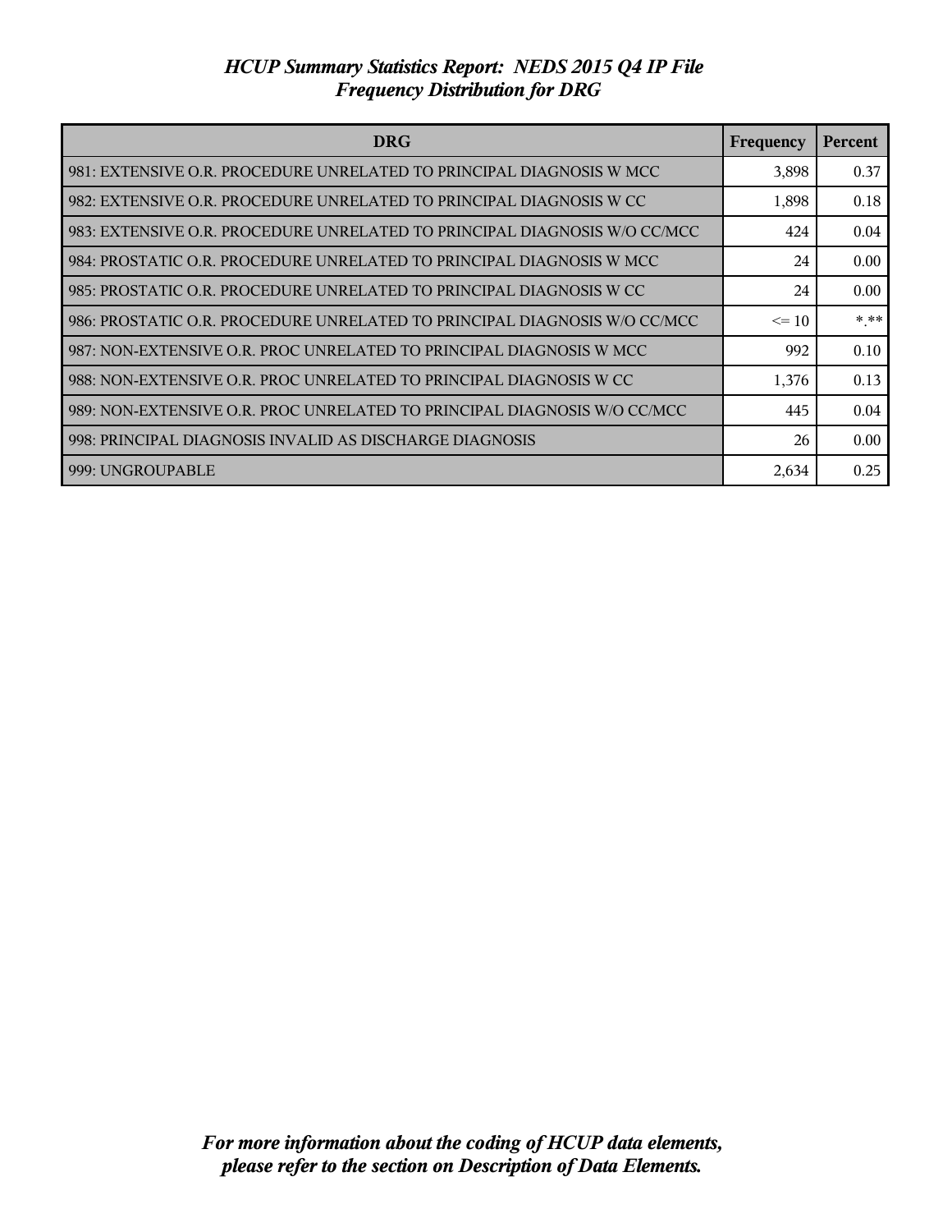| DRG | Frequency | Percent |
|---|---|---|
| 981: EXTENSIVE O.R. PROCEDURE UNRELATED TO PRINCIPAL DIAGNOSIS W MCC | 3,898 | 0.37 |
| 982: EXTENSIVE O.R. PROCEDURE UNRELATED TO PRINCIPAL DIAGNOSIS W CC | 1,898 | 0.18 |
| 983: EXTENSIVE O.R. PROCEDURE UNRELATED TO PRINCIPAL DIAGNOSIS W/O CC/MCC | 424 | 0.04 |
| 984: PROSTATIC O.R. PROCEDURE UNRELATED TO PRINCIPAL DIAGNOSIS W MCC | 24 | 0.00 |
| 985: PROSTATIC O.R. PROCEDURE UNRELATED TO PRINCIPAL DIAGNOSIS W CC | 24 | 0.00 |
| 986: PROSTATIC O.R. PROCEDURE UNRELATED TO PRINCIPAL DIAGNOSIS W/O CC/MCC | <= 10 | *.** |
| 987: NON-EXTENSIVE O.R. PROC UNRELATED TO PRINCIPAL DIAGNOSIS W MCC | 992 | 0.10 |
| 988: NON-EXTENSIVE O.R. PROC UNRELATED TO PRINCIPAL DIAGNOSIS W CC | 1,376 | 0.13 |
| 989: NON-EXTENSIVE O.R. PROC UNRELATED TO PRINCIPAL DIAGNOSIS W/O CC/MCC | 445 | 0.04 |
| 998: PRINCIPAL DIAGNOSIS INVALID AS DISCHARGE DIAGNOSIS | 26 | 0.00 |
| 999: UNGROUPABLE | 2,634 | 0.25 |

*For more information about the coding of HCUP data elements, please refer to the section on Description of Data Elements.*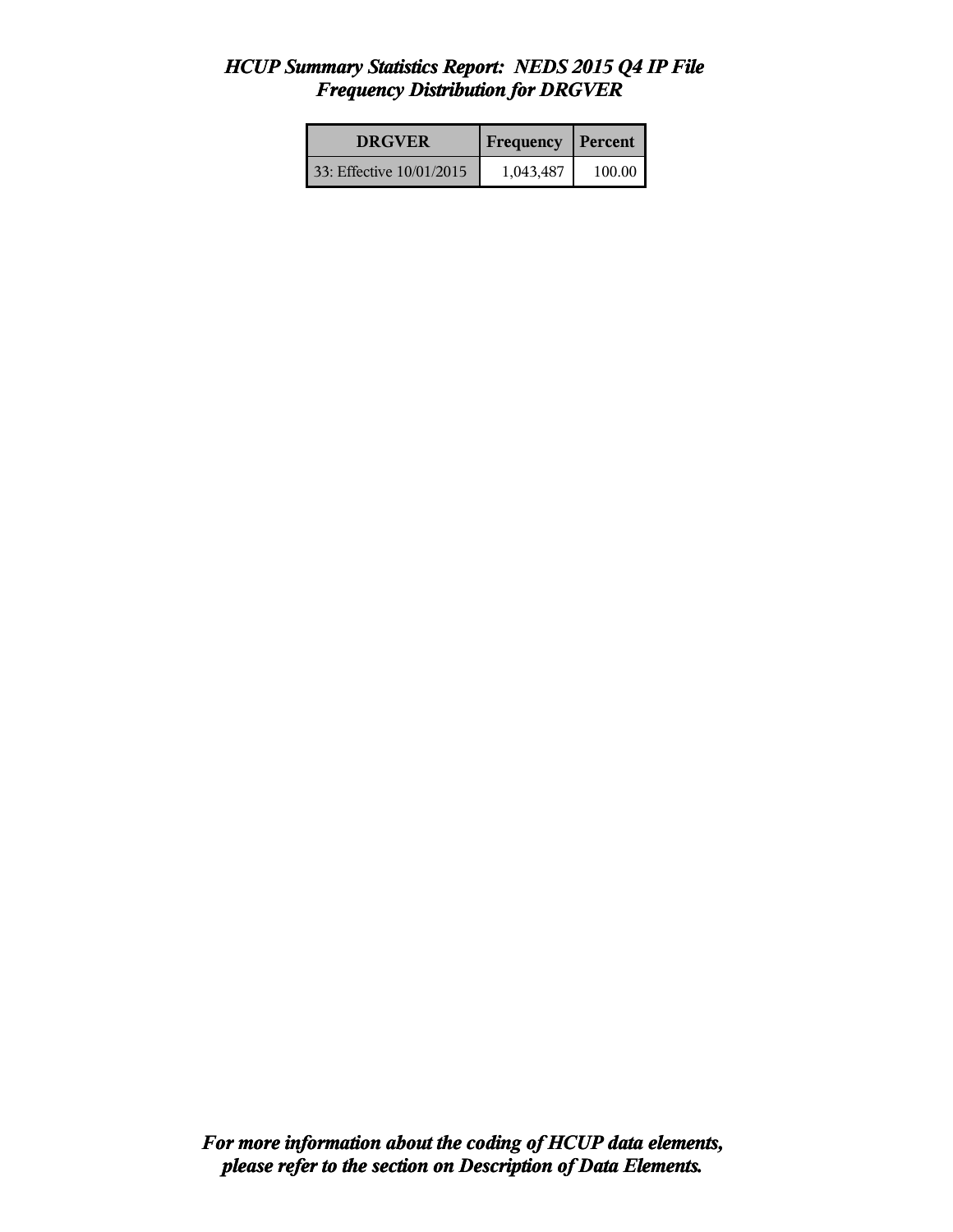# *HCUP Summary Statistics Report: NEDS 2015 Q4 IP File*
## *Frequency Distribution for DRGVER*

| DRGVER | Frequency | Percent |
|---|---|---|
| 33: Effective 10/01/2015 | 1,043,487 | 100.00 |

***For more information about the coding of HCUP data elements, please refer to the section on Description of Data Elements.***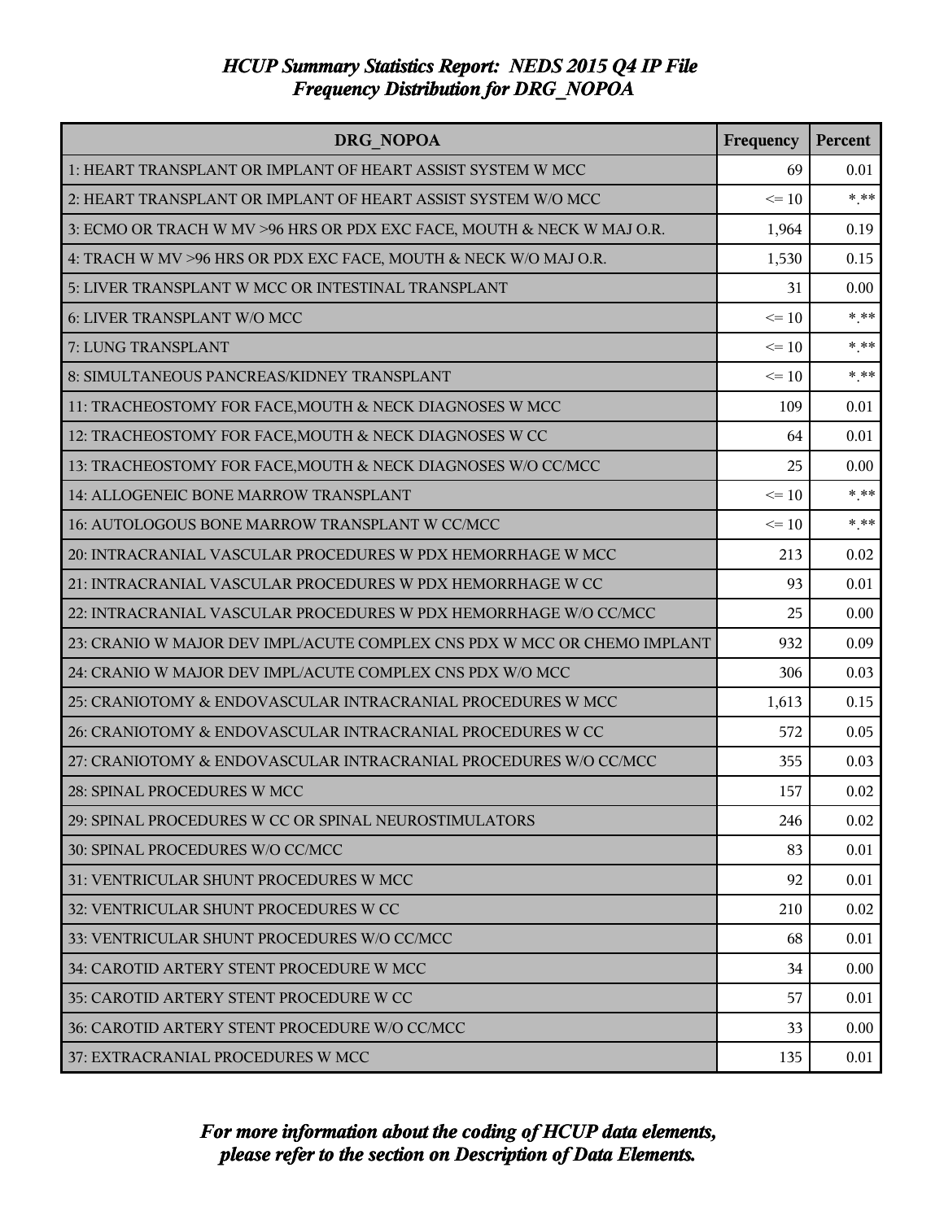# *HCUP Summary Statistics Report: NEDS 2015 Q4 IP File*
## *Frequency Distribution for DRG_NOPOA*

| DRG_NOPOA | Frequency | Percent |
|---|---|---|
| 1: HEART TRANSPLANT OR IMPLANT OF HEART ASSIST SYSTEM W MCC | 69 | 0.01 |
| 2: HEART TRANSPLANT OR IMPLANT OF HEART ASSIST SYSTEM W/O MCC | <= 10 | *.** |
| 3: ECMO OR TRACH W MV >96 HRS OR PDX EXC FACE, MOUTH & NECK W MAJ O.R. | 1,964 | 0.19 |
| 4: TRACH W MV >96 HRS OR PDX EXC FACE, MOUTH & NECK W/O MAJ O.R. | 1,530 | 0.15 |
| 5: LIVER TRANSPLANT W MCC OR INTESTINAL TRANSPLANT | 31 | 0.00 |
| 6: LIVER TRANSPLANT W/O MCC | <= 10 | *.** |
| 7: LUNG TRANSPLANT | <= 10 | *.** |
| 8: SIMULTANEOUS PANCREAS/KIDNEY TRANSPLANT | <= 10 | *.** |
| 11: TRACHEOSTOMY FOR FACE,MOUTH & NECK DIAGNOSES W MCC | 109 | 0.01 |
| 12: TRACHEOSTOMY FOR FACE,MOUTH & NECK DIAGNOSES W CC | 64 | 0.01 |
| 13: TRACHEOSTOMY FOR FACE,MOUTH & NECK DIAGNOSES W/O CC/MCC | 25 | 0.00 |
| 14: ALLOGENEIC BONE MARROW TRANSPLANT | <= 10 | *.** |
| 16: AUTOLOGOUS BONE MARROW TRANSPLANT W CC/MCC | <= 10 | *.** |
| 20: INTRACRANIAL VASCULAR PROCEDURES W PDX HEMORRHAGE W MCC | 213 | 0.02 |
| 21: INTRACRANIAL VASCULAR PROCEDURES W PDX HEMORRHAGE W CC | 93 | 0.01 |
| 22: INTRACRANIAL VASCULAR PROCEDURES W PDX HEMORRHAGE W/O CC/MCC | 25 | 0.00 |
| 23: CRANIO W MAJOR DEV IMPL/ACUTE COMPLEX CNS PDX W MCC OR CHEMO IMPLANT | 932 | 0.09 |
| 24: CRANIO W MAJOR DEV IMPL/ACUTE COMPLEX CNS PDX W/O MCC | 306 | 0.03 |
| 25: CRANIOTOMY & ENDOVASCULAR INTRACRANIAL PROCEDURES W MCC | 1,613 | 0.15 |
| 26: CRANIOTOMY & ENDOVASCULAR INTRACRANIAL PROCEDURES W CC | 572 | 0.05 |
| 27: CRANIOTOMY & ENDOVASCULAR INTRACRANIAL PROCEDURES W/O CC/MCC | 355 | 0.03 |
| 28: SPINAL PROCEDURES W MCC | 157 | 0.02 |
| 29: SPINAL PROCEDURES W CC OR SPINAL NEUROSTIMULATORS | 246 | 0.02 |
| 30: SPINAL PROCEDURES W/O CC/MCC | 83 | 0.01 |
| 31: VENTRICULAR SHUNT PROCEDURES W MCC | 92 | 0.01 |
| 32: VENTRICULAR SHUNT PROCEDURES W CC | 210 | 0.02 |
| 33: VENTRICULAR SHUNT PROCEDURES W/O CC/MCC | 68 | 0.01 |
| 34: CAROTID ARTERY STENT PROCEDURE W MCC | 34 | 0.00 |
| 35: CAROTID ARTERY STENT PROCEDURE W CC | 57 | 0.01 |
| 36: CAROTID ARTERY STENT PROCEDURE W/O CC/MCC | 33 | 0.00 |
| 37: EXTRACRANIAL PROCEDURES W MCC | 135 | 0.01 |

*For more information about the coding of HCUP data elements, please refer to the section on Description of Data Elements.*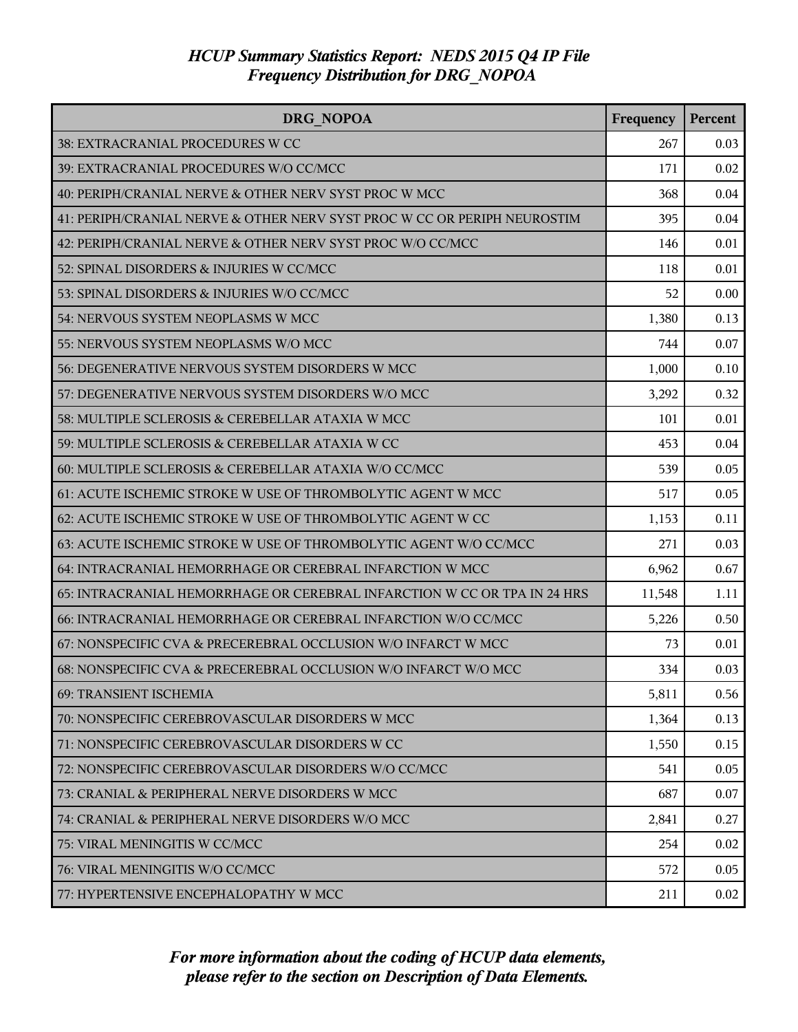*HCUP Summary Statistics Report: NEDS 2015 Q4 IP File*
*Frequency Distribution for DRG_NOPOA*

| DRG_NOPOA | Frequency | Percent |
| --- | --- | --- |
| 38: EXTRACRANIAL PROCEDURES W CC | 267 | 0.03 |
| 39: EXTRACRANIAL PROCEDURES W/O CC/MCC | 171 | 0.02 |
| 40: PERIPH/CRANIAL NERVE & OTHER NERV SYST PROC W MCC | 368 | 0.04 |
| 41: PERIPH/CRANIAL NERVE & OTHER NERV SYST PROC W CC OR PERIPH NEUROSTIM | 395 | 0.04 |
| 42: PERIPH/CRANIAL NERVE & OTHER NERV SYST PROC W/O CC/MCC | 146 | 0.01 |
| 52: SPINAL DISORDERS & INJURIES W CC/MCC | 118 | 0.01 |
| 53: SPINAL DISORDERS & INJURIES W/O CC/MCC | 52 | 0.00 |
| 54: NERVOUS SYSTEM NEOPLASMS W MCC | 1,380 | 0.13 |
| 55: NERVOUS SYSTEM NEOPLASMS W/O MCC | 744 | 0.07 |
| 56: DEGENERATIVE NERVOUS SYSTEM DISORDERS W MCC | 1,000 | 0.10 |
| 57: DEGENERATIVE NERVOUS SYSTEM DISORDERS W/O MCC | 3,292 | 0.32 |
| 58: MULTIPLE SCLEROSIS & CEREBELLAR ATAXIA W MCC | 101 | 0.01 |
| 59: MULTIPLE SCLEROSIS & CEREBELLAR ATAXIA W CC | 453 | 0.04 |
| 60: MULTIPLE SCLEROSIS & CEREBELLAR ATAXIA W/O CC/MCC | 539 | 0.05 |
| 61: ACUTE ISCHEMIC STROKE W USE OF THROMBOLYTIC AGENT W MCC | 517 | 0.05 |
| 62: ACUTE ISCHEMIC STROKE W USE OF THROMBOLYTIC AGENT W CC | 1,153 | 0.11 |
| 63: ACUTE ISCHEMIC STROKE W USE OF THROMBOLYTIC AGENT W/O CC/MCC | 271 | 0.03 |
| 64: INTRACRANIAL HEMORRHAGE OR CEREBRAL INFARCTION W MCC | 6,962 | 0.67 |
| 65: INTRACRANIAL HEMORRHAGE OR CEREBRAL INFARCTION W CC OR TPA IN 24 HRS | 11,548 | 1.11 |
| 66: INTRACRANIAL HEMORRHAGE OR CEREBRAL INFARCTION W/O CC/MCC | 5,226 | 0.50 |
| 67: NONSPECIFIC CVA & PRECEREBRAL OCCLUSION W/O INFARCT W MCC | 73 | 0.01 |
| 68: NONSPECIFIC CVA & PRECEREBRAL OCCLUSION W/O INFARCT W/O MCC | 334 | 0.03 |
| 69: TRANSIENT ISCHEMIA | 5,811 | 0.56 |
| 70: NONSPECIFIC CEREBROVASCULAR DISORDERS W MCC | 1,364 | 0.13 |
| 71: NONSPECIFIC CEREBROVASCULAR DISORDERS W CC | 1,550 | 0.15 |
| 72: NONSPECIFIC CEREBROVASCULAR DISORDERS W/O CC/MCC | 541 | 0.05 |
| 73: CRANIAL & PERIPHERAL NERVE DISORDERS W MCC | 687 | 0.07 |
| 74: CRANIAL & PERIPHERAL NERVE DISORDERS W/O MCC | 2,841 | 0.27 |
| 75: VIRAL MENINGITIS W CC/MCC | 254 | 0.02 |
| 76: VIRAL MENINGITIS W/O CC/MCC | 572 | 0.05 |
| 77: HYPERTENSIVE ENCEPHALOPATHY W MCC | 211 | 0.02 |

*For more information about the coding of HCUP data elements, please refer to the section on Description of Data Elements.*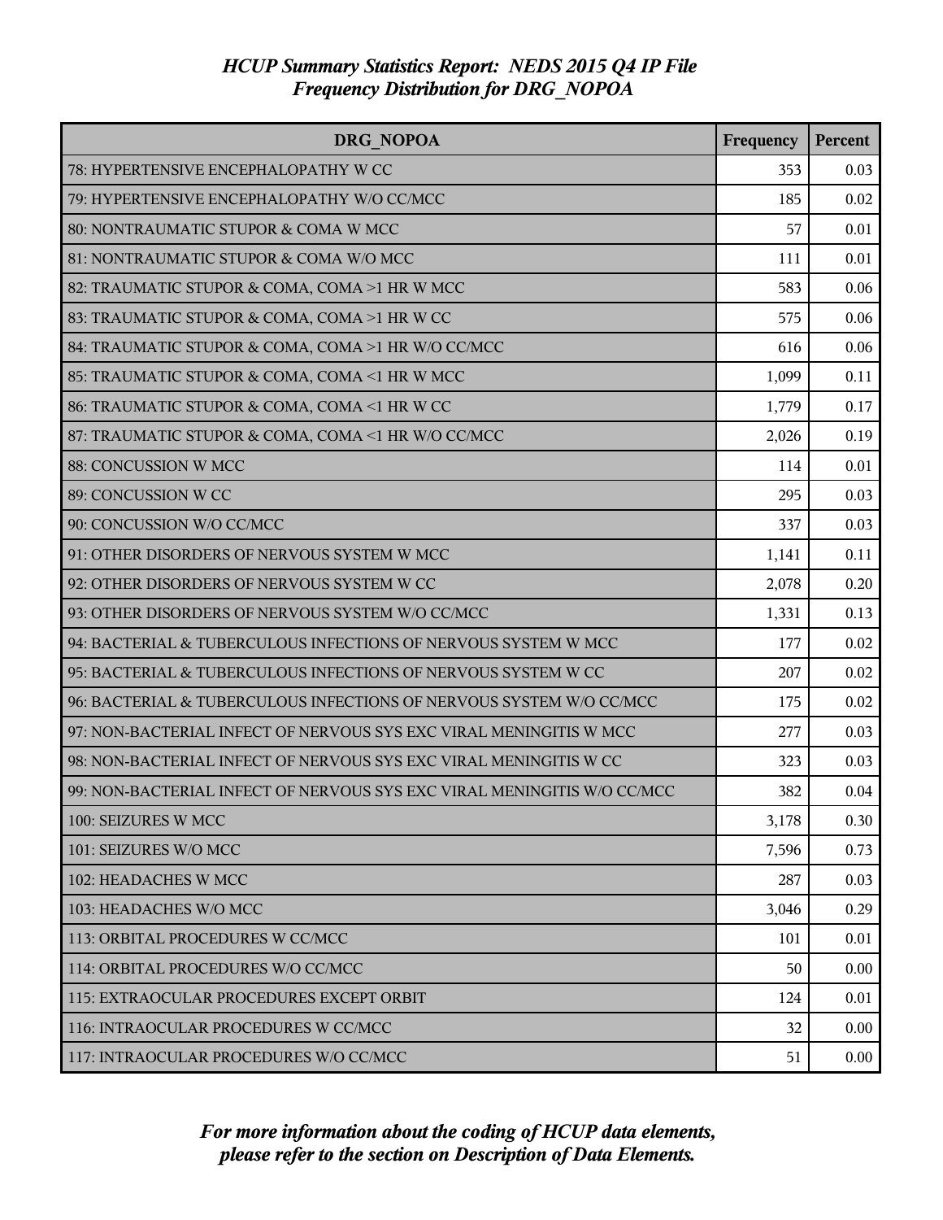# HCUP Summary Statistics Report: NEDS 2015 Q4 IP File
## Frequency Distribution for DRG_NOPOA

| DRG_NOPOA | Frequency | Percent |
|---|---|---|
| 78: HYPERTENSIVE ENCEPHALOPATHY W CC | 353 | 0.03 |
| 79: HYPERTENSIVE ENCEPHALOPATHY W/O CC/MCC | 185 | 0.02 |
| 80: NONTRAUMATIC STUPOR & COMA W MCC | 57 | 0.01 |
| 81: NONTRAUMATIC STUPOR & COMA W/O MCC | 111 | 0.01 |
| 82: TRAUMATIC STUPOR & COMA, COMA >1 HR W MCC | 583 | 0.06 |
| 83: TRAUMATIC STUPOR & COMA, COMA >1 HR W CC | 575 | 0.06 |
| 84: TRAUMATIC STUPOR & COMA, COMA >1 HR W/O CC/MCC | 616 | 0.06 |
| 85: TRAUMATIC STUPOR & COMA, COMA <1 HR W MCC | 1,099 | 0.11 |
| 86: TRAUMATIC STUPOR & COMA, COMA <1 HR W CC | 1,779 | 0.17 |
| 87: TRAUMATIC STUPOR & COMA, COMA <1 HR W/O CC/MCC | 2,026 | 0.19 |
| 88: CONCUSSION W MCC | 114 | 0.01 |
| 89: CONCUSSION W CC | 295 | 0.03 |
| 90: CONCUSSION W/O CC/MCC | 337 | 0.03 |
| 91: OTHER DISORDERS OF NERVOUS SYSTEM W MCC | 1,141 | 0.11 |
| 92: OTHER DISORDERS OF NERVOUS SYSTEM W CC | 2,078 | 0.20 |
| 93: OTHER DISORDERS OF NERVOUS SYSTEM W/O CC/MCC | 1,331 | 0.13 |
| 94: BACTERIAL & TUBERCULOUS INFECTIONS OF NERVOUS SYSTEM W MCC | 177 | 0.02 |
| 95: BACTERIAL & TUBERCULOUS INFECTIONS OF NERVOUS SYSTEM W CC | 207 | 0.02 |
| 96: BACTERIAL & TUBERCULOUS INFECTIONS OF NERVOUS SYSTEM W/O CC/MCC | 175 | 0.02 |
| 97: NON-BACTERIAL INFECT OF NERVOUS SYS EXC VIRAL MENINGITIS W MCC | 277 | 0.03 |
| 98: NON-BACTERIAL INFECT OF NERVOUS SYS EXC VIRAL MENINGITIS W CC | 323 | 0.03 |
| 99: NON-BACTERIAL INFECT OF NERVOUS SYS EXC VIRAL MENINGITIS W/O CC/MCC | 382 | 0.04 |
| 100: SEIZURES W MCC | 3,178 | 0.30 |
| 101: SEIZURES W/O MCC | 7,596 | 0.73 |
| 102: HEADACHES W MCC | 287 | 0.03 |
| 103: HEADACHES W/O MCC | 3,046 | 0.29 |
| 113: ORBITAL PROCEDURES W CC/MCC | 101 | 0.01 |
| 114: ORBITAL PROCEDURES W/O CC/MCC | 50 | 0.00 |
| 115: EXTRAOCULAR PROCEDURES EXCEPT ORBIT | 124 | 0.01 |
| 116: INTRAOCULAR PROCEDURES W CC/MCC | 32 | 0.00 |
| 117: INTRAOCULAR PROCEDURES W/O CC/MCC | 51 | 0.00 |

*For more information about the coding of HCUP data elements, please refer to the section on Description of Data Elements.*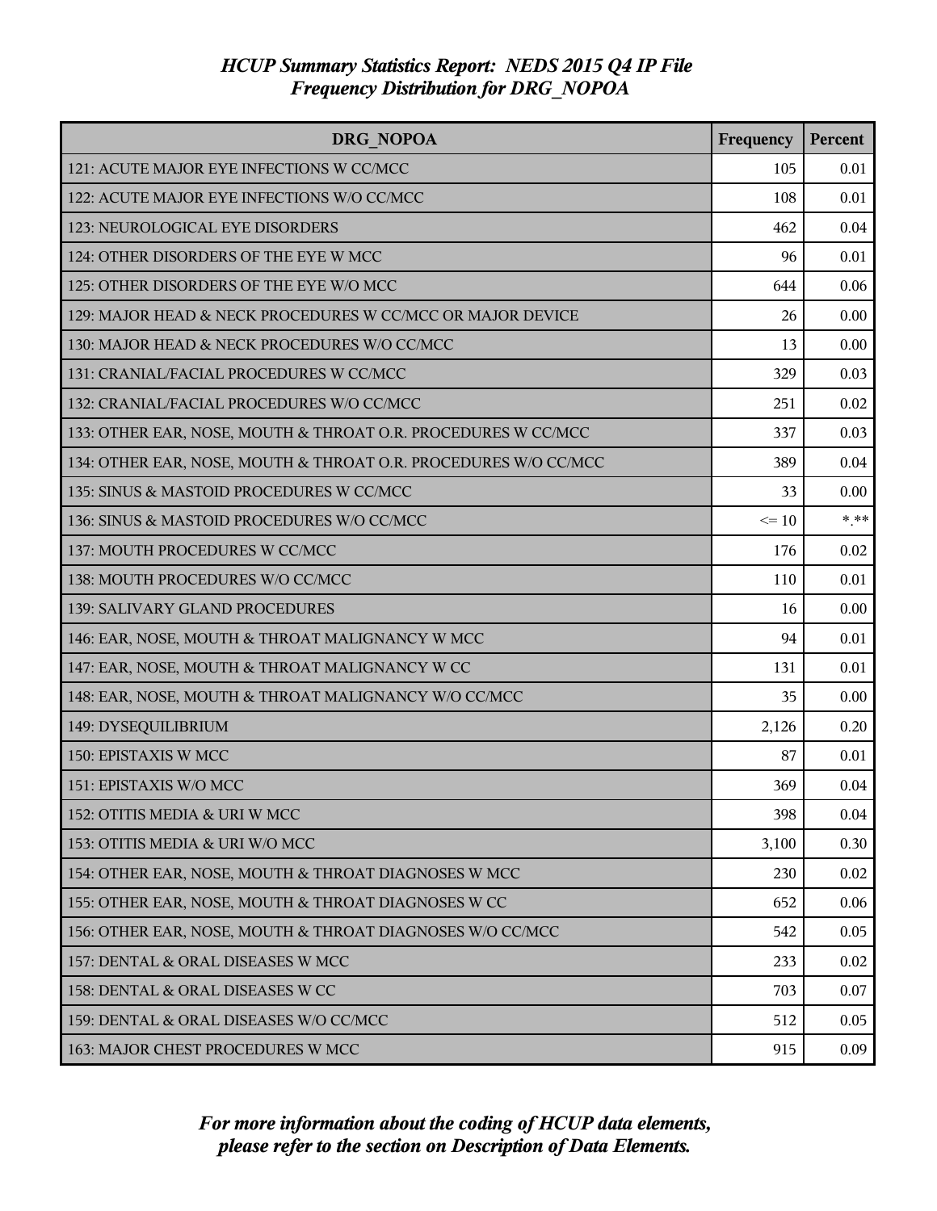# HCUP Summary Statistics Report: NEDS 2015 Q4 IP File
## Frequency Distribution for DRG_NOPOA

| DRG_NOPOA | Frequency | Percent |
|---|---|---|
| 121: ACUTE MAJOR EYE INFECTIONS W CC/MCC | 105 | 0.01 |
| 122: ACUTE MAJOR EYE INFECTIONS W/O CC/MCC | 108 | 0.01 |
| 123: NEUROLOGICAL EYE DISORDERS | 462 | 0.04 |
| 124: OTHER DISORDERS OF THE EYE W MCC | 96 | 0.01 |
| 125: OTHER DISORDERS OF THE EYE W/O MCC | 644 | 0.06 |
| 129: MAJOR HEAD & NECK PROCEDURES W CC/MCC OR MAJOR DEVICE | 26 | 0.00 |
| 130: MAJOR HEAD & NECK PROCEDURES W/O CC/MCC | 13 | 0.00 |
| 131: CRANIAL/FACIAL PROCEDURES W CC/MCC | 329 | 0.03 |
| 132: CRANIAL/FACIAL PROCEDURES W/O CC/MCC | 251 | 0.02 |
| 133: OTHER EAR, NOSE, MOUTH & THROAT O.R. PROCEDURES W CC/MCC | 337 | 0.03 |
| 134: OTHER EAR, NOSE, MOUTH & THROAT O.R. PROCEDURES W/O CC/MCC | 389 | 0.04 |
| 135: SINUS & MASTOID PROCEDURES W CC/MCC | 33 | 0.00 |
| 136: SINUS & MASTOID PROCEDURES W/O CC/MCC | <= 10 | *.** |
| 137: MOUTH PROCEDURES W CC/MCC | 176 | 0.02 |
| 138: MOUTH PROCEDURES W/O CC/MCC | 110 | 0.01 |
| 139: SALIVARY GLAND PROCEDURES | 16 | 0.00 |
| 146: EAR, NOSE, MOUTH & THROAT MALIGNANCY W MCC | 94 | 0.01 |
| 147: EAR, NOSE, MOUTH & THROAT MALIGNANCY W CC | 131 | 0.01 |
| 148: EAR, NOSE, MOUTH & THROAT MALIGNANCY W/O CC/MCC | 35 | 0.00 |
| 149: DYSEQUILIBRIUM | 2,126 | 0.20 |
| 150: EPISTAXIS W MCC | 87 | 0.01 |
| 151: EPISTAXIS W/O MCC | 369 | 0.04 |
| 152: OTITIS MEDIA & URI W MCC | 398 | 0.04 |
| 153: OTITIS MEDIA & URI W/O MCC | 3,100 | 0.30 |
| 154: OTHER EAR, NOSE, MOUTH & THROAT DIAGNOSES W MCC | 230 | 0.02 |
| 155: OTHER EAR, NOSE, MOUTH & THROAT DIAGNOSES W CC | 652 | 0.06 |
| 156: OTHER EAR, NOSE, MOUTH & THROAT DIAGNOSES W/O CC/MCC | 542 | 0.05 |
| 157: DENTAL & ORAL DISEASES W MCC | 233 | 0.02 |
| 158: DENTAL & ORAL DISEASES W CC | 703 | 0.07 |
| 159: DENTAL & ORAL DISEASES W/O CC/MCC | 512 | 0.05 |
| 163: MAJOR CHEST PROCEDURES W MCC | 915 | 0.09 |

*For more information about the coding of HCUP data elements, please refer to the section on Description of Data Elements.*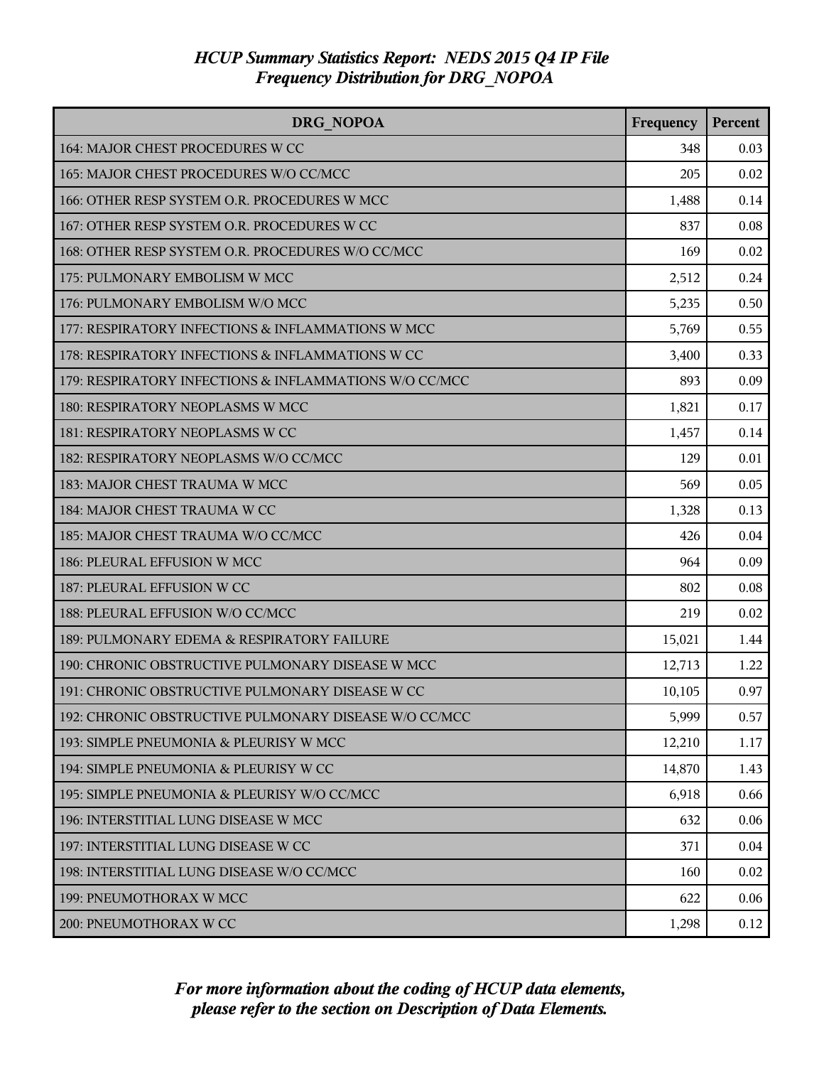# HCUP Summary Statistics Report: NEDS 2015 Q4 IP File
## Frequency Distribution for DRG_NOPOA

| DRG_NOPOA | Frequency | Percent |
|---|---|---|
| 164: MAJOR CHEST PROCEDURES W CC | 348 | 0.03 |
| 165: MAJOR CHEST PROCEDURES W/O CC/MCC | 205 | 0.02 |
| 166: OTHER RESP SYSTEM O.R. PROCEDURES W MCC | 1,488 | 0.14 |
| 167: OTHER RESP SYSTEM O.R. PROCEDURES W CC | 837 | 0.08 |
| 168: OTHER RESP SYSTEM O.R. PROCEDURES W/O CC/MCC | 169 | 0.02 |
| 175: PULMONARY EMBOLISM W MCC | 2,512 | 0.24 |
| 176: PULMONARY EMBOLISM W/O MCC | 5,235 | 0.50 |
| 177: RESPIRATORY INFECTIONS & INFLAMMATIONS W MCC | 5,769 | 0.55 |
| 178: RESPIRATORY INFECTIONS & INFLAMMATIONS W CC | 3,400 | 0.33 |
| 179: RESPIRATORY INFECTIONS & INFLAMMATIONS W/O CC/MCC | 893 | 0.09 |
| 180: RESPIRATORY NEOPLASMS W MCC | 1,821 | 0.17 |
| 181: RESPIRATORY NEOPLASMS W CC | 1,457 | 0.14 |
| 182: RESPIRATORY NEOPLASMS W/O CC/MCC | 129 | 0.01 |
| 183: MAJOR CHEST TRAUMA W MCC | 569 | 0.05 |
| 184: MAJOR CHEST TRAUMA W CC | 1,328 | 0.13 |
| 185: MAJOR CHEST TRAUMA W/O CC/MCC | 426 | 0.04 |
| 186: PLEURAL EFFUSION W MCC | 964 | 0.09 |
| 187: PLEURAL EFFUSION W CC | 802 | 0.08 |
| 188: PLEURAL EFFUSION W/O CC/MCC | 219 | 0.02 |
| 189: PULMONARY EDEMA & RESPIRATORY FAILURE | 15,021 | 1.44 |
| 190: CHRONIC OBSTRUCTIVE PULMONARY DISEASE W MCC | 12,713 | 1.22 |
| 191: CHRONIC OBSTRUCTIVE PULMONARY DISEASE W CC | 10,105 | 0.97 |
| 192: CHRONIC OBSTRUCTIVE PULMONARY DISEASE W/O CC/MCC | 5,999 | 0.57 |
| 193: SIMPLE PNEUMONIA & PLEURISY W MCC | 12,210 | 1.17 |
| 194: SIMPLE PNEUMONIA & PLEURISY W CC | 14,870 | 1.43 |
| 195: SIMPLE PNEUMONIA & PLEURISY W/O CC/MCC | 6,918 | 0.66 |
| 196: INTERSTITIAL LUNG DISEASE W MCC | 632 | 0.06 |
| 197: INTERSTITIAL LUNG DISEASE W CC | 371 | 0.04 |
| 198: INTERSTITIAL LUNG DISEASE W/O CC/MCC | 160 | 0.02 |
| 199: PNEUMOTHORAX W MCC | 622 | 0.06 |
| 200: PNEUMOTHORAX W CC | 1,298 | 0.12 |

*For more information about the coding of HCUP data elements, please refer to the section on Description of Data Elements.*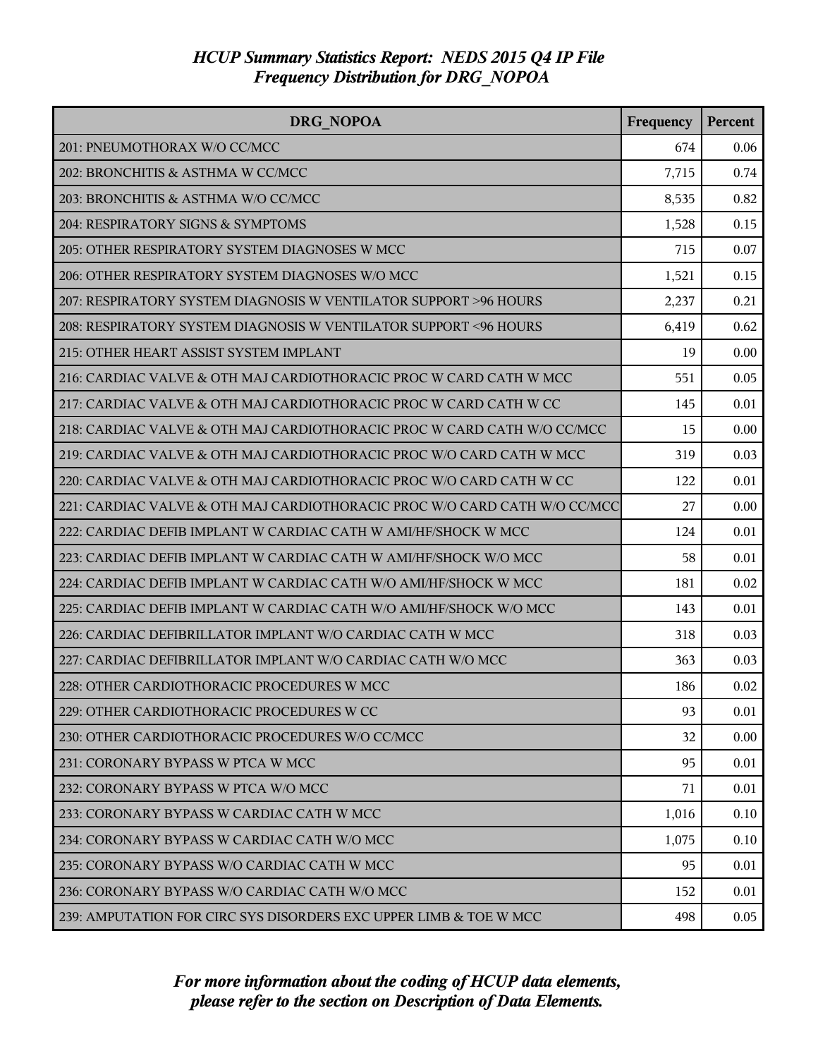# HCUP Summary Statistics Report: NEDS 2015 Q4 IP File
## Frequency Distribution for DRG_NOPOA

| DRG_NOPOA | Frequency | Percent |
|---|---|---|
| 201: PNEUMOTHORAX W/O CC/MCC | 674 | 0.06 |
| 202: BRONCHITIS & ASTHMA W CC/MCC | 7,715 | 0.74 |
| 203: BRONCHITIS & ASTHMA W/O CC/MCC | 8,535 | 0.82 |
| 204: RESPIRATORY SIGNS & SYMPTOMS | 1,528 | 0.15 |
| 205: OTHER RESPIRATORY SYSTEM DIAGNOSES W MCC | 715 | 0.07 |
| 206: OTHER RESPIRATORY SYSTEM DIAGNOSES W/O MCC | 1,521 | 0.15 |
| 207: RESPIRATORY SYSTEM DIAGNOSIS W VENTILATOR SUPPORT >96 HOURS | 2,237 | 0.21 |
| 208: RESPIRATORY SYSTEM DIAGNOSIS W VENTILATOR SUPPORT <96 HOURS | 6,419 | 0.62 |
| 215: OTHER HEART ASSIST SYSTEM IMPLANT | 19 | 0.00 |
| 216: CARDIAC VALVE & OTH MAJ CARDIOTHORACIC PROC W CARD CATH W MCC | 551 | 0.05 |
| 217: CARDIAC VALVE & OTH MAJ CARDIOTHORACIC PROC W CARD CATH W CC | 145 | 0.01 |
| 218: CARDIAC VALVE & OTH MAJ CARDIOTHORACIC PROC W CARD CATH W/O CC/MCC | 15 | 0.00 |
| 219: CARDIAC VALVE & OTH MAJ CARDIOTHORACIC PROC W/O CARD CATH W MCC | 319 | 0.03 |
| 220: CARDIAC VALVE & OTH MAJ CARDIOTHORACIC PROC W/O CARD CATH W CC | 122 | 0.01 |
| 221: CARDIAC VALVE & OTH MAJ CARDIOTHORACIC PROC W/O CARD CATH W/O CC/MCC | 27 | 0.00 |
| 222: CARDIAC DEFIB IMPLANT W CARDIAC CATH W AMI/HF/SHOCK W MCC | 124 | 0.01 |
| 223: CARDIAC DEFIB IMPLANT W CARDIAC CATH W AMI/HF/SHOCK W/O MCC | 58 | 0.01 |
| 224: CARDIAC DEFIB IMPLANT W CARDIAC CATH W/O AMI/HF/SHOCK W MCC | 181 | 0.02 |
| 225: CARDIAC DEFIB IMPLANT W CARDIAC CATH W/O AMI/HF/SHOCK W/O MCC | 143 | 0.01 |
| 226: CARDIAC DEFIBRILLATOR IMPLANT W/O CARDIAC CATH W MCC | 318 | 0.03 |
| 227: CARDIAC DEFIBRILLATOR IMPLANT W/O CARDIAC CATH W/O MCC | 363 | 0.03 |
| 228: OTHER CARDIOTHORACIC PROCEDURES W MCC | 186 | 0.02 |
| 229: OTHER CARDIOTHORACIC PROCEDURES W CC | 93 | 0.01 |
| 230: OTHER CARDIOTHORACIC PROCEDURES W/O CC/MCC | 32 | 0.00 |
| 231: CORONARY BYPASS W PTCA W MCC | 95 | 0.01 |
| 232: CORONARY BYPASS W PTCA W/O MCC | 71 | 0.01 |
| 233: CORONARY BYPASS W CARDIAC CATH W MCC | 1,016 | 0.10 |
| 234: CORONARY BYPASS W CARDIAC CATH W/O MCC | 1,075 | 0.10 |
| 235: CORONARY BYPASS W/O CARDIAC CATH W MCC | 95 | 0.01 |
| 236: CORONARY BYPASS W/O CARDIAC CATH W/O MCC | 152 | 0.01 |
| 239: AMPUTATION FOR CIRC SYS DISORDERS EXC UPPER LIMB & TOE W MCC | 498 | 0.05 |

*For more information about the coding of HCUP data elements, please refer to the section on Description of Data Elements.*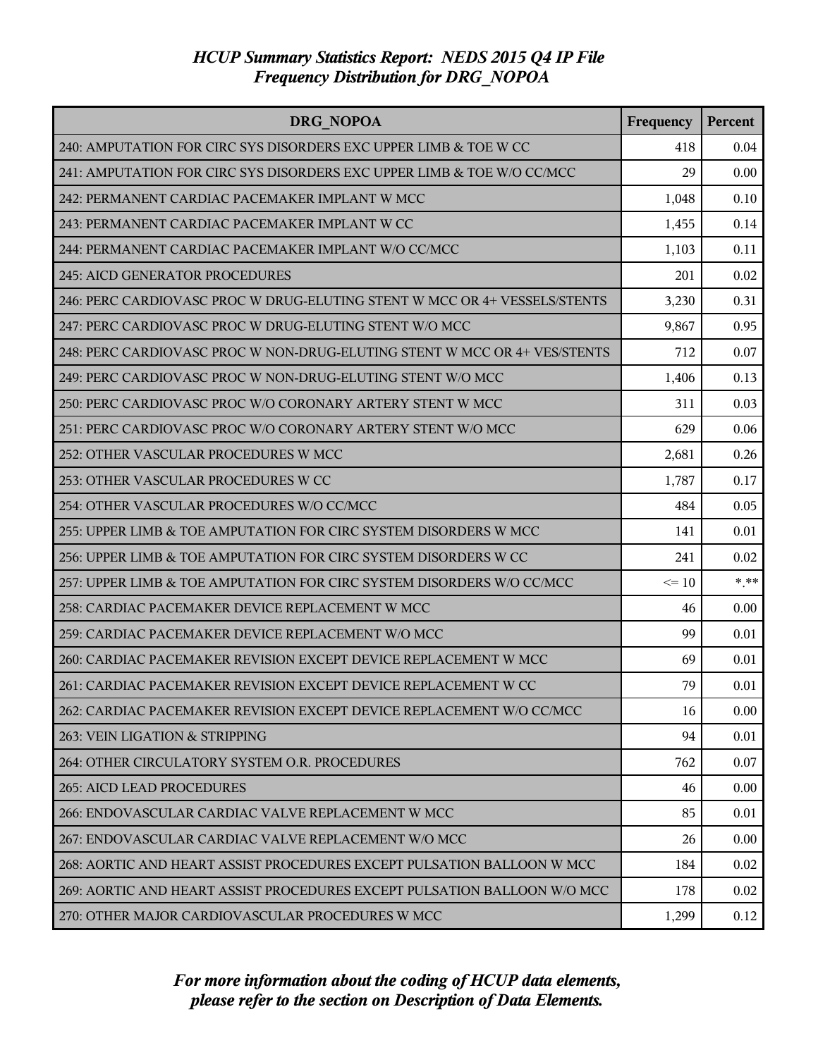# *HCUP Summary Statistics Report: NEDS 2015 Q4 IP File*
## *Frequency Distribution for DRG_NOPOA*

| DRG_NOPOA | Frequency | Percent |
|---|---|---|
| 240: AMPUTATION FOR CIRC SYS DISORDERS EXC UPPER LIMB & TOE W CC | 418 | 0.04 |
| 241: AMPUTATION FOR CIRC SYS DISORDERS EXC UPPER LIMB & TOE W/O CC/MCC | 29 | 0.00 |
| 242: PERMANENT CARDIAC PACEMAKER IMPLANT W MCC | 1,048 | 0.10 |
| 243: PERMANENT CARDIAC PACEMAKER IMPLANT W CC | 1,455 | 0.14 |
| 244: PERMANENT CARDIAC PACEMAKER IMPLANT W/O CC/MCC | 1,103 | 0.11 |
| 245: AICD GENERATOR PROCEDURES | 201 | 0.02 |
| 246: PERC CARDIOVASC PROC W DRUG-ELUTING STENT W MCC OR 4+ VESSELS/STENTS | 3,230 | 0.31 |
| 247: PERC CARDIOVASC PROC W DRUG-ELUTING STENT W/O MCC | 9,867 | 0.95 |
| 248: PERC CARDIOVASC PROC W NON-DRUG-ELUTING STENT W MCC OR 4+ VES/STENTS | 712 | 0.07 |
| 249: PERC CARDIOVASC PROC W NON-DRUG-ELUTING STENT W/O MCC | 1,406 | 0.13 |
| 250: PERC CARDIOVASC PROC W/O CORONARY ARTERY STENT W MCC | 311 | 0.03 |
| 251: PERC CARDIOVASC PROC W/O CORONARY ARTERY STENT W/O MCC | 629 | 0.06 |
| 252: OTHER VASCULAR PROCEDURES W MCC | 2,681 | 0.26 |
| 253: OTHER VASCULAR PROCEDURES W CC | 1,787 | 0.17 |
| 254: OTHER VASCULAR PROCEDURES W/O CC/MCC | 484 | 0.05 |
| 255: UPPER LIMB & TOE AMPUTATION FOR CIRC SYSTEM DISORDERS W MCC | 141 | 0.01 |
| 256: UPPER LIMB & TOE AMPUTATION FOR CIRC SYSTEM DISORDERS W CC | 241 | 0.02 |
| 257: UPPER LIMB & TOE AMPUTATION FOR CIRC SYSTEM DISORDERS W/O CC/MCC | <= 10 | *.** |
| 258: CARDIAC PACEMAKER DEVICE REPLACEMENT W MCC | 46 | 0.00 |
| 259: CARDIAC PACEMAKER DEVICE REPLACEMENT W/O MCC | 99 | 0.01 |
| 260: CARDIAC PACEMAKER REVISION EXCEPT DEVICE REPLACEMENT W MCC | 69 | 0.01 |
| 261: CARDIAC PACEMAKER REVISION EXCEPT DEVICE REPLACEMENT W CC | 79 | 0.01 |
| 262: CARDIAC PACEMAKER REVISION EXCEPT DEVICE REPLACEMENT W/O CC/MCC | 16 | 0.00 |
| 263: VEIN LIGATION & STRIPPING | 94 | 0.01 |
| 264: OTHER CIRCULATORY SYSTEM O.R. PROCEDURES | 762 | 0.07 |
| 265: AICD LEAD PROCEDURES | 46 | 0.00 |
| 266: ENDOVASCULAR CARDIAC VALVE REPLACEMENT W MCC | 85 | 0.01 |
| 267: ENDOVASCULAR CARDIAC VALVE REPLACEMENT W/O MCC | 26 | 0.00 |
| 268: AORTIC AND HEART ASSIST PROCEDURES EXCEPT PULSATION BALLOON W MCC | 184 | 0.02 |
| 269: AORTIC AND HEART ASSIST PROCEDURES EXCEPT PULSATION BALLOON W/O MCC | 178 | 0.02 |
| 270: OTHER MAJOR CARDIOVASCULAR PROCEDURES W MCC | 1,299 | 0.12 |

*For more information about the coding of HCUP data elements, please refer to the section on Description of Data Elements.*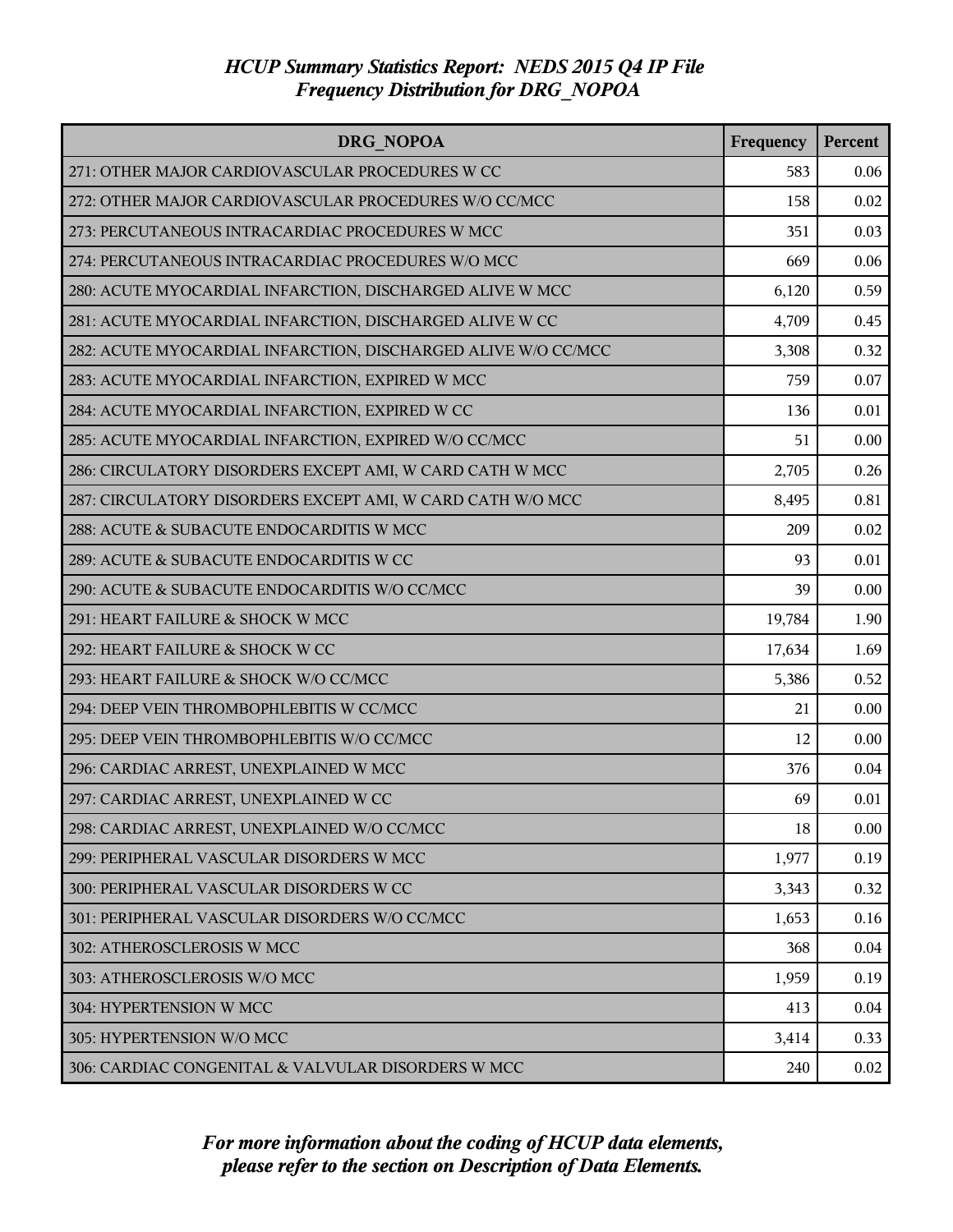# HCUP Summary Statistics Report: NEDS 2015 Q4 IP File
## Frequency Distribution for DRG_NOPOA

| DRG_NOPOA | Frequency | Percent |
|---|---|---|
| 271: OTHER MAJOR CARDIOVASCULAR PROCEDURES W CC | 583 | 0.06 |
| 272: OTHER MAJOR CARDIOVASCULAR PROCEDURES W/O CC/MCC | 158 | 0.02 |
| 273: PERCUTANEOUS INTRACARDIAC PROCEDURES W MCC | 351 | 0.03 |
| 274: PERCUTANEOUS INTRACARDIAC PROCEDURES W/O MCC | 669 | 0.06 |
| 280: ACUTE MYOCARDIAL INFARCTION, DISCHARGED ALIVE W MCC | 6,120 | 0.59 |
| 281: ACUTE MYOCARDIAL INFARCTION, DISCHARGED ALIVE W CC | 4,709 | 0.45 |
| 282: ACUTE MYOCARDIAL INFARCTION, DISCHARGED ALIVE W/O CC/MCC | 3,308 | 0.32 |
| 283: ACUTE MYOCARDIAL INFARCTION, EXPIRED W MCC | 759 | 0.07 |
| 284: ACUTE MYOCARDIAL INFARCTION, EXPIRED W CC | 136 | 0.01 |
| 285: ACUTE MYOCARDIAL INFARCTION, EXPIRED W/O CC/MCC | 51 | 0.00 |
| 286: CIRCULATORY DISORDERS EXCEPT AMI, W CARD CATH W MCC | 2,705 | 0.26 |
| 287: CIRCULATORY DISORDERS EXCEPT AMI, W CARD CATH W/O MCC | 8,495 | 0.81 |
| 288: ACUTE & SUBACUTE ENDOCARDITIS W MCC | 209 | 0.02 |
| 289: ACUTE & SUBACUTE ENDOCARDITIS W CC | 93 | 0.01 |
| 290: ACUTE & SUBACUTE ENDOCARDITIS W/O CC/MCC | 39 | 0.00 |
| 291: HEART FAILURE & SHOCK W MCC | 19,784 | 1.90 |
| 292: HEART FAILURE & SHOCK W CC | 17,634 | 1.69 |
| 293: HEART FAILURE & SHOCK W/O CC/MCC | 5,386 | 0.52 |
| 294: DEEP VEIN THROMBOPHLEBITIS W CC/MCC | 21 | 0.00 |
| 295: DEEP VEIN THROMBOPHLEBITIS W/O CC/MCC | 12 | 0.00 |
| 296: CARDIAC ARREST, UNEXPLAINED W MCC | 376 | 0.04 |
| 297: CARDIAC ARREST, UNEXPLAINED W CC | 69 | 0.01 |
| 298: CARDIAC ARREST, UNEXPLAINED W/O CC/MCC | 18 | 0.00 |
| 299: PERIPHERAL VASCULAR DISORDERS W MCC | 1,977 | 0.19 |
| 300: PERIPHERAL VASCULAR DISORDERS W CC | 3,343 | 0.32 |
| 301: PERIPHERAL VASCULAR DISORDERS W/O CC/MCC | 1,653 | 0.16 |
| 302: ATHEROSCLEROSIS W MCC | 368 | 0.04 |
| 303: ATHEROSCLEROSIS W/O MCC | 1,959 | 0.19 |
| 304: HYPERTENSION W MCC | 413 | 0.04 |
| 305: HYPERTENSION W/O MCC | 3,414 | 0.33 |
| 306: CARDIAC CONGENITAL & VALVULAR DISORDERS W MCC | 240 | 0.02 |

*For more information about the coding of HCUP data elements, please refer to the section on Description of Data Elements.*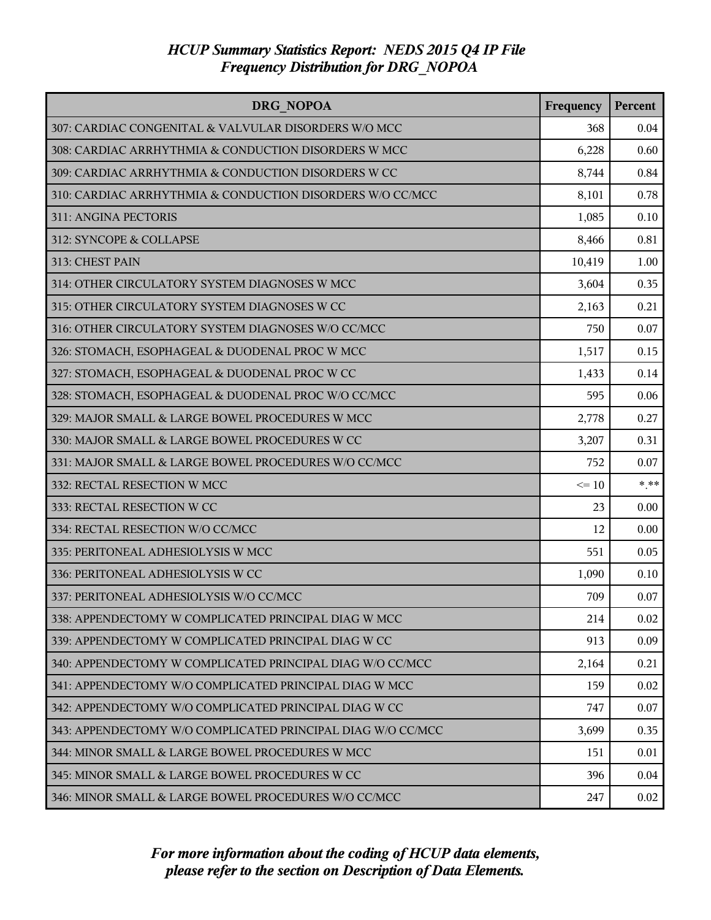# *HCUP Summary Statistics Report: NEDS 2015 Q4 IP File*
## *Frequency Distribution for DRG_NOPOA*

| DRG_NOPOA | Frequency | Percent |
|---|---|---|
| 307: CARDIAC CONGENITAL & VALVULAR DISORDERS W/O MCC | 368 | 0.04 |
| 308: CARDIAC ARRHYTHMIA & CONDUCTION DISORDERS W MCC | 6,228 | 0.60 |
| 309: CARDIAC ARRHYTHMIA & CONDUCTION DISORDERS W CC | 8,744 | 0.84 |
| 310: CARDIAC ARRHYTHMIA & CONDUCTION DISORDERS W/O CC/MCC | 8,101 | 0.78 |
| 311: ANGINA PECTORIS | 1,085 | 0.10 |
| 312: SYNCOPE & COLLAPSE | 8,466 | 0.81 |
| 313: CHEST PAIN | 10,419 | 1.00 |
| 314: OTHER CIRCULATORY SYSTEM DIAGNOSES W MCC | 3,604 | 0.35 |
| 315: OTHER CIRCULATORY SYSTEM DIAGNOSES W CC | 2,163 | 0.21 |
| 316: OTHER CIRCULATORY SYSTEM DIAGNOSES W/O CC/MCC | 750 | 0.07 |
| 326: STOMACH, ESOPHAGEAL & DUODENAL PROC W MCC | 1,517 | 0.15 |
| 327: STOMACH, ESOPHAGEAL & DUODENAL PROC W CC | 1,433 | 0.14 |
| 328: STOMACH, ESOPHAGEAL & DUODENAL PROC W/O CC/MCC | 595 | 0.06 |
| 329: MAJOR SMALL & LARGE BOWEL PROCEDURES W MCC | 2,778 | 0.27 |
| 330: MAJOR SMALL & LARGE BOWEL PROCEDURES W CC | 3,207 | 0.31 |
| 331: MAJOR SMALL & LARGE BOWEL PROCEDURES W/O CC/MCC | 752 | 0.07 |
| 332: RECTAL RESECTION W MCC | <= 10 | *.** |
| 333: RECTAL RESECTION W CC | 23 | 0.00 |
| 334: RECTAL RESECTION W/O CC/MCC | 12 | 0.00 |
| 335: PERITONEAL ADHESIOLYSIS W MCC | 551 | 0.05 |
| 336: PERITONEAL ADHESIOLYSIS W CC | 1,090 | 0.10 |
| 337: PERITONEAL ADHESIOLYSIS W/O CC/MCC | 709 | 0.07 |
| 338: APPENDECTOMY W COMPLICATED PRINCIPAL DIAG W MCC | 214 | 0.02 |
| 339: APPENDECTOMY W COMPLICATED PRINCIPAL DIAG W CC | 913 | 0.09 |
| 340: APPENDECTOMY W COMPLICATED PRINCIPAL DIAG W/O CC/MCC | 2,164 | 0.21 |
| 341: APPENDECTOMY W/O COMPLICATED PRINCIPAL DIAG W MCC | 159 | 0.02 |
| 342: APPENDECTOMY W/O COMPLICATED PRINCIPAL DIAG W CC | 747 | 0.07 |
| 343: APPENDECTOMY W/O COMPLICATED PRINCIPAL DIAG W/O CC/MCC | 3,699 | 0.35 |
| 344: MINOR SMALL & LARGE BOWEL PROCEDURES W MCC | 151 | 0.01 |
| 345: MINOR SMALL & LARGE BOWEL PROCEDURES W CC | 396 | 0.04 |
| 346: MINOR SMALL & LARGE BOWEL PROCEDURES W/O CC/MCC | 247 | 0.02 |

*For more information about the coding of HCUP data elements, please refer to the section on Description of Data Elements.*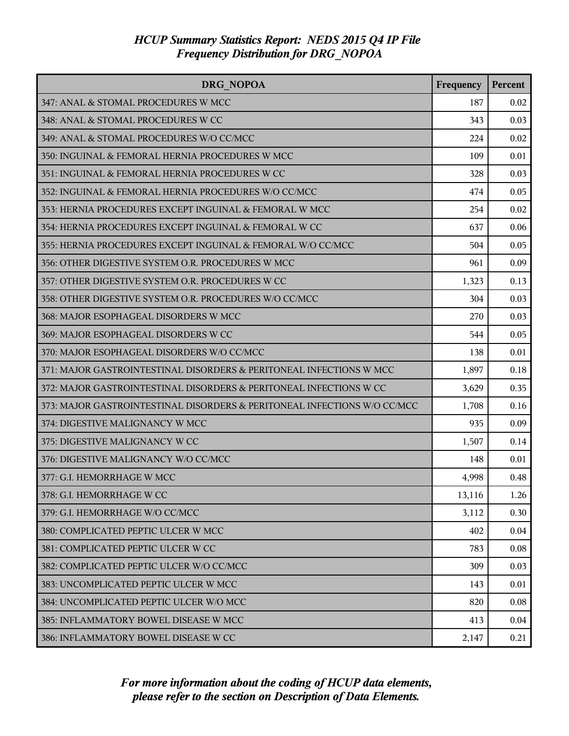# *HCUP Summary Statistics Report: NEDS 2015 Q4 IP File*
## *Frequency Distribution for DRG_NOPOA*

| DRG_NOPOA | Frequency | Percent |
|---|---|---|
| 347: ANAL & STOMAL PROCEDURES W MCC | 187 | 0.02 |
| 348: ANAL & STOMAL PROCEDURES W CC | 343 | 0.03 |
| 349: ANAL & STOMAL PROCEDURES W/O CC/MCC | 224 | 0.02 |
| 350: INGUINAL & FEMORAL HERNIA PROCEDURES W MCC | 109 | 0.01 |
| 351: INGUINAL & FEMORAL HERNIA PROCEDURES W CC | 328 | 0.03 |
| 352: INGUINAL & FEMORAL HERNIA PROCEDURES W/O CC/MCC | 474 | 0.05 |
| 353: HERNIA PROCEDURES EXCEPT INGUINAL & FEMORAL W MCC | 254 | 0.02 |
| 354: HERNIA PROCEDURES EXCEPT INGUINAL & FEMORAL W CC | 637 | 0.06 |
| 355: HERNIA PROCEDURES EXCEPT INGUINAL & FEMORAL W/O CC/MCC | 504 | 0.05 |
| 356: OTHER DIGESTIVE SYSTEM O.R. PROCEDURES W MCC | 961 | 0.09 |
| 357: OTHER DIGESTIVE SYSTEM O.R. PROCEDURES W CC | 1,323 | 0.13 |
| 358: OTHER DIGESTIVE SYSTEM O.R. PROCEDURES W/O CC/MCC | 304 | 0.03 |
| 368: MAJOR ESOPHAGEAL DISORDERS W MCC | 270 | 0.03 |
| 369: MAJOR ESOPHAGEAL DISORDERS W CC | 544 | 0.05 |
| 370: MAJOR ESOPHAGEAL DISORDERS W/O CC/MCC | 138 | 0.01 |
| 371: MAJOR GASTROINTESTINAL DISORDERS & PERITONEAL INFECTIONS W MCC | 1,897 | 0.18 |
| 372: MAJOR GASTROINTESTINAL DISORDERS & PERITONEAL INFECTIONS W CC | 3,629 | 0.35 |
| 373: MAJOR GASTROINTESTINAL DISORDERS & PERITONEAL INFECTIONS W/O CC/MCC | 1,708 | 0.16 |
| 374: DIGESTIVE MALIGNANCY W MCC | 935 | 0.09 |
| 375: DIGESTIVE MALIGNANCY W CC | 1,507 | 0.14 |
| 376: DIGESTIVE MALIGNANCY W/O CC/MCC | 148 | 0.01 |
| 377: G.I. HEMORRHAGE W MCC | 4,998 | 0.48 |
| 378: G.I. HEMORRHAGE W CC | 13,116 | 1.26 |
| 379: G.I. HEMORRHAGE W/O CC/MCC | 3,112 | 0.30 |
| 380: COMPLICATED PEPTIC ULCER W MCC | 402 | 0.04 |
| 381: COMPLICATED PEPTIC ULCER W CC | 783 | 0.08 |
| 382: COMPLICATED PEPTIC ULCER W/O CC/MCC | 309 | 0.03 |
| 383: UNCOMPLICATED PEPTIC ULCER W MCC | 143 | 0.01 |
| 384: UNCOMPLICATED PEPTIC ULCER W/O MCC | 820 | 0.08 |
| 385: INFLAMMATORY BOWEL DISEASE W MCC | 413 | 0.04 |
| 386: INFLAMMATORY BOWEL DISEASE W CC | 2,147 | 0.21 |

*For more information about the coding of HCUP data elements, please refer to the section on Description of Data Elements.*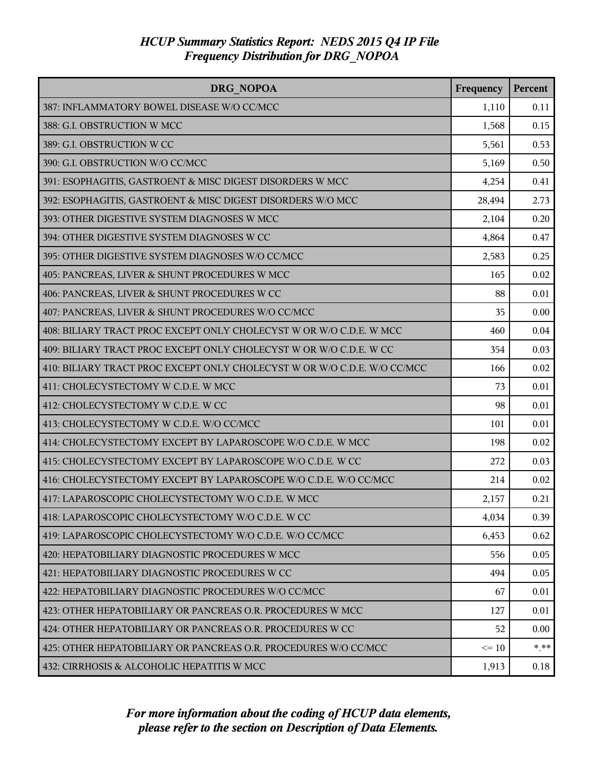# HCUP Summary Statistics Report: NEDS 2015 Q4 IP File
## Frequency Distribution for DRG_NOPOA

| DRG_NOPOA | Frequency | Percent |
|---|---|---|
| 387: INFLAMMATORY BOWEL DISEASE W/O CC/MCC | 1,110 | 0.11 |
| 388: G.I. OBSTRUCTION W MCC | 1,568 | 0.15 |
| 389: G.I. OBSTRUCTION W CC | 5,561 | 0.53 |
| 390: G.I. OBSTRUCTION W/O CC/MCC | 5,169 | 0.50 |
| 391: ESOPHAGITIS, GASTROENT & MISC DIGEST DISORDERS W MCC | 4,254 | 0.41 |
| 392: ESOPHAGITIS, GASTROENT & MISC DIGEST DISORDERS W/O MCC | 28,494 | 2.73 |
| 393: OTHER DIGESTIVE SYSTEM DIAGNOSES W MCC | 2,104 | 0.20 |
| 394: OTHER DIGESTIVE SYSTEM DIAGNOSES W CC | 4,864 | 0.47 |
| 395: OTHER DIGESTIVE SYSTEM DIAGNOSES W/O CC/MCC | 2,583 | 0.25 |
| 405: PANCREAS, LIVER & SHUNT PROCEDURES W MCC | 165 | 0.02 |
| 406: PANCREAS, LIVER & SHUNT PROCEDURES W CC | 88 | 0.01 |
| 407: PANCREAS, LIVER & SHUNT PROCEDURES W/O CC/MCC | 35 | 0.00 |
| 408: BILIARY TRACT PROC EXCEPT ONLY CHOLECYST W OR W/O C.D.E. W MCC | 460 | 0.04 |
| 409: BILIARY TRACT PROC EXCEPT ONLY CHOLECYST W OR W/O C.D.E. W CC | 354 | 0.03 |
| 410: BILIARY TRACT PROC EXCEPT ONLY CHOLECYST W OR W/O C.D.E. W/O CC/MCC | 166 | 0.02 |
| 411: CHOLECYSTECTOMY W C.D.E. W MCC | 73 | 0.01 |
| 412: CHOLECYSTECTOMY W C.D.E. W CC | 98 | 0.01 |
| 413: CHOLECYSTECTOMY W C.D.E. W/O CC/MCC | 101 | 0.01 |
| 414: CHOLECYSTECTOMY EXCEPT BY LAPAROSCOPE W/O C.D.E. W MCC | 198 | 0.02 |
| 415: CHOLECYSTECTOMY EXCEPT BY LAPAROSCOPE W/O C.D.E. W CC | 272 | 0.03 |
| 416: CHOLECYSTECTOMY EXCEPT BY LAPAROSCOPE W/O C.D.E. W/O CC/MCC | 214 | 0.02 |
| 417: LAPAROSCOPIC CHOLECYSTECTOMY W/O C.D.E. W MCC | 2,157 | 0.21 |
| 418: LAPAROSCOPIC CHOLECYSTECTOMY W/O C.D.E. W CC | 4,034 | 0.39 |
| 419: LAPAROSCOPIC CHOLECYSTECTOMY W/O C.D.E. W/O CC/MCC | 6,453 | 0.62 |
| 420: HEPATOBILIARY DIAGNOSTIC PROCEDURES W MCC | 556 | 0.05 |
| 421: HEPATOBILIARY DIAGNOSTIC PROCEDURES W CC | 494 | 0.05 |
| 422: HEPATOBILIARY DIAGNOSTIC PROCEDURES W/O CC/MCC | 67 | 0.01 |
| 423: OTHER HEPATOBILIARY OR PANCREAS O.R. PROCEDURES W MCC | 127 | 0.01 |
| 424: OTHER HEPATOBILIARY OR PANCREAS O.R. PROCEDURES W CC | 52 | 0.00 |
| 425: OTHER HEPATOBILIARY OR PANCREAS O.R. PROCEDURES W/O CC/MCC | <= 10 | *.** |
| 432: CIRRHOSIS & ALCOHOLIC HEPATITIS W MCC | 1,913 | 0.18 |

*For more information about the coding of HCUP data elements, please refer to the section on Description of Data Elements.*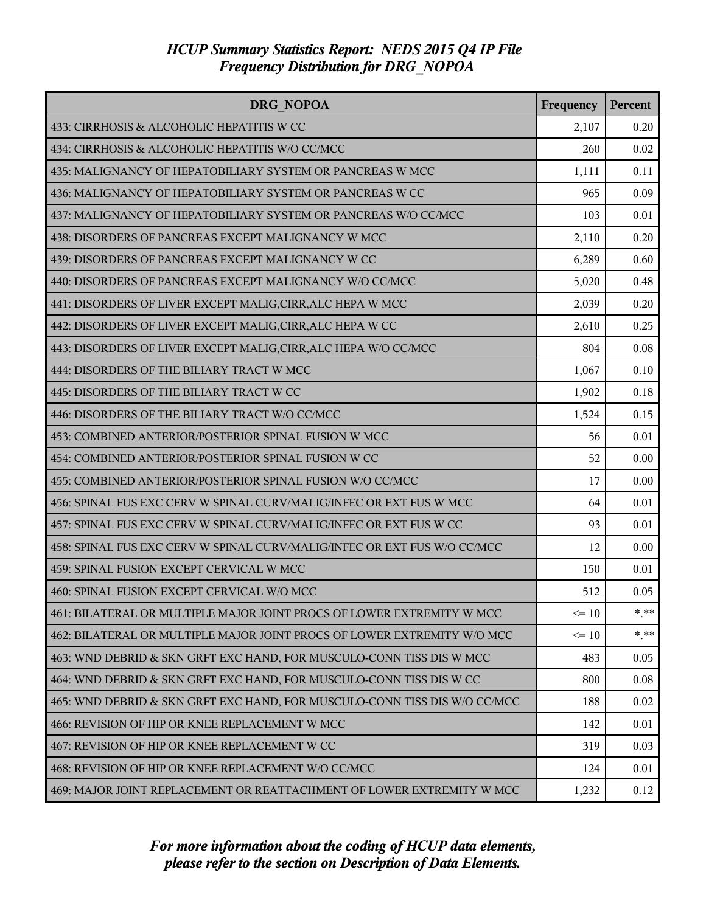# HCUP Summary Statistics Report: NEDS 2015 Q4 IP File
## Frequency Distribution for DRG_NOPOA

| DRG_NOPOA | Frequency | Percent |
|---|---|---|
| 433: CIRRHOSIS & ALCOHOLIC HEPATITIS W CC | 2,107 | 0.20 |
| 434: CIRRHOSIS & ALCOHOLIC HEPATITIS W/O CC/MCC | 260 | 0.02 |
| 435: MALIGNANCY OF HEPATOBILIARY SYSTEM OR PANCREAS W MCC | 1,111 | 0.11 |
| 436: MALIGNANCY OF HEPATOBILIARY SYSTEM OR PANCREAS W CC | 965 | 0.09 |
| 437: MALIGNANCY OF HEPATOBILIARY SYSTEM OR PANCREAS W/O CC/MCC | 103 | 0.01 |
| 438: DISORDERS OF PANCREAS EXCEPT MALIGNANCY W MCC | 2,110 | 0.20 |
| 439: DISORDERS OF PANCREAS EXCEPT MALIGNANCY W CC | 6,289 | 0.60 |
| 440: DISORDERS OF PANCREAS EXCEPT MALIGNANCY W/O CC/MCC | 5,020 | 0.48 |
| 441: DISORDERS OF LIVER EXCEPT MALIG,CIRR,ALC HEPA W MCC | 2,039 | 0.20 |
| 442: DISORDERS OF LIVER EXCEPT MALIG,CIRR,ALC HEPA W CC | 2,610 | 0.25 |
| 443: DISORDERS OF LIVER EXCEPT MALIG,CIRR,ALC HEPA W/O CC/MCC | 804 | 0.08 |
| 444: DISORDERS OF THE BILIARY TRACT W MCC | 1,067 | 0.10 |
| 445: DISORDERS OF THE BILIARY TRACT W CC | 1,902 | 0.18 |
| 446: DISORDERS OF THE BILIARY TRACT W/O CC/MCC | 1,524 | 0.15 |
| 453: COMBINED ANTERIOR/POSTERIOR SPINAL FUSION W MCC | 56 | 0.01 |
| 454: COMBINED ANTERIOR/POSTERIOR SPINAL FUSION W CC | 52 | 0.00 |
| 455: COMBINED ANTERIOR/POSTERIOR SPINAL FUSION W/O CC/MCC | 17 | 0.00 |
| 456: SPINAL FUS EXC CERV W SPINAL CURV/MALIG/INFEC OR EXT FUS W MCC | 64 | 0.01 |
| 457: SPINAL FUS EXC CERV W SPINAL CURV/MALIG/INFEC OR EXT FUS W CC | 93 | 0.01 |
| 458: SPINAL FUS EXC CERV W SPINAL CURV/MALIG/INFEC OR EXT FUS W/O CC/MCC | 12 | 0.00 |
| 459: SPINAL FUSION EXCEPT CERVICAL W MCC | 150 | 0.01 |
| 460: SPINAL FUSION EXCEPT CERVICAL W/O MCC | 512 | 0.05 |
| 461: BILATERAL OR MULTIPLE MAJOR JOINT PROCS OF LOWER EXTREMITY W MCC | <= 10 | *.** |
| 462: BILATERAL OR MULTIPLE MAJOR JOINT PROCS OF LOWER EXTREMITY W/O MCC | <= 10 | *.** |
| 463: WND DEBRID & SKN GRFT EXC HAND, FOR MUSCULO-CONN TISS DIS W MCC | 483 | 0.05 |
| 464: WND DEBRID & SKN GRFT EXC HAND, FOR MUSCULO-CONN TISS DIS W CC | 800 | 0.08 |
| 465: WND DEBRID & SKN GRFT EXC HAND, FOR MUSCULO-CONN TISS DIS W/O CC/MCC | 188 | 0.02 |
| 466: REVISION OF HIP OR KNEE REPLACEMENT W MCC | 142 | 0.01 |
| 467: REVISION OF HIP OR KNEE REPLACEMENT W CC | 319 | 0.03 |
| 468: REVISION OF HIP OR KNEE REPLACEMENT W/O CC/MCC | 124 | 0.01 |
| 469: MAJOR JOINT REPLACEMENT OR REATTACHMENT OF LOWER EXTREMITY W MCC | 1,232 | 0.12 |

*For more information about the coding of HCUP data elements, please refer to the section on Description of Data Elements.*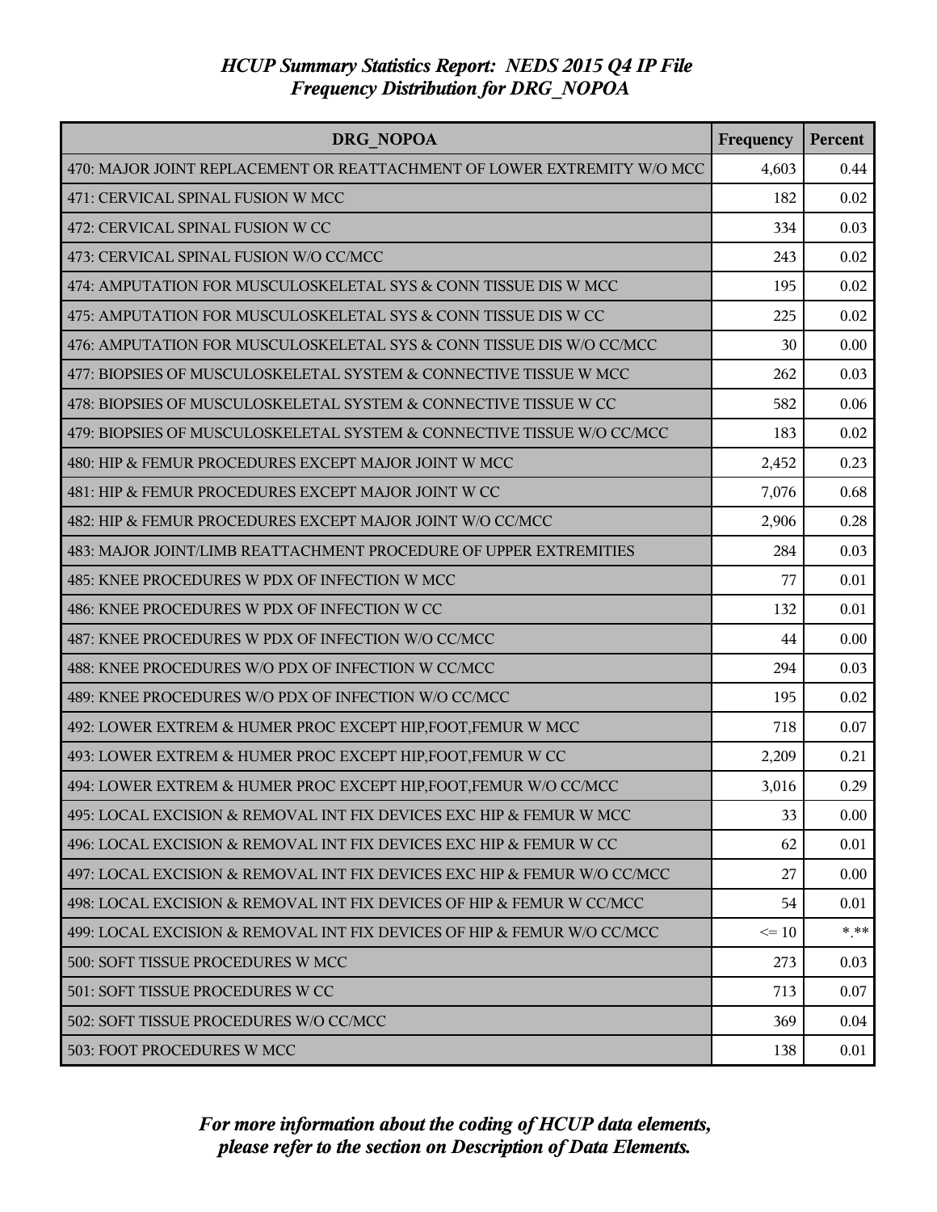# HCUP Summary Statistics Report: NEDS 2015 Q4 IP File
## Frequency Distribution for DRG_NOPOA

| DRG_NOPOA | Frequency | Percent |
|---|---|---|
| 470: MAJOR JOINT REPLACEMENT OR REATTACHMENT OF LOWER EXTREMITY W/O MCC | 4,603 | 0.44 |
| 471: CERVICAL SPINAL FUSION W MCC | 182 | 0.02 |
| 472: CERVICAL SPINAL FUSION W CC | 334 | 0.03 |
| 473: CERVICAL SPINAL FUSION W/O CC/MCC | 243 | 0.02 |
| 474: AMPUTATION FOR MUSCULOSKELETAL SYS & CONN TISSUE DIS W MCC | 195 | 0.02 |
| 475: AMPUTATION FOR MUSCULOSKELETAL SYS & CONN TISSUE DIS W CC | 225 | 0.02 |
| 476: AMPUTATION FOR MUSCULOSKELETAL SYS & CONN TISSUE DIS W/O CC/MCC | 30 | 0.00 |
| 477: BIOPSIES OF MUSCULOSKELETAL SYSTEM & CONNECTIVE TISSUE W MCC | 262 | 0.03 |
| 478: BIOPSIES OF MUSCULOSKELETAL SYSTEM & CONNECTIVE TISSUE W CC | 582 | 0.06 |
| 479: BIOPSIES OF MUSCULOSKELETAL SYSTEM & CONNECTIVE TISSUE W/O CC/MCC | 183 | 0.02 |
| 480: HIP & FEMUR PROCEDURES EXCEPT MAJOR JOINT W MCC | 2,452 | 0.23 |
| 481: HIP & FEMUR PROCEDURES EXCEPT MAJOR JOINT W CC | 7,076 | 0.68 |
| 482: HIP & FEMUR PROCEDURES EXCEPT MAJOR JOINT W/O CC/MCC | 2,906 | 0.28 |
| 483: MAJOR JOINT/LIMB REATTACHMENT PROCEDURE OF UPPER EXTREMITIES | 284 | 0.03 |
| 485: KNEE PROCEDURES W PDX OF INFECTION W MCC | 77 | 0.01 |
| 486: KNEE PROCEDURES W PDX OF INFECTION W CC | 132 | 0.01 |
| 487: KNEE PROCEDURES W PDX OF INFECTION W/O CC/MCC | 44 | 0.00 |
| 488: KNEE PROCEDURES W/O PDX OF INFECTION W CC/MCC | 294 | 0.03 |
| 489: KNEE PROCEDURES W/O PDX OF INFECTION W/O CC/MCC | 195 | 0.02 |
| 492: LOWER EXTREM & HUMER PROC EXCEPT HIP,FOOT,FEMUR W MCC | 718 | 0.07 |
| 493: LOWER EXTREM & HUMER PROC EXCEPT HIP,FOOT,FEMUR W CC | 2,209 | 0.21 |
| 494: LOWER EXTREM & HUMER PROC EXCEPT HIP,FOOT,FEMUR W/O CC/MCC | 3,016 | 0.29 |
| 495: LOCAL EXCISION & REMOVAL INT FIX DEVICES EXC HIP & FEMUR W MCC | 33 | 0.00 |
| 496: LOCAL EXCISION & REMOVAL INT FIX DEVICES EXC HIP & FEMUR W CC | 62 | 0.01 |
| 497: LOCAL EXCISION & REMOVAL INT FIX DEVICES EXC HIP & FEMUR W/O CC/MCC | 27 | 0.00 |
| 498: LOCAL EXCISION & REMOVAL INT FIX DEVICES OF HIP & FEMUR W CC/MCC | 54 | 0.01 |
| 499: LOCAL EXCISION & REMOVAL INT FIX DEVICES OF HIP & FEMUR W/O CC/MCC | <= 10 | *.** |
| 500: SOFT TISSUE PROCEDURES W MCC | 273 | 0.03 |
| 501: SOFT TISSUE PROCEDURES W CC | 713 | 0.07 |
| 502: SOFT TISSUE PROCEDURES W/O CC/MCC | 369 | 0.04 |
| 503: FOOT PROCEDURES W MCC | 138 | 0.01 |

*For more information about the coding of HCUP data elements, please refer to the section on Description of Data Elements.*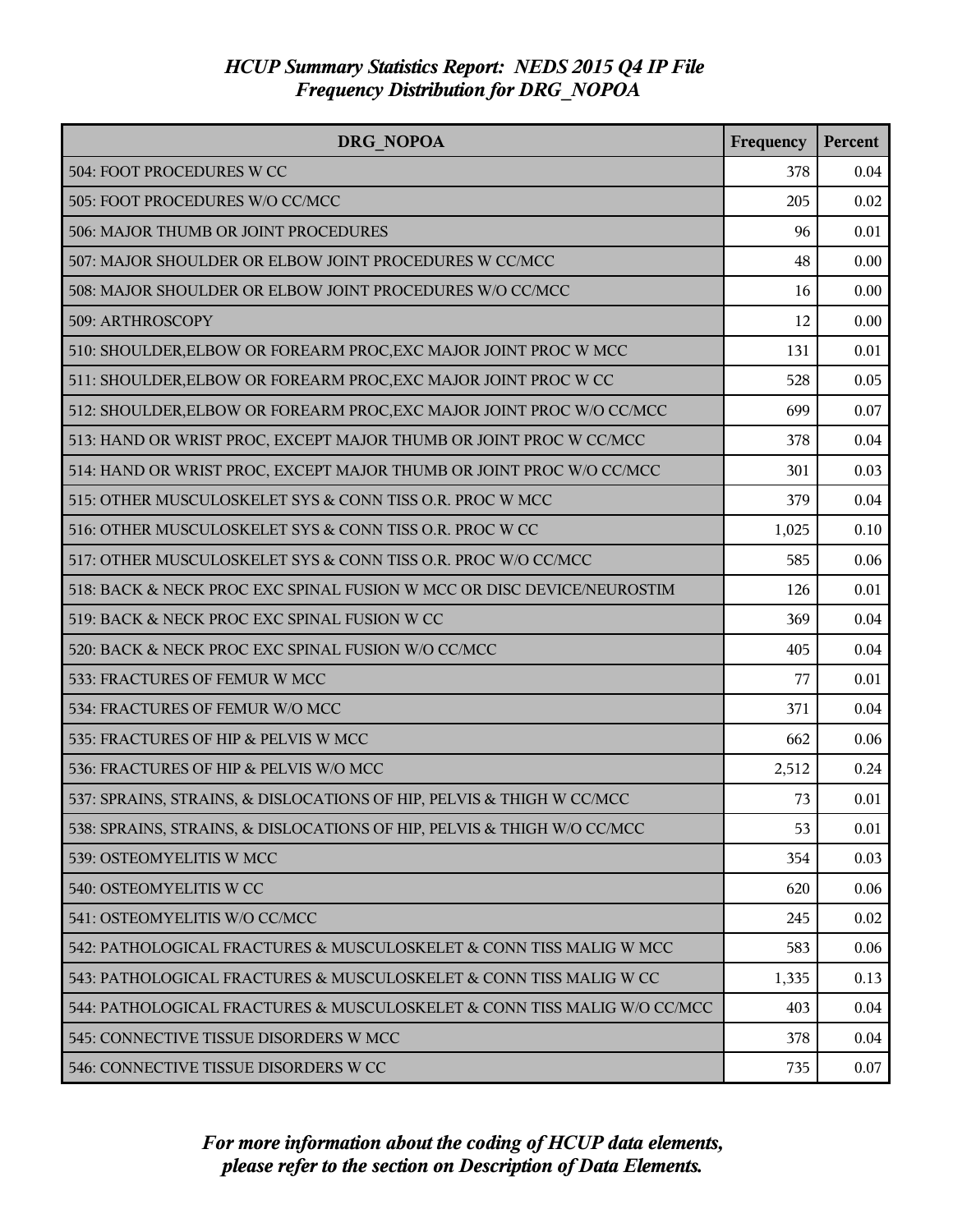# HCUP Summary Statistics Report: NEDS 2015 Q4 IP File
## Frequency Distribution for DRG_NOPOA

| DRG_NOPOA | Frequency | Percent |
|---|---|---|
| 504: FOOT PROCEDURES W CC | 378 | 0.04 |
| 505: FOOT PROCEDURES W/O CC/MCC | 205 | 0.02 |
| 506: MAJOR THUMB OR JOINT PROCEDURES | 96 | 0.01 |
| 507: MAJOR SHOULDER OR ELBOW JOINT PROCEDURES W CC/MCC | 48 | 0.00 |
| 508: MAJOR SHOULDER OR ELBOW JOINT PROCEDURES W/O CC/MCC | 16 | 0.00 |
| 509: ARTHROSCOPY | 12 | 0.00 |
| 510: SHOULDER,ELBOW OR FOREARM PROC,EXC MAJOR JOINT PROC W MCC | 131 | 0.01 |
| 511: SHOULDER,ELBOW OR FOREARM PROC,EXC MAJOR JOINT PROC W CC | 528 | 0.05 |
| 512: SHOULDER,ELBOW OR FOREARM PROC,EXC MAJOR JOINT PROC W/O CC/MCC | 699 | 0.07 |
| 513: HAND OR WRIST PROC, EXCEPT MAJOR THUMB OR JOINT PROC W CC/MCC | 378 | 0.04 |
| 514: HAND OR WRIST PROC, EXCEPT MAJOR THUMB OR JOINT PROC W/O CC/MCC | 301 | 0.03 |
| 515: OTHER MUSCULOSKELET SYS & CONN TISS O.R. PROC W MCC | 379 | 0.04 |
| 516: OTHER MUSCULOSKELET SYS & CONN TISS O.R. PROC W CC | 1,025 | 0.10 |
| 517: OTHER MUSCULOSKELET SYS & CONN TISS O.R. PROC W/O CC/MCC | 585 | 0.06 |
| 518: BACK & NECK PROC EXC SPINAL FUSION W MCC OR DISC DEVICE/NEUROSTIM | 126 | 0.01 |
| 519: BACK & NECK PROC EXC SPINAL FUSION W CC | 369 | 0.04 |
| 520: BACK & NECK PROC EXC SPINAL FUSION W/O CC/MCC | 405 | 0.04 |
| 533: FRACTURES OF FEMUR W MCC | 77 | 0.01 |
| 534: FRACTURES OF FEMUR W/O MCC | 371 | 0.04 |
| 535: FRACTURES OF HIP & PELVIS W MCC | 662 | 0.06 |
| 536: FRACTURES OF HIP & PELVIS W/O MCC | 2,512 | 0.24 |
| 537: SPRAINS, STRAINS, & DISLOCATIONS OF HIP, PELVIS & THIGH W CC/MCC | 73 | 0.01 |
| 538: SPRAINS, STRAINS, & DISLOCATIONS OF HIP, PELVIS & THIGH W/O CC/MCC | 53 | 0.01 |
| 539: OSTEOMYELITIS W MCC | 354 | 0.03 |
| 540: OSTEOMYELITIS W CC | 620 | 0.06 |
| 541: OSTEOMYELITIS W/O CC/MCC | 245 | 0.02 |
| 542: PATHOLOGICAL FRACTURES & MUSCULOSKELET & CONN TISS MALIG W MCC | 583 | 0.06 |
| 543: PATHOLOGICAL FRACTURES & MUSCULOSKELET & CONN TISS MALIG W CC | 1,335 | 0.13 |
| 544: PATHOLOGICAL FRACTURES & MUSCULOSKELET & CONN TISS MALIG W/O CC/MCC | 403 | 0.04 |
| 545: CONNECTIVE TISSUE DISORDERS W MCC | 378 | 0.04 |
| 546: CONNECTIVE TISSUE DISORDERS W CC | 735 | 0.07 |

*For more information about the coding of HCUP data elements, please refer to the section on Description of Data Elements.*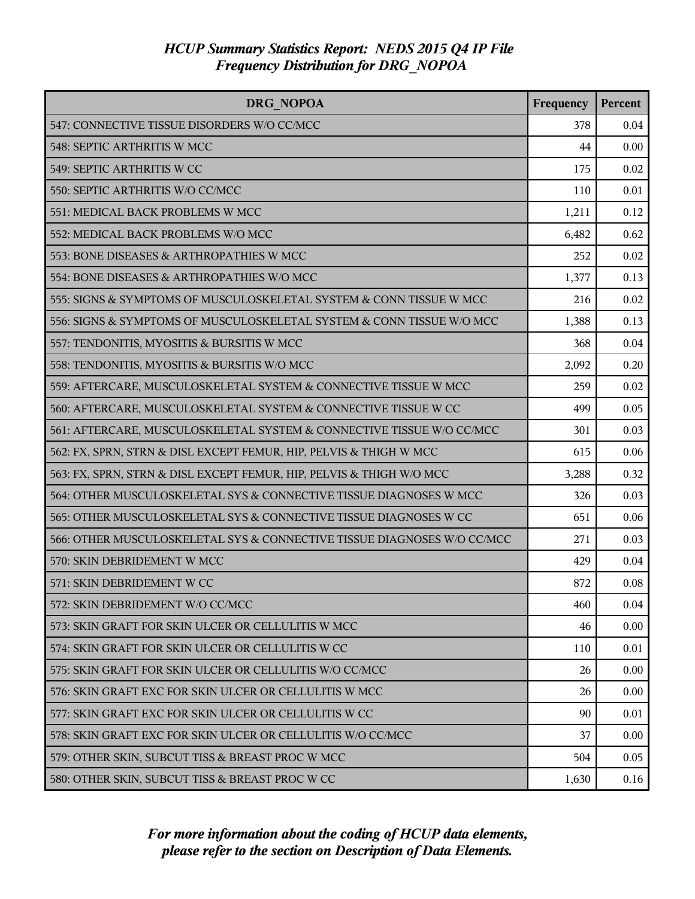*HCUP Summary Statistics Report: NEDS 2015 Q4 IP File*
*Frequency Distribution for DRG_NOPOA*

| DRG_NOPOA | Frequency | Percent |
|---|---|---|
| 547: CONNECTIVE TISSUE DISORDERS W/O CC/MCC | 378 | 0.04 |
| 548: SEPTIC ARTHRITIS W MCC | 44 | 0.00 |
| 549: SEPTIC ARTHRITIS W CC | 175 | 0.02 |
| 550: SEPTIC ARTHRITIS W/O CC/MCC | 110 | 0.01 |
| 551: MEDICAL BACK PROBLEMS W MCC | 1,211 | 0.12 |
| 552: MEDICAL BACK PROBLEMS W/O MCC | 6,482 | 0.62 |
| 553: BONE DISEASES & ARTHROPATHIES W MCC | 252 | 0.02 |
| 554: BONE DISEASES & ARTHROPATHIES W/O MCC | 1,377 | 0.13 |
| 555: SIGNS & SYMPTOMS OF MUSCULOSKELETAL SYSTEM & CONN TISSUE W MCC | 216 | 0.02 |
| 556: SIGNS & SYMPTOMS OF MUSCULOSKELETAL SYSTEM & CONN TISSUE W/O MCC | 1,388 | 0.13 |
| 557: TENDONITIS, MYOSITIS & BURSITIS W MCC | 368 | 0.04 |
| 558: TENDONITIS, MYOSITIS & BURSITIS W/O MCC | 2,092 | 0.20 |
| 559: AFTERCARE, MUSCULOSKELETAL SYSTEM & CONNECTIVE TISSUE W MCC | 259 | 0.02 |
| 560: AFTERCARE, MUSCULOSKELETAL SYSTEM & CONNECTIVE TISSUE W CC | 499 | 0.05 |
| 561: AFTERCARE, MUSCULOSKELETAL SYSTEM & CONNECTIVE TISSUE W/O CC/MCC | 301 | 0.03 |
| 562: FX, SPRN, STRN & DISL EXCEPT FEMUR, HIP, PELVIS & THIGH W MCC | 615 | 0.06 |
| 563: FX, SPRN, STRN & DISL EXCEPT FEMUR, HIP, PELVIS & THIGH W/O MCC | 3,288 | 0.32 |
| 564: OTHER MUSCULOSKELETAL SYS & CONNECTIVE TISSUE DIAGNOSES W MCC | 326 | 0.03 |
| 565: OTHER MUSCULOSKELETAL SYS & CONNECTIVE TISSUE DIAGNOSES W CC | 651 | 0.06 |
| 566: OTHER MUSCULOSKELETAL SYS & CONNECTIVE TISSUE DIAGNOSES W/O CC/MCC | 271 | 0.03 |
| 570: SKIN DEBRIDEMENT W MCC | 429 | 0.04 |
| 571: SKIN DEBRIDEMENT W CC | 872 | 0.08 |
| 572: SKIN DEBRIDEMENT W/O CC/MCC | 460 | 0.04 |
| 573: SKIN GRAFT FOR SKIN ULCER OR CELLULITIS W MCC | 46 | 0.00 |
| 574: SKIN GRAFT FOR SKIN ULCER OR CELLULITIS W CC | 110 | 0.01 |
| 575: SKIN GRAFT FOR SKIN ULCER OR CELLULITIS W/O CC/MCC | 26 | 0.00 |
| 576: SKIN GRAFT EXC FOR SKIN ULCER OR CELLULITIS W MCC | 26 | 0.00 |
| 577: SKIN GRAFT EXC FOR SKIN ULCER OR CELLULITIS W CC | 90 | 0.01 |
| 578: SKIN GRAFT EXC FOR SKIN ULCER OR CELLULITIS W/O CC/MCC | 37 | 0.00 |
| 579: OTHER SKIN, SUBCUT TISS & BREAST PROC W MCC | 504 | 0.05 |
| 580: OTHER SKIN, SUBCUT TISS & BREAST PROC W CC | 1,630 | 0.16 |

*For more information about the coding of HCUP data elements, please refer to the section on Description of Data Elements.*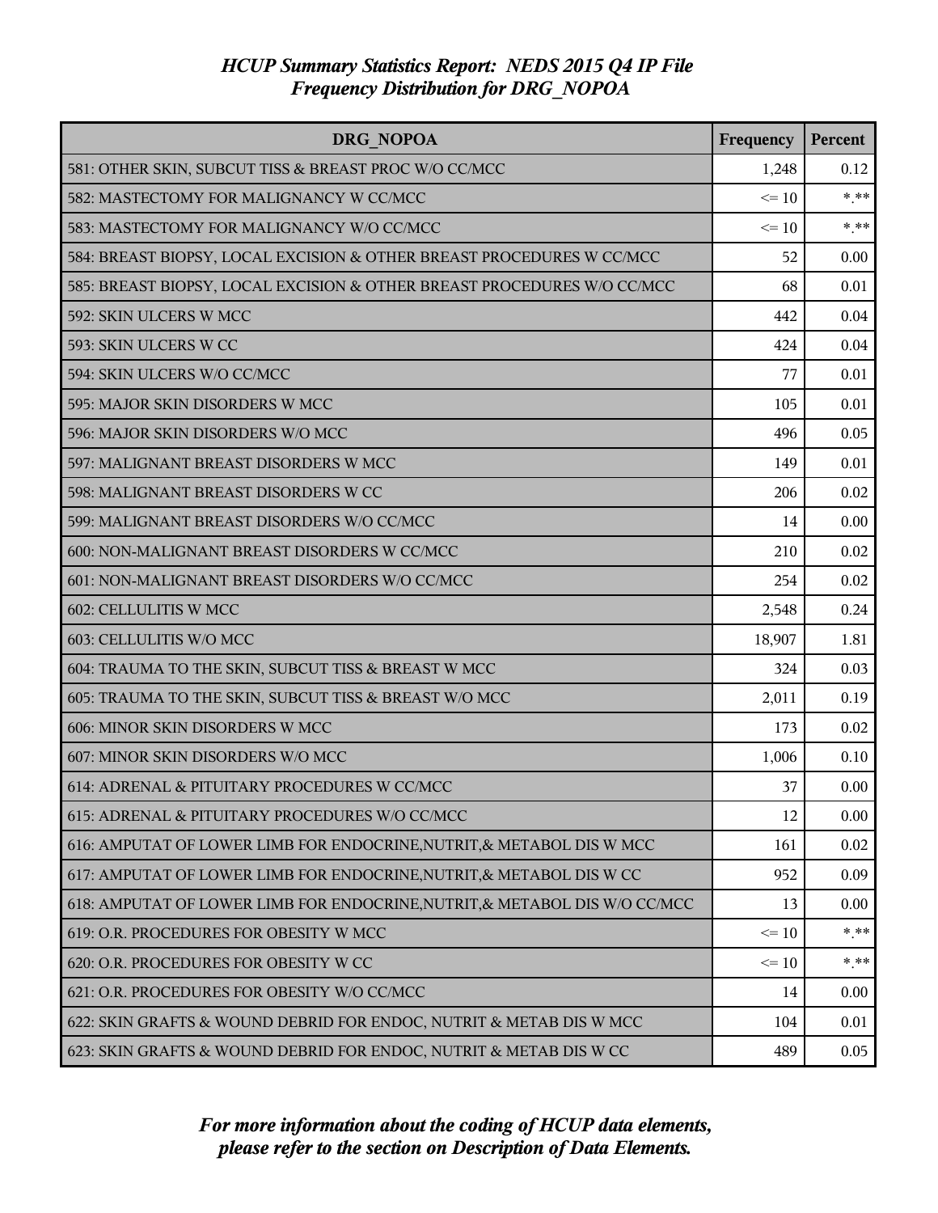# *HCUP Summary Statistics Report: NEDS 2015 Q4 IP File*
## *Frequency Distribution for DRG_NOPOA*

| DRG_NOPOA | Frequency | Percent |
|---|---|---|
| 581: OTHER SKIN, SUBCUT TISS & BREAST PROC W/O CC/MCC | 1,248 | 0.12 |
| 582: MASTECTOMY FOR MALIGNANCY W CC/MCC | <= 10 | *.** |
| 583: MASTECTOMY FOR MALIGNANCY W/O CC/MCC | <= 10 | *.** |
| 584: BREAST BIOPSY, LOCAL EXCISION & OTHER BREAST PROCEDURES W CC/MCC | 52 | 0.00 |
| 585: BREAST BIOPSY, LOCAL EXCISION & OTHER BREAST PROCEDURES W/O CC/MCC | 68 | 0.01 |
| 592: SKIN ULCERS W MCC | 442 | 0.04 |
| 593: SKIN ULCERS W CC | 424 | 0.04 |
| 594: SKIN ULCERS W/O CC/MCC | 77 | 0.01 |
| 595: MAJOR SKIN DISORDERS W MCC | 105 | 0.01 |
| 596: MAJOR SKIN DISORDERS W/O MCC | 496 | 0.05 |
| 597: MALIGNANT BREAST DISORDERS W MCC | 149 | 0.01 |
| 598: MALIGNANT BREAST DISORDERS W CC | 206 | 0.02 |
| 599: MALIGNANT BREAST DISORDERS W/O CC/MCC | 14 | 0.00 |
| 600: NON-MALIGNANT BREAST DISORDERS W CC/MCC | 210 | 0.02 |
| 601: NON-MALIGNANT BREAST DISORDERS W/O CC/MCC | 254 | 0.02 |
| 602: CELLULITIS W MCC | 2,548 | 0.24 |
| 603: CELLULITIS W/O MCC | 18,907 | 1.81 |
| 604: TRAUMA TO THE SKIN, SUBCUT TISS & BREAST W MCC | 324 | 0.03 |
| 605: TRAUMA TO THE SKIN, SUBCUT TISS & BREAST W/O MCC | 2,011 | 0.19 |
| 606: MINOR SKIN DISORDERS W MCC | 173 | 0.02 |
| 607: MINOR SKIN DISORDERS W/O MCC | 1,006 | 0.10 |
| 614: ADRENAL & PITUITARY PROCEDURES W CC/MCC | 37 | 0.00 |
| 615: ADRENAL & PITUITARY PROCEDURES W/O CC/MCC | 12 | 0.00 |
| 616: AMPUTAT OF LOWER LIMB FOR ENDOCRINE,NUTRIT,& METABOL DIS W MCC | 161 | 0.02 |
| 617: AMPUTAT OF LOWER LIMB FOR ENDOCRINE,NUTRIT,& METABOL DIS W CC | 952 | 0.09 |
| 618: AMPUTAT OF LOWER LIMB FOR ENDOCRINE,NUTRIT,& METABOL DIS W/O CC/MCC | 13 | 0.00 |
| 619: O.R. PROCEDURES FOR OBESITY W MCC | <= 10 | *.** |
| 620: O.R. PROCEDURES FOR OBESITY W CC | <= 10 | *.** |
| 621: O.R. PROCEDURES FOR OBESITY W/O CC/MCC | 14 | 0.00 |
| 622: SKIN GRAFTS & WOUND DEBRID FOR ENDOC, NUTRIT & METAB DIS W MCC | 104 | 0.01 |
| 623: SKIN GRAFTS & WOUND DEBRID FOR ENDOC, NUTRIT & METAB DIS W CC | 489 | 0.05 |

*For more information about the coding of HCUP data elements, please refer to the section on Description of Data Elements.*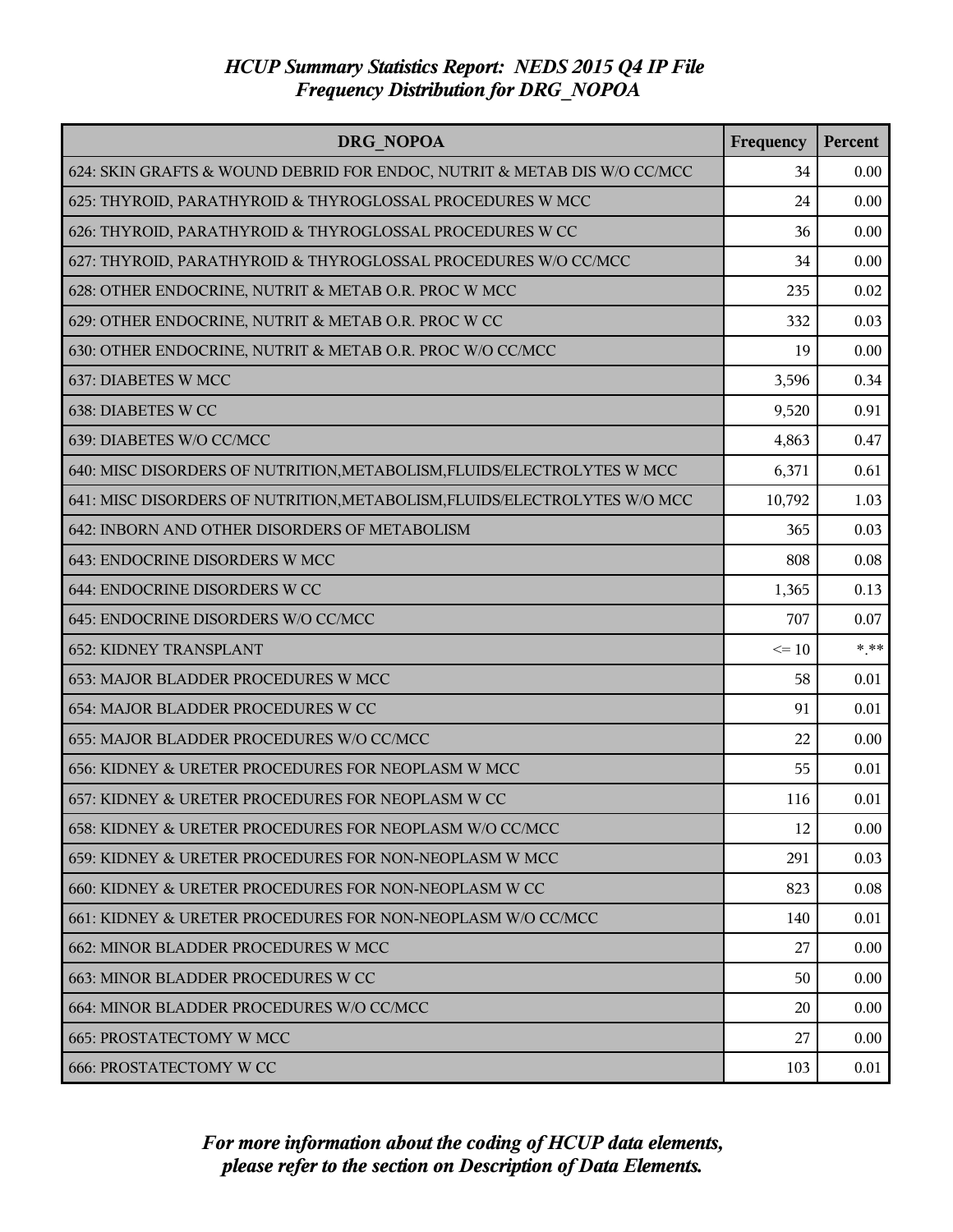# HCUP Summary Statistics Report: NEDS 2015 Q4 IP File
## Frequency Distribution for DRG_NOPOA

| DRG_NOPOA | Frequency | Percent |
|---|---|---|
| 624: SKIN GRAFTS & WOUND DEBRID FOR ENDOC, NUTRIT & METAB DIS W/O CC/MCC | 34 | 0.00 |
| 625: THYROID, PARATHYROID & THYROGLOSSAL PROCEDURES W MCC | 24 | 0.00 |
| 626: THYROID, PARATHYROID & THYROGLOSSAL PROCEDURES W CC | 36 | 0.00 |
| 627: THYROID, PARATHYROID & THYROGLOSSAL PROCEDURES W/O CC/MCC | 34 | 0.00 |
| 628: OTHER ENDOCRINE, NUTRIT & METAB O.R. PROC W MCC | 235 | 0.02 |
| 629: OTHER ENDOCRINE, NUTRIT & METAB O.R. PROC W CC | 332 | 0.03 |
| 630: OTHER ENDOCRINE, NUTRIT & METAB O.R. PROC W/O CC/MCC | 19 | 0.00 |
| 637: DIABETES W MCC | 3,596 | 0.34 |
| 638: DIABETES W CC | 9,520 | 0.91 |
| 639: DIABETES W/O CC/MCC | 4,863 | 0.47 |
| 640: MISC DISORDERS OF NUTRITION,METABOLISM,FLUIDS/ELECTROLYTES W MCC | 6,371 | 0.61 |
| 641: MISC DISORDERS OF NUTRITION,METABOLISM,FLUIDS/ELECTROLYTES W/O MCC | 10,792 | 1.03 |
| 642: INBORN AND OTHER DISORDERS OF METABOLISM | 365 | 0.03 |
| 643: ENDOCRINE DISORDERS W MCC | 808 | 0.08 |
| 644: ENDOCRINE DISORDERS W CC | 1,365 | 0.13 |
| 645: ENDOCRINE DISORDERS W/O CC/MCC | 707 | 0.07 |
| 652: KIDNEY TRANSPLANT | <= 10 | *.** |
| 653: MAJOR BLADDER PROCEDURES W MCC | 58 | 0.01 |
| 654: MAJOR BLADDER PROCEDURES W CC | 91 | 0.01 |
| 655: MAJOR BLADDER PROCEDURES W/O CC/MCC | 22 | 0.00 |
| 656: KIDNEY & URETER PROCEDURES FOR NEOPLASM W MCC | 55 | 0.01 |
| 657: KIDNEY & URETER PROCEDURES FOR NEOPLASM W CC | 116 | 0.01 |
| 658: KIDNEY & URETER PROCEDURES FOR NEOPLASM W/O CC/MCC | 12 | 0.00 |
| 659: KIDNEY & URETER PROCEDURES FOR NON-NEOPLASM W MCC | 291 | 0.03 |
| 660: KIDNEY & URETER PROCEDURES FOR NON-NEOPLASM W CC | 823 | 0.08 |
| 661: KIDNEY & URETER PROCEDURES FOR NON-NEOPLASM W/O CC/MCC | 140 | 0.01 |
| 662: MINOR BLADDER PROCEDURES W MCC | 27 | 0.00 |
| 663: MINOR BLADDER PROCEDURES W CC | 50 | 0.00 |
| 664: MINOR BLADDER PROCEDURES W/O CC/MCC | 20 | 0.00 |
| 665: PROSTATECTOMY W MCC | 27 | 0.00 |
| 666: PROSTATECTOMY W CC | 103 | 0.01 |

*For more information about the coding of HCUP data elements, please refer to the section on Description of Data Elements.*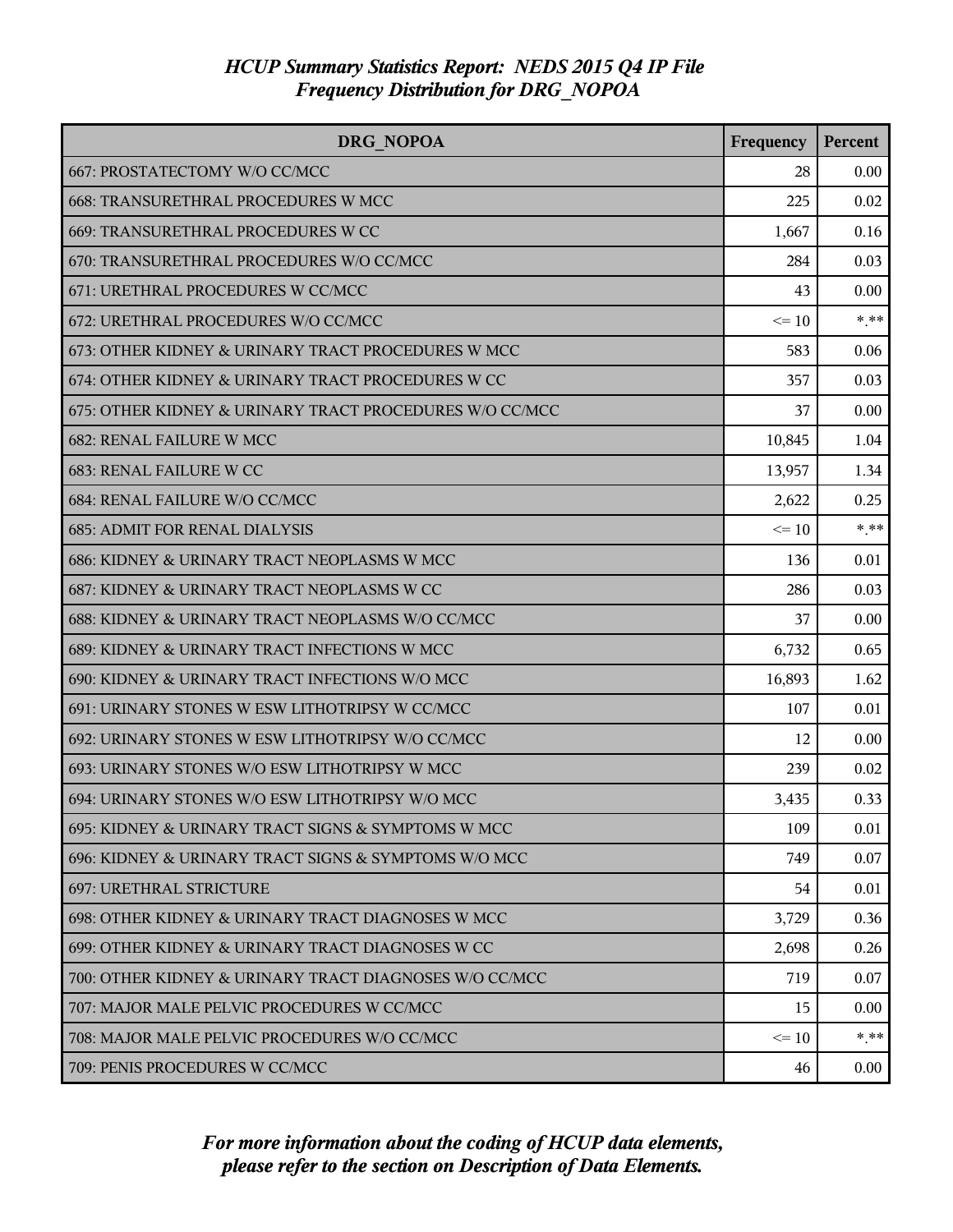# HCUP Summary Statistics Report: NEDS 2015 Q4 IP File
## Frequency Distribution for DRG_NOPOA

| DRG_NOPOA | Frequency | Percent |
|---|---|---|
| 667: PROSTATECTOMY W/O CC/MCC | 28 | 0.00 |
| 668: TRANSURETHRAL PROCEDURES W MCC | 225 | 0.02 |
| 669: TRANSURETHRAL PROCEDURES W CC | 1,667 | 0.16 |
| 670: TRANSURETHRAL PROCEDURES W/O CC/MCC | 284 | 0.03 |
| 671: URETHRAL PROCEDURES W CC/MCC | 43 | 0.00 |
| 672: URETHRAL PROCEDURES W/O CC/MCC | <= 10 | *.** |
| 673: OTHER KIDNEY & URINARY TRACT PROCEDURES W MCC | 583 | 0.06 |
| 674: OTHER KIDNEY & URINARY TRACT PROCEDURES W CC | 357 | 0.03 |
| 675: OTHER KIDNEY & URINARY TRACT PROCEDURES W/O CC/MCC | 37 | 0.00 |
| 682: RENAL FAILURE W MCC | 10,845 | 1.04 |
| 683: RENAL FAILURE W CC | 13,957 | 1.34 |
| 684: RENAL FAILURE W/O CC/MCC | 2,622 | 0.25 |
| 685: ADMIT FOR RENAL DIALYSIS | <= 10 | *.** |
| 686: KIDNEY & URINARY TRACT NEOPLASMS W MCC | 136 | 0.01 |
| 687: KIDNEY & URINARY TRACT NEOPLASMS W CC | 286 | 0.03 |
| 688: KIDNEY & URINARY TRACT NEOPLASMS W/O CC/MCC | 37 | 0.00 |
| 689: KIDNEY & URINARY TRACT INFECTIONS W MCC | 6,732 | 0.65 |
| 690: KIDNEY & URINARY TRACT INFECTIONS W/O MCC | 16,893 | 1.62 |
| 691: URINARY STONES W ESW LITHOTRIPSY W CC/MCC | 107 | 0.01 |
| 692: URINARY STONES W ESW LITHOTRIPSY W/O CC/MCC | 12 | 0.00 |
| 693: URINARY STONES W/O ESW LITHOTRIPSY W MCC | 239 | 0.02 |
| 694: URINARY STONES W/O ESW LITHOTRIPSY W/O MCC | 3,435 | 0.33 |
| 695: KIDNEY & URINARY TRACT SIGNS & SYMPTOMS W MCC | 109 | 0.01 |
| 696: KIDNEY & URINARY TRACT SIGNS & SYMPTOMS W/O MCC | 749 | 0.07 |
| 697: URETHRAL STRICTURE | 54 | 0.01 |
| 698: OTHER KIDNEY & URINARY TRACT DIAGNOSES W MCC | 3,729 | 0.36 |
| 699: OTHER KIDNEY & URINARY TRACT DIAGNOSES W CC | 2,698 | 0.26 |
| 700: OTHER KIDNEY & URINARY TRACT DIAGNOSES W/O CC/MCC | 719 | 0.07 |
| 707: MAJOR MALE PELVIC PROCEDURES W CC/MCC | 15 | 0.00 |
| 708: MAJOR MALE PELVIC PROCEDURES W/O CC/MCC | <= 10 | *.** |
| 709: PENIS PROCEDURES W CC/MCC | 46 | 0.00 |

*For more information about the coding of HCUP data elements, please refer to the section on Description of Data Elements.*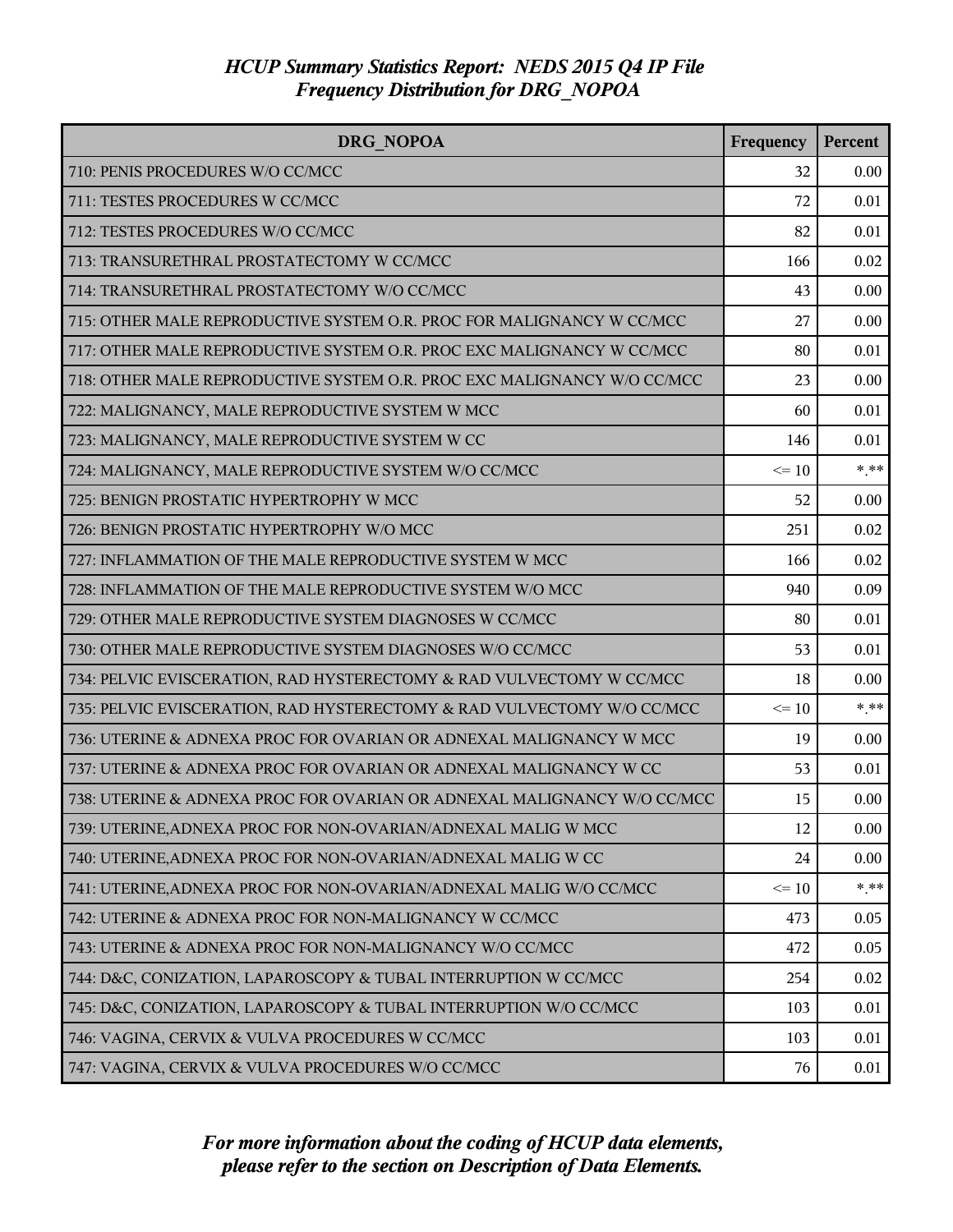# HCUP Summary Statistics Report: NEDS 2015 Q4 IP File
## Frequency Distribution for DRG_NOPOA

| DRG_NOPOA | Frequency | Percent |
|---|---|---|
| 710: PENIS PROCEDURES W/O CC/MCC | 32 | 0.00 |
| 711: TESTES PROCEDURES W CC/MCC | 72 | 0.01 |
| 712: TESTES PROCEDURES W/O CC/MCC | 82 | 0.01 |
| 713: TRANSURETHRAL PROSTATECTOMY W CC/MCC | 166 | 0.02 |
| 714: TRANSURETHRAL PROSTATECTOMY W/O CC/MCC | 43 | 0.00 |
| 715: OTHER MALE REPRODUCTIVE SYSTEM O.R. PROC FOR MALIGNANCY W CC/MCC | 27 | 0.00 |
| 717: OTHER MALE REPRODUCTIVE SYSTEM O.R. PROC EXC MALIGNANCY W CC/MCC | 80 | 0.01 |
| 718: OTHER MALE REPRODUCTIVE SYSTEM O.R. PROC EXC MALIGNANCY W/O CC/MCC | 23 | 0.00 |
| 722: MALIGNANCY, MALE REPRODUCTIVE SYSTEM W MCC | 60 | 0.01 |
| 723: MALIGNANCY, MALE REPRODUCTIVE SYSTEM W CC | 146 | 0.01 |
| 724: MALIGNANCY, MALE REPRODUCTIVE SYSTEM W/O CC/MCC | <= 10 | *.** |
| 725: BENIGN PROSTATIC HYPERTROPHY W MCC | 52 | 0.00 |
| 726: BENIGN PROSTATIC HYPERTROPHY W/O MCC | 251 | 0.02 |
| 727: INFLAMMATION OF THE MALE REPRODUCTIVE SYSTEM W MCC | 166 | 0.02 |
| 728: INFLAMMATION OF THE MALE REPRODUCTIVE SYSTEM W/O MCC | 940 | 0.09 |
| 729: OTHER MALE REPRODUCTIVE SYSTEM DIAGNOSES W CC/MCC | 80 | 0.01 |
| 730: OTHER MALE REPRODUCTIVE SYSTEM DIAGNOSES W/O CC/MCC | 53 | 0.01 |
| 734: PELVIC EVISCERATION, RAD HYSTERECTOMY & RAD VULVECTOMY W CC/MCC | 18 | 0.00 |
| 735: PELVIC EVISCERATION, RAD HYSTERECTOMY & RAD VULVECTOMY W/O CC/MCC | <= 10 | *.** |
| 736: UTERINE & ADNEXA PROC FOR OVARIAN OR ADNEXAL MALIGNANCY W MCC | 19 | 0.00 |
| 737: UTERINE & ADNEXA PROC FOR OVARIAN OR ADNEXAL MALIGNANCY W CC | 53 | 0.01 |
| 738: UTERINE & ADNEXA PROC FOR OVARIAN OR ADNEXAL MALIGNANCY W/O CC/MCC | 15 | 0.00 |
| 739: UTERINE,ADNEXA PROC FOR NON-OVARIAN/ADNEXAL MALIG W MCC | 12 | 0.00 |
| 740: UTERINE,ADNEXA PROC FOR NON-OVARIAN/ADNEXAL MALIG W CC | 24 | 0.00 |
| 741: UTERINE,ADNEXA PROC FOR NON-OVARIAN/ADNEXAL MALIG W/O CC/MCC | <= 10 | *.** |
| 742: UTERINE & ADNEXA PROC FOR NON-MALIGNANCY W CC/MCC | 473 | 0.05 |
| 743: UTERINE & ADNEXA PROC FOR NON-MALIGNANCY W/O CC/MCC | 472 | 0.05 |
| 744: D&C, CONIZATION, LAPAROSCOPY & TUBAL INTERRUPTION W CC/MCC | 254 | 0.02 |
| 745: D&C, CONIZATION, LAPAROSCOPY & TUBAL INTERRUPTION W/O CC/MCC | 103 | 0.01 |
| 746: VAGINA, CERVIX & VULVA PROCEDURES W CC/MCC | 103 | 0.01 |
| 747: VAGINA, CERVIX & VULVA PROCEDURES W/O CC/MCC | 76 | 0.01 |

*For more information about the coding of HCUP data elements, please refer to the section on Description of Data Elements.*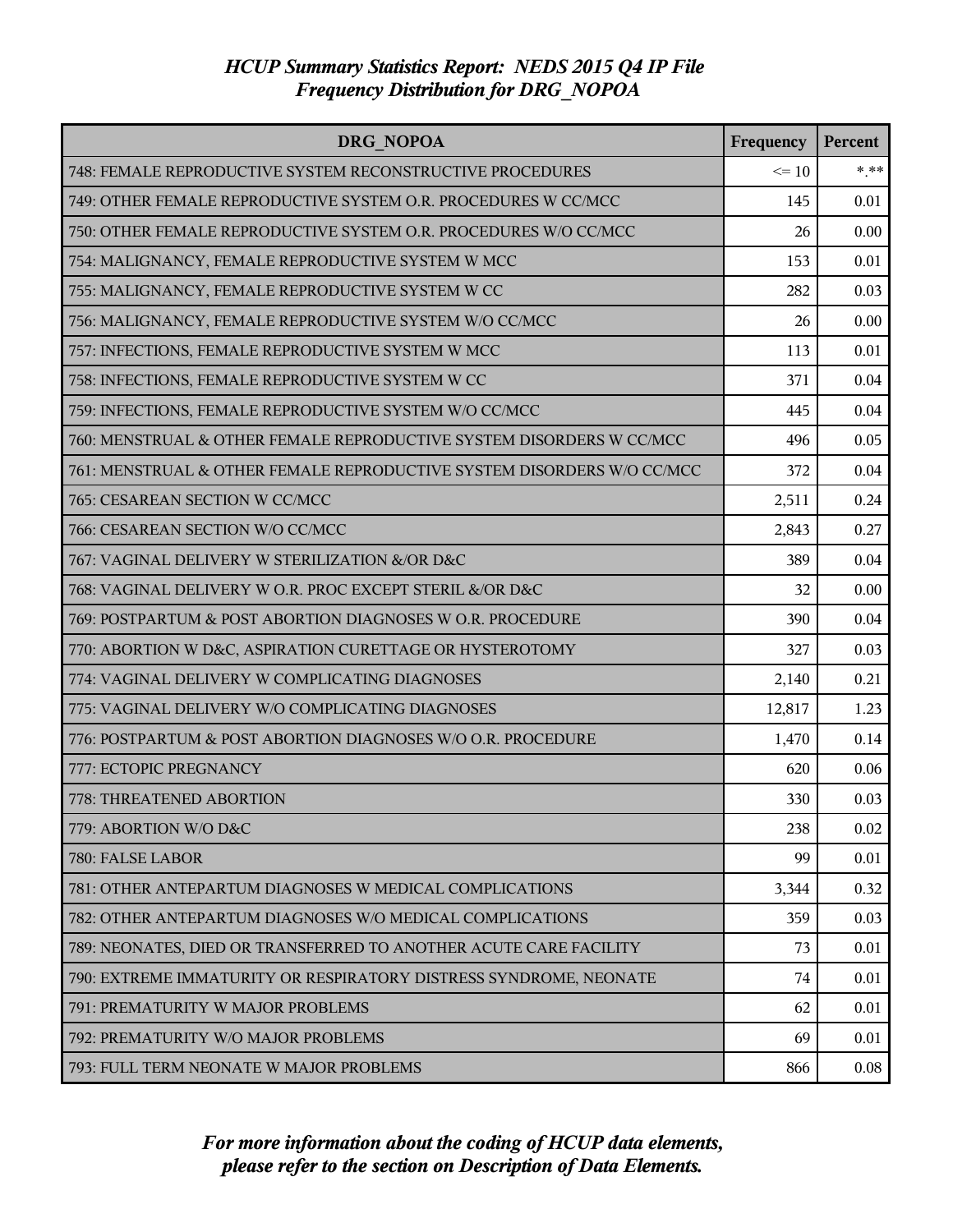# HCUP Summary Statistics Report: NEDS 2015 Q4 IP File
## Frequency Distribution for DRG_NOPOA

| DRG_NOPOA | Frequency | Percent |
|---|---|---|
| 748: FEMALE REPRODUCTIVE SYSTEM RECONSTRUCTIVE PROCEDURES | <= 10 | *.** |
| 749: OTHER FEMALE REPRODUCTIVE SYSTEM O.R. PROCEDURES W CC/MCC | 145 | 0.01 |
| 750: OTHER FEMALE REPRODUCTIVE SYSTEM O.R. PROCEDURES W/O CC/MCC | 26 | 0.00 |
| 754: MALIGNANCY, FEMALE REPRODUCTIVE SYSTEM W MCC | 153 | 0.01 |
| 755: MALIGNANCY, FEMALE REPRODUCTIVE SYSTEM W CC | 282 | 0.03 |
| 756: MALIGNANCY, FEMALE REPRODUCTIVE SYSTEM W/O CC/MCC | 26 | 0.00 |
| 757: INFECTIONS, FEMALE REPRODUCTIVE SYSTEM W MCC | 113 | 0.01 |
| 758: INFECTIONS, FEMALE REPRODUCTIVE SYSTEM W CC | 371 | 0.04 |
| 759: INFECTIONS, FEMALE REPRODUCTIVE SYSTEM W/O CC/MCC | 445 | 0.04 |
| 760: MENSTRUAL & OTHER FEMALE REPRODUCTIVE SYSTEM DISORDERS W CC/MCC | 496 | 0.05 |
| 761: MENSTRUAL & OTHER FEMALE REPRODUCTIVE SYSTEM DISORDERS W/O CC/MCC | 372 | 0.04 |
| 765: CESAREAN SECTION W CC/MCC | 2,511 | 0.24 |
| 766: CESAREAN SECTION W/O CC/MCC | 2,843 | 0.27 |
| 767: VAGINAL DELIVERY W STERILIZATION &/OR D&C | 389 | 0.04 |
| 768: VAGINAL DELIVERY W O.R. PROC EXCEPT STERIL &/OR D&C | 32 | 0.00 |
| 769: POSTPARTUM & POST ABORTION DIAGNOSES W O.R. PROCEDURE | 390 | 0.04 |
| 770: ABORTION W D&C, ASPIRATION CURETTAGE OR HYSTEROTOMY | 327 | 0.03 |
| 774: VAGINAL DELIVERY W COMPLICATING DIAGNOSES | 2,140 | 0.21 |
| 775: VAGINAL DELIVERY W/O COMPLICATING DIAGNOSES | 12,817 | 1.23 |
| 776: POSTPARTUM & POST ABORTION DIAGNOSES W/O O.R. PROCEDURE | 1,470 | 0.14 |
| 777: ECTOPIC PREGNANCY | 620 | 0.06 |
| 778: THREATENED ABORTION | 330 | 0.03 |
| 779: ABORTION W/O D&C | 238 | 0.02 |
| 780: FALSE LABOR | 99 | 0.01 |
| 781: OTHER ANTEPARTUM DIAGNOSES W MEDICAL COMPLICATIONS | 3,344 | 0.32 |
| 782: OTHER ANTEPARTUM DIAGNOSES W/O MEDICAL COMPLICATIONS | 359 | 0.03 |
| 789: NEONATES, DIED OR TRANSFERRED TO ANOTHER ACUTE CARE FACILITY | 73 | 0.01 |
| 790: EXTREME IMMATURITY OR RESPIRATORY DISTRESS SYNDROME, NEONATE | 74 | 0.01 |
| 791: PREMATURITY W MAJOR PROBLEMS | 62 | 0.01 |
| 792: PREMATURITY W/O MAJOR PROBLEMS | 69 | 0.01 |
| 793: FULL TERM NEONATE W MAJOR PROBLEMS | 866 | 0.08 |

*For more information about the coding of HCUP data elements, please refer to the section on Description of Data Elements.*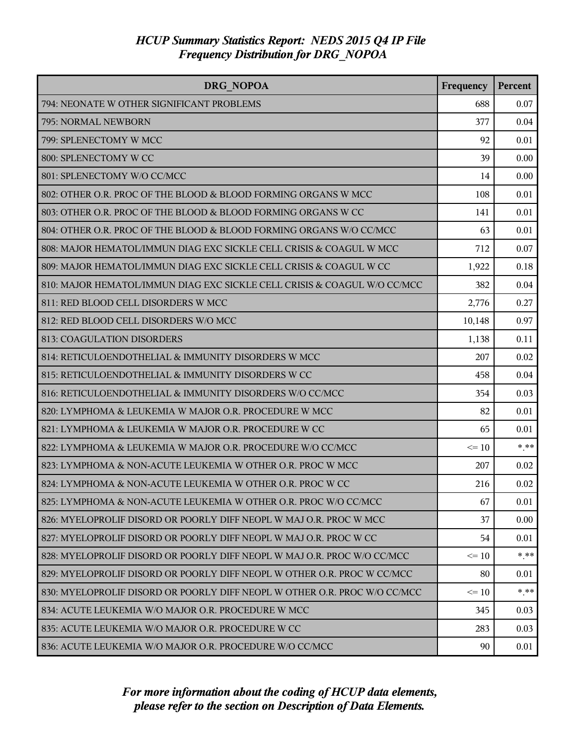# HCUP Summary Statistics Report: NEDS 2015 Q4 IP File
## Frequency Distribution for DRG_NOPOA

| DRG_NOPOA | Frequency | Percent |
|---|---|---|
| 794: NEONATE W OTHER SIGNIFICANT PROBLEMS | 688 | 0.07 |
| 795: NORMAL NEWBORN | 377 | 0.04 |
| 799: SPLENECTOMY W MCC | 92 | 0.01 |
| 800: SPLENECTOMY W CC | 39 | 0.00 |
| 801: SPLENECTOMY W/O CC/MCC | 14 | 0.00 |
| 802: OTHER O.R. PROC OF THE BLOOD & BLOOD FORMING ORGANS W MCC | 108 | 0.01 |
| 803: OTHER O.R. PROC OF THE BLOOD & BLOOD FORMING ORGANS W CC | 141 | 0.01 |
| 804: OTHER O.R. PROC OF THE BLOOD & BLOOD FORMING ORGANS W/O CC/MCC | 63 | 0.01 |
| 808: MAJOR HEMATOL/IMMUN DIAG EXC SICKLE CELL CRISIS & COAGUL W MCC | 712 | 0.07 |
| 809: MAJOR HEMATOL/IMMUN DIAG EXC SICKLE CELL CRISIS & COAGUL W CC | 1,922 | 0.18 |
| 810: MAJOR HEMATOL/IMMUN DIAG EXC SICKLE CELL CRISIS & COAGUL W/O CC/MCC | 382 | 0.04 |
| 811: RED BLOOD CELL DISORDERS W MCC | 2,776 | 0.27 |
| 812: RED BLOOD CELL DISORDERS W/O MCC | 10,148 | 0.97 |
| 813: COAGULATION DISORDERS | 1,138 | 0.11 |
| 814: RETICULOENDOTHELIAL & IMMUNITY DISORDERS W MCC | 207 | 0.02 |
| 815: RETICULOENDOTHELIAL & IMMUNITY DISORDERS W CC | 458 | 0.04 |
| 816: RETICULOENDOTHELIAL & IMMUNITY DISORDERS W/O CC/MCC | 354 | 0.03 |
| 820: LYMPHOMA & LEUKEMIA W MAJOR O.R. PROCEDURE W MCC | 82 | 0.01 |
| 821: LYMPHOMA & LEUKEMIA W MAJOR O.R. PROCEDURE W CC | 65 | 0.01 |
| 822: LYMPHOMA & LEUKEMIA W MAJOR O.R. PROCEDURE W/O CC/MCC | <= 10 | *.** |
| 823: LYMPHOMA & NON-ACUTE LEUKEMIA W OTHER O.R. PROC W MCC | 207 | 0.02 |
| 824: LYMPHOMA & NON-ACUTE LEUKEMIA W OTHER O.R. PROC W CC | 216 | 0.02 |
| 825: LYMPHOMA & NON-ACUTE LEUKEMIA W OTHER O.R. PROC W/O CC/MCC | 67 | 0.01 |
| 826: MYELOPROLIF DISORD OR POORLY DIFF NEOPL W MAJ O.R. PROC W MCC | 37 | 0.00 |
| 827: MYELOPROLIF DISORD OR POORLY DIFF NEOPL W MAJ O.R. PROC W CC | 54 | 0.01 |
| 828: MYELOPROLIF DISORD OR POORLY DIFF NEOPL W MAJ O.R. PROC W/O CC/MCC | <= 10 | *.** |
| 829: MYELOPROLIF DISORD OR POORLY DIFF NEOPL W OTHER O.R. PROC W CC/MCC | 80 | 0.01 |
| 830: MYELOPROLIF DISORD OR POORLY DIFF NEOPL W OTHER O.R. PROC W/O CC/MCC | <= 10 | *.** |
| 834: ACUTE LEUKEMIA W/O MAJOR O.R. PROCEDURE W MCC | 345 | 0.03 |
| 835: ACUTE LEUKEMIA W/O MAJOR O.R. PROCEDURE W CC | 283 | 0.03 |
| 836: ACUTE LEUKEMIA W/O MAJOR O.R. PROCEDURE W/O CC/MCC | 90 | 0.01 |

*For more information about the coding of HCUP data elements, please refer to the section on Description of Data Elements.*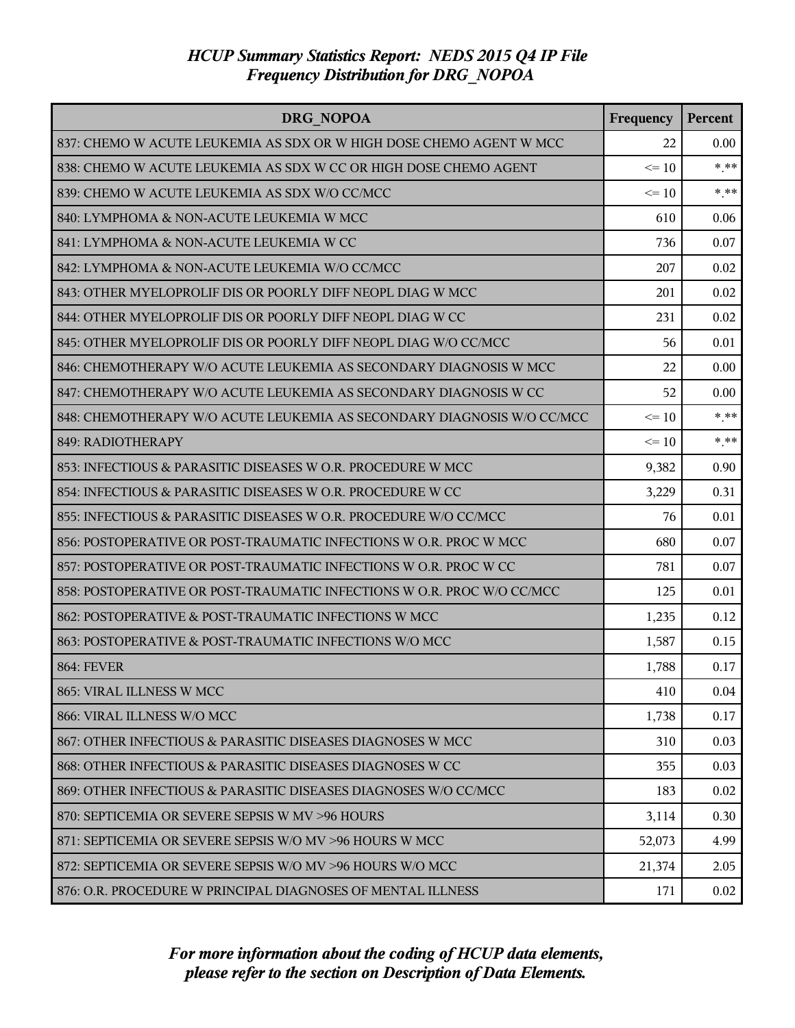# *HCUP Summary Statistics Report: NEDS 2015 Q4 IP File*
## *Frequency Distribution for DRG_NOPOA*

| DRG_NOPOA | Frequency | Percent |
|---|---|---|
| 837: CHEMO W ACUTE LEUKEMIA AS SDX OR W HIGH DOSE CHEMO AGENT W MCC | 22 | 0.00 |
| 838: CHEMO W ACUTE LEUKEMIA AS SDX W CC OR HIGH DOSE CHEMO AGENT | <= 10 | *.** |
| 839: CHEMO W ACUTE LEUKEMIA AS SDX W/O CC/MCC | <= 10 | *.** |
| 840: LYMPHOMA & NON-ACUTE LEUKEMIA W MCC | 610 | 0.06 |
| 841: LYMPHOMA & NON-ACUTE LEUKEMIA W CC | 736 | 0.07 |
| 842: LYMPHOMA & NON-ACUTE LEUKEMIA W/O CC/MCC | 207 | 0.02 |
| 843: OTHER MYELOPROLIF DIS OR POORLY DIFF NEOPL DIAG W MCC | 201 | 0.02 |
| 844: OTHER MYELOPROLIF DIS OR POORLY DIFF NEOPL DIAG W CC | 231 | 0.02 |
| 845: OTHER MYELOPROLIF DIS OR POORLY DIFF NEOPL DIAG W/O CC/MCC | 56 | 0.01 |
| 846: CHEMOTHERAPY W/O ACUTE LEUKEMIA AS SECONDARY DIAGNOSIS W MCC | 22 | 0.00 |
| 847: CHEMOTHERAPY W/O ACUTE LEUKEMIA AS SECONDARY DIAGNOSIS W CC | 52 | 0.00 |
| 848: CHEMOTHERAPY W/O ACUTE LEUKEMIA AS SECONDARY DIAGNOSIS W/O CC/MCC | <= 10 | *.** |
| 849: RADIOTHERAPY | <= 10 | *.** |
| 853: INFECTIOUS & PARASITIC DISEASES W O.R. PROCEDURE W MCC | 9,382 | 0.90 |
| 854: INFECTIOUS & PARASITIC DISEASES W O.R. PROCEDURE W CC | 3,229 | 0.31 |
| 855: INFECTIOUS & PARASITIC DISEASES W O.R. PROCEDURE W/O CC/MCC | 76 | 0.01 |
| 856: POSTOPERATIVE OR POST-TRAUMATIC INFECTIONS W O.R. PROC W MCC | 680 | 0.07 |
| 857: POSTOPERATIVE OR POST-TRAUMATIC INFECTIONS W O.R. PROC W CC | 781 | 0.07 |
| 858: POSTOPERATIVE OR POST-TRAUMATIC INFECTIONS W O.R. PROC W/O CC/MCC | 125 | 0.01 |
| 862: POSTOPERATIVE & POST-TRAUMATIC INFECTIONS W MCC | 1,235 | 0.12 |
| 863: POSTOPERATIVE & POST-TRAUMATIC INFECTIONS W/O MCC | 1,587 | 0.15 |
| 864: FEVER | 1,788 | 0.17 |
| 865: VIRAL ILLNESS W MCC | 410 | 0.04 |
| 866: VIRAL ILLNESS W/O MCC | 1,738 | 0.17 |
| 867: OTHER INFECTIOUS & PARASITIC DISEASES DIAGNOSES W MCC | 310 | 0.03 |
| 868: OTHER INFECTIOUS & PARASITIC DISEASES DIAGNOSES W CC | 355 | 0.03 |
| 869: OTHER INFECTIOUS & PARASITIC DISEASES DIAGNOSES W/O CC/MCC | 183 | 0.02 |
| 870: SEPTICEMIA OR SEVERE SEPSIS W MV >96 HOURS | 3,114 | 0.30 |
| 871: SEPTICEMIA OR SEVERE SEPSIS W/O MV >96 HOURS W MCC | 52,073 | 4.99 |
| 872: SEPTICEMIA OR SEVERE SEPSIS W/O MV >96 HOURS W/O MCC | 21,374 | 2.05 |
| 876: O.R. PROCEDURE W PRINCIPAL DIAGNOSES OF MENTAL ILLNESS | 171 | 0.02 |

*For more information about the coding of HCUP data elements, please refer to the section on Description of Data Elements.*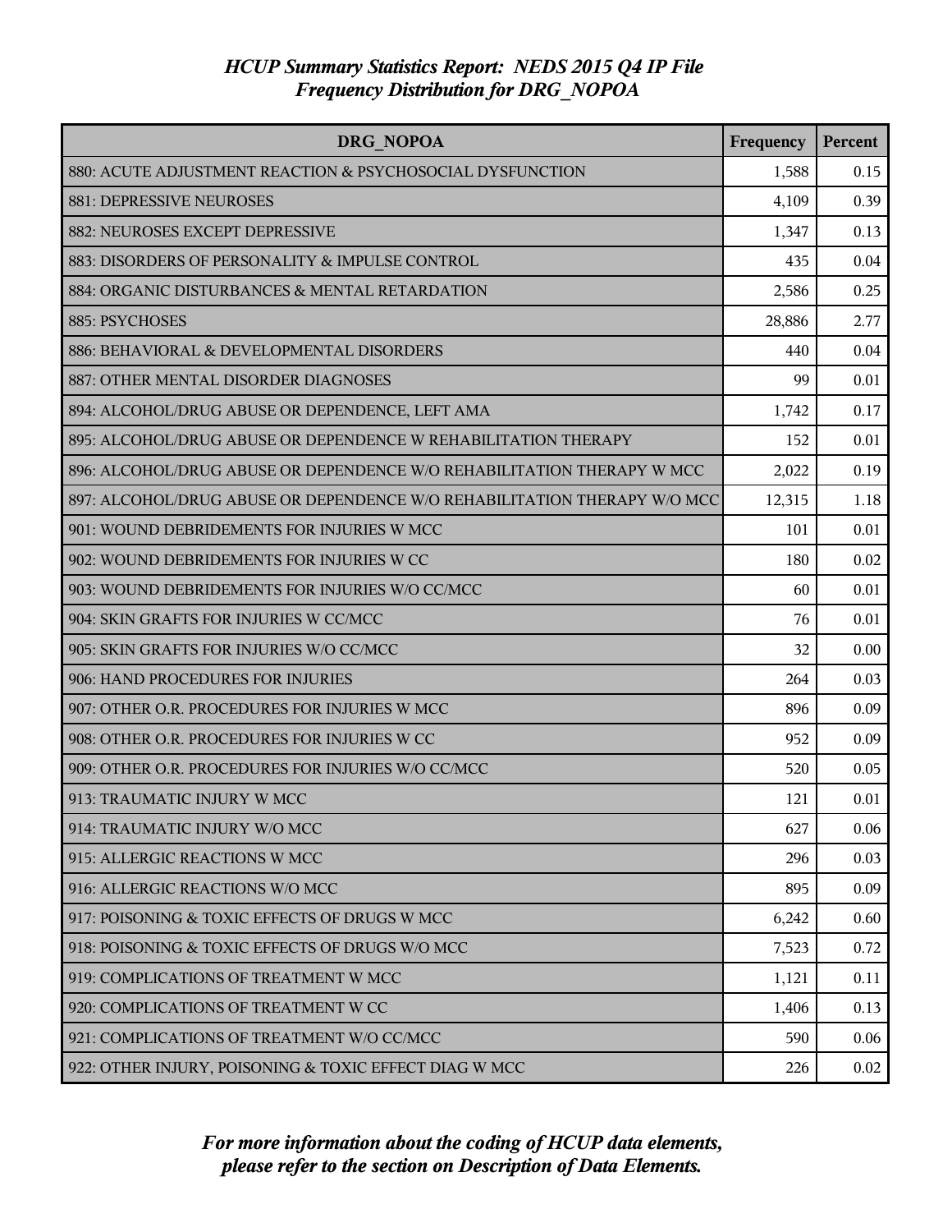*HCUP Summary Statistics Report: NEDS 2015 Q4 IP File*
*Frequency Distribution for DRG_NOPOA*

| DRG_NOPOA | Frequency | Percent |
|---|---|---|
| 880: ACUTE ADJUSTMENT REACTION & PSYCHOSOCIAL DYSFUNCTION | 1,588 | 0.15 |
| 881: DEPRESSIVE NEUROSES | 4,109 | 0.39 |
| 882: NEUROSES EXCEPT DEPRESSIVE | 1,347 | 0.13 |
| 883: DISORDERS OF PERSONALITY & IMPULSE CONTROL | 435 | 0.04 |
| 884: ORGANIC DISTURBANCES & MENTAL RETARDATION | 2,586 | 0.25 |
| 885: PSYCHOSES | 28,886 | 2.77 |
| 886: BEHAVIORAL & DEVELOPMENTAL DISORDERS | 440 | 0.04 |
| 887: OTHER MENTAL DISORDER DIAGNOSES | 99 | 0.01 |
| 894: ALCOHOL/DRUG ABUSE OR DEPENDENCE, LEFT AMA | 1,742 | 0.17 |
| 895: ALCOHOL/DRUG ABUSE OR DEPENDENCE W REHABILITATION THERAPY | 152 | 0.01 |
| 896: ALCOHOL/DRUG ABUSE OR DEPENDENCE W/O REHABILITATION THERAPY W MCC | 2,022 | 0.19 |
| 897: ALCOHOL/DRUG ABUSE OR DEPENDENCE W/O REHABILITATION THERAPY W/O MCC | 12,315 | 1.18 |
| 901: WOUND DEBRIDEMENTS FOR INJURIES W MCC | 101 | 0.01 |
| 902: WOUND DEBRIDEMENTS FOR INJURIES W CC | 180 | 0.02 |
| 903: WOUND DEBRIDEMENTS FOR INJURIES W/O CC/MCC | 60 | 0.01 |
| 904: SKIN GRAFTS FOR INJURIES W CC/MCC | 76 | 0.01 |
| 905: SKIN GRAFTS FOR INJURIES W/O CC/MCC | 32 | 0.00 |
| 906: HAND PROCEDURES FOR INJURIES | 264 | 0.03 |
| 907: OTHER O.R. PROCEDURES FOR INJURIES W MCC | 896 | 0.09 |
| 908: OTHER O.R. PROCEDURES FOR INJURIES W CC | 952 | 0.09 |
| 909: OTHER O.R. PROCEDURES FOR INJURIES W/O CC/MCC | 520 | 0.05 |
| 913: TRAUMATIC INJURY W MCC | 121 | 0.01 |
| 914: TRAUMATIC INJURY W/O MCC | 627 | 0.06 |
| 915: ALLERGIC REACTIONS W MCC | 296 | 0.03 |
| 916: ALLERGIC REACTIONS W/O MCC | 895 | 0.09 |
| 917: POISONING & TOXIC EFFECTS OF DRUGS W MCC | 6,242 | 0.60 |
| 918: POISONING & TOXIC EFFECTS OF DRUGS W/O MCC | 7,523 | 0.72 |
| 919: COMPLICATIONS OF TREATMENT W MCC | 1,121 | 0.11 |
| 920: COMPLICATIONS OF TREATMENT W CC | 1,406 | 0.13 |
| 921: COMPLICATIONS OF TREATMENT W/O CC/MCC | 590 | 0.06 |
| 922: OTHER INJURY, POISONING & TOXIC EFFECT DIAG W MCC | 226 | 0.02 |

*For more information about the coding of HCUP data elements, please refer to the section on Description of Data Elements.*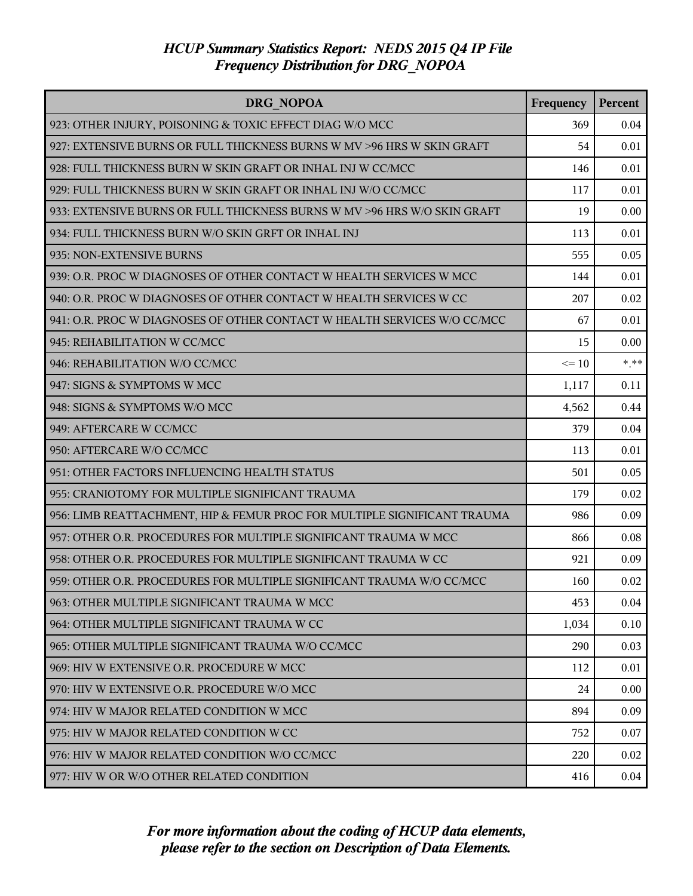*HCUP Summary Statistics Report: NEDS 2015 Q4 IP File*
*Frequency Distribution for DRG_NOPOA*

| DRG_NOPOA | Frequency | Percent |
|---|---|---|
| 923: OTHER INJURY, POISONING & TOXIC EFFECT DIAG W/O MCC | 369 | 0.04 |
| 927: EXTENSIVE BURNS OR FULL THICKNESS BURNS W MV >96 HRS W SKIN GRAFT | 54 | 0.01 |
| 928: FULL THICKNESS BURN W SKIN GRAFT OR INHAL INJ W CC/MCC | 146 | 0.01 |
| 929: FULL THICKNESS BURN W SKIN GRAFT OR INHAL INJ W/O CC/MCC | 117 | 0.01 |
| 933: EXTENSIVE BURNS OR FULL THICKNESS BURNS W MV >96 HRS W/O SKIN GRAFT | 19 | 0.00 |
| 934: FULL THICKNESS BURN W/O SKIN GRFT OR INHAL INJ | 113 | 0.01 |
| 935: NON-EXTENSIVE BURNS | 555 | 0.05 |
| 939: O.R. PROC W DIAGNOSES OF OTHER CONTACT W HEALTH SERVICES W MCC | 144 | 0.01 |
| 940: O.R. PROC W DIAGNOSES OF OTHER CONTACT W HEALTH SERVICES W CC | 207 | 0.02 |
| 941: O.R. PROC W DIAGNOSES OF OTHER CONTACT W HEALTH SERVICES W/O CC/MCC | 67 | 0.01 |
| 945: REHABILITATION W CC/MCC | 15 | 0.00 |
| 946: REHABILITATION W/O CC/MCC | <= 10 | *.** |
| 947: SIGNS & SYMPTOMS W MCC | 1,117 | 0.11 |
| 948: SIGNS & SYMPTOMS W/O MCC | 4,562 | 0.44 |
| 949: AFTERCARE W CC/MCC | 379 | 0.04 |
| 950: AFTERCARE W/O CC/MCC | 113 | 0.01 |
| 951: OTHER FACTORS INFLUENCING HEALTH STATUS | 501 | 0.05 |
| 955: CRANIOTOMY FOR MULTIPLE SIGNIFICANT TRAUMA | 179 | 0.02 |
| 956: LIMB REATTACHMENT, HIP & FEMUR PROC FOR MULTIPLE SIGNIFICANT TRAUMA | 986 | 0.09 |
| 957: OTHER O.R. PROCEDURES FOR MULTIPLE SIGNIFICANT TRAUMA W MCC | 866 | 0.08 |
| 958: OTHER O.R. PROCEDURES FOR MULTIPLE SIGNIFICANT TRAUMA W CC | 921 | 0.09 |
| 959: OTHER O.R. PROCEDURES FOR MULTIPLE SIGNIFICANT TRAUMA W/O CC/MCC | 160 | 0.02 |
| 963: OTHER MULTIPLE SIGNIFICANT TRAUMA W MCC | 453 | 0.04 |
| 964: OTHER MULTIPLE SIGNIFICANT TRAUMA W CC | 1,034 | 0.10 |
| 965: OTHER MULTIPLE SIGNIFICANT TRAUMA W/O CC/MCC | 290 | 0.03 |
| 969: HIV W EXTENSIVE O.R. PROCEDURE W MCC | 112 | 0.01 |
| 970: HIV W EXTENSIVE O.R. PROCEDURE W/O MCC | 24 | 0.00 |
| 974: HIV W MAJOR RELATED CONDITION W MCC | 894 | 0.09 |
| 975: HIV W MAJOR RELATED CONDITION W CC | 752 | 0.07 |
| 976: HIV W MAJOR RELATED CONDITION W/O CC/MCC | 220 | 0.02 |
| 977: HIV W OR W/O OTHER RELATED CONDITION | 416 | 0.04 |

*For more information about the coding of HCUP data elements, please refer to the section on Description of Data Elements.*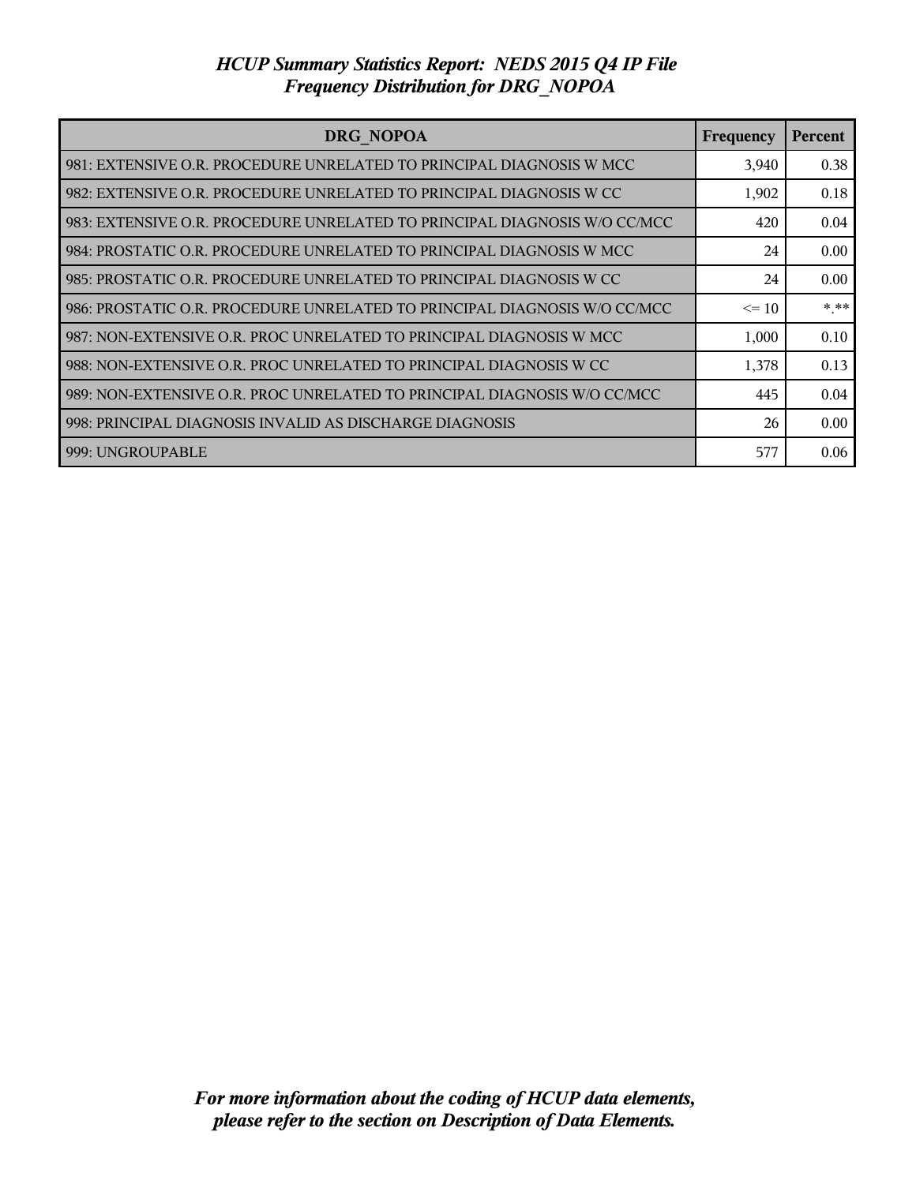# *HCUP Summary Statistics Report: NEDS 2015 Q4 IP File*
## *Frequency Distribution for DRG_NOPOA*

| DRG_NOPOA | Frequency | Percent |
| --- | --- | --- |
| 981: EXTENSIVE O.R. PROCEDURE UNRELATED TO PRINCIPAL DIAGNOSIS W MCC | 3,940 | 0.38 |
| 982: EXTENSIVE O.R. PROCEDURE UNRELATED TO PRINCIPAL DIAGNOSIS W CC | 1,902 | 0.18 |
| 983: EXTENSIVE O.R. PROCEDURE UNRELATED TO PRINCIPAL DIAGNOSIS W/O CC/MCC | 420 | 0.04 |
| 984: PROSTATIC O.R. PROCEDURE UNRELATED TO PRINCIPAL DIAGNOSIS W MCC | 24 | 0.00 |
| 985: PROSTATIC O.R. PROCEDURE UNRELATED TO PRINCIPAL DIAGNOSIS W CC | 24 | 0.00 |
| 986: PROSTATIC O.R. PROCEDURE UNRELATED TO PRINCIPAL DIAGNOSIS W/O CC/MCC | <= 10 | *.** |
| 987: NON-EXTENSIVE O.R. PROC UNRELATED TO PRINCIPAL DIAGNOSIS W MCC | 1,000 | 0.10 |
| 988: NON-EXTENSIVE O.R. PROC UNRELATED TO PRINCIPAL DIAGNOSIS W CC | 1,378 | 0.13 |
| 989: NON-EXTENSIVE O.R. PROC UNRELATED TO PRINCIPAL DIAGNOSIS W/O CC/MCC | 445 | 0.04 |
| 998: PRINCIPAL DIAGNOSIS INVALID AS DISCHARGE DIAGNOSIS | 26 | 0.00 |
| 999: UNGROUPABLE | 577 | 0.06 |

*For more information about the coding of HCUP data elements, please refer to the section on Description of Data Elements.*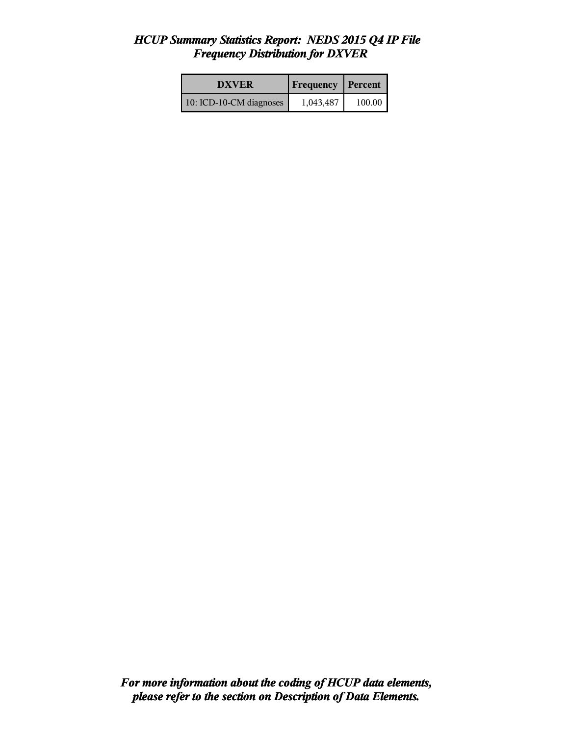# *HCUP Summary Statistics Report: NEDS 2015 Q4 IP File*
## *Frequency Distribution for DXVER*

| DXVER | Frequency | Percent |
|---|---|---|
| 10: ICD-10-CM diagnoses | 1,043,487 | 100.00 |

***For more information about the coding of HCUP data elements, please refer to the section on Description of Data Elements.***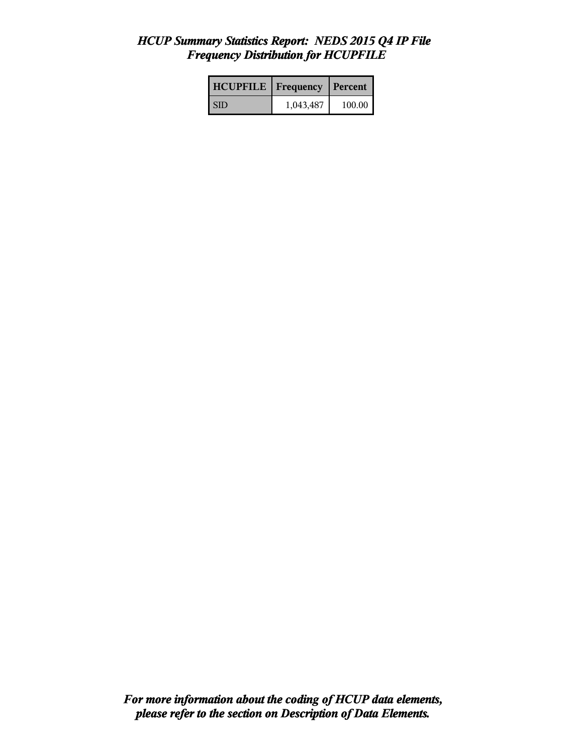# *HCUP Summary Statistics Report: NEDS 2015 Q4 IP File*
## *Frequency Distribution for HCUPFILE*

| HCUPFILE | Frequency | Percent |
|---|---|---|
| SID | 1,043,487 | 100.00 |

***For more information about the coding of HCUP data elements, please refer to the section on Description of Data Elements.***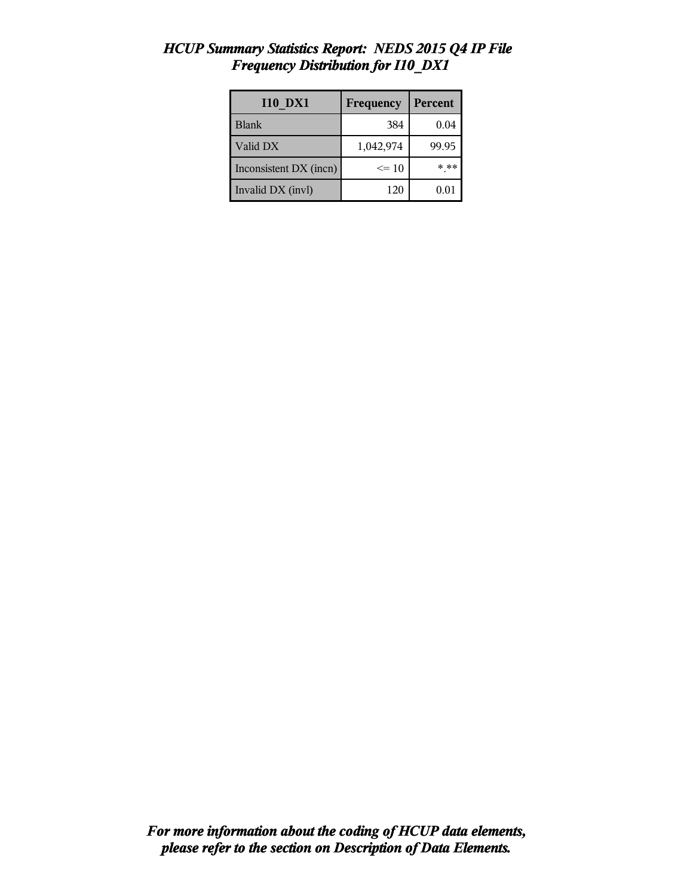# *HCUP Summary Statistics Report: NEDS 2015 Q4 IP File*
## *Frequency Distribution for I10_DX1*

| I10_DX1 | Frequency | Percent |
|---|---|---|
| Blank | 384 | 0.04 |
| Valid DX | 1,042,974 | 99.95 |
| Inconsistent DX (incn) | <= 10 | *.** |
| Invalid DX (invl) | 120 | 0.01 |

***For more information about the coding of HCUP data elements, please refer to the section on Description of Data Elements.***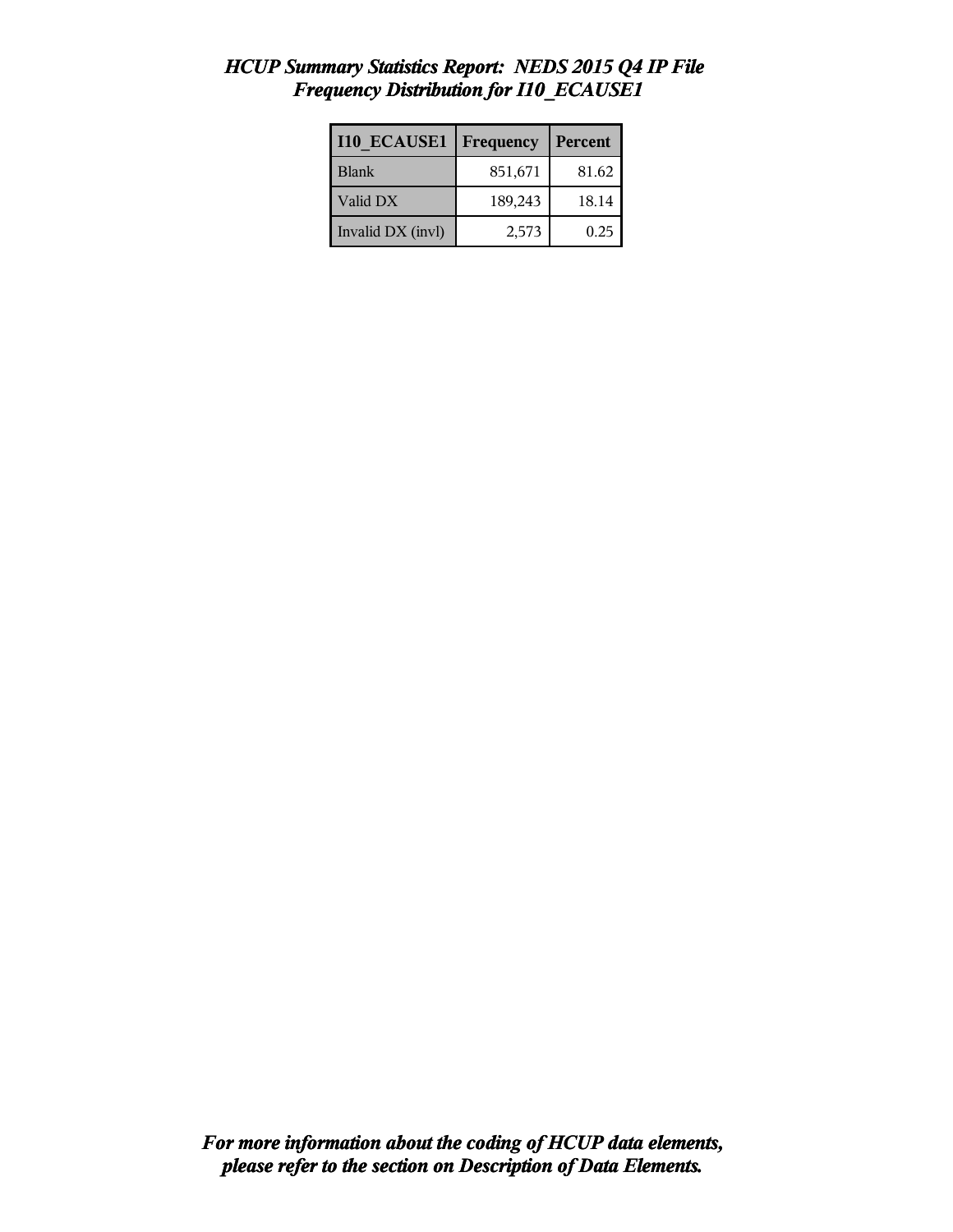# *HCUP Summary Statistics Report: NEDS 2015 Q4 IP File*
## *Frequency Distribution for I10_ECAUSE1*

| I10_ECAUSE1 | Frequency | Percent |
|---|---|---|
| Blank | 851,671 | 81.62 |
| Valid DX | 189,243 | 18.14 |
| Invalid DX (invl) | 2,573 | 0.25 |

***For more information about the coding of HCUP data elements, please refer to the section on Description of Data Elements.***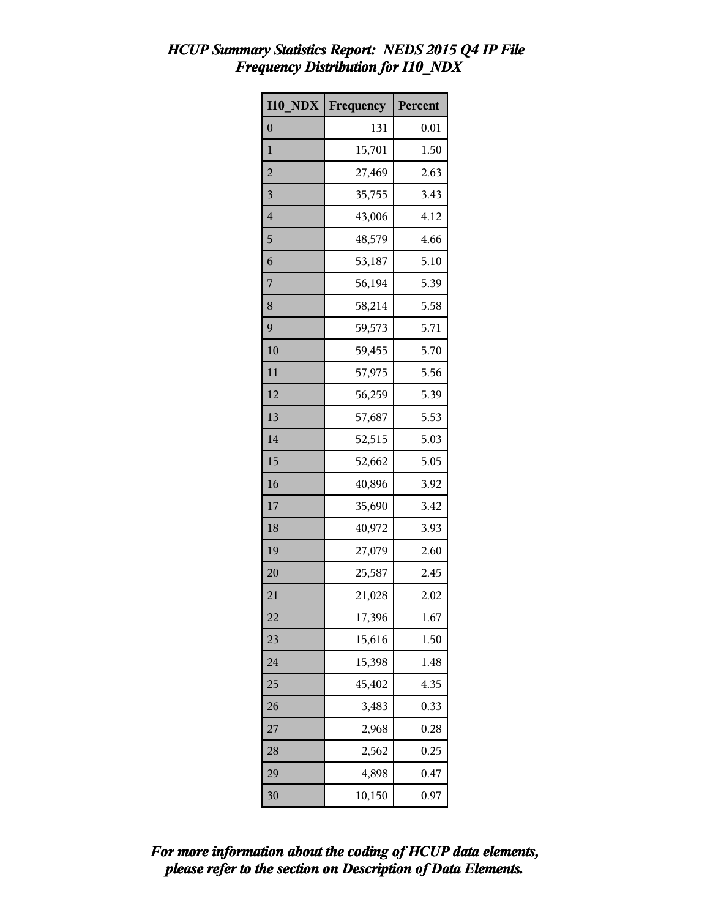*HCUP Summary Statistics Report: NEDS 2015 Q4 IP File*
*Frequency Distribution for I10_NDX*

| I10_NDX | Frequency | Percent |
|---|---|---|
| 0 | 131 | 0.01 |
| 1 | 15,701 | 1.50 |
| 2 | 27,469 | 2.63 |
| 3 | 35,755 | 3.43 |
| 4 | 43,006 | 4.12 |
| 5 | 48,579 | 4.66 |
| 6 | 53,187 | 5.10 |
| 7 | 56,194 | 5.39 |
| 8 | 58,214 | 5.58 |
| 9 | 59,573 | 5.71 |
| 10 | 59,455 | 5.70 |
| 11 | 57,975 | 5.56 |
| 12 | 56,259 | 5.39 |
| 13 | 57,687 | 5.53 |
| 14 | 52,515 | 5.03 |
| 15 | 52,662 | 5.05 |
| 16 | 40,896 | 3.92 |
| 17 | 35,690 | 3.42 |
| 18 | 40,972 | 3.93 |
| 19 | 27,079 | 2.60 |
| 20 | 25,587 | 2.45 |
| 21 | 21,028 | 2.02 |
| 22 | 17,396 | 1.67 |
| 23 | 15,616 | 1.50 |
| 24 | 15,398 | 1.48 |
| 25 | 45,402 | 4.35 |
| 26 | 3,483 | 0.33 |
| 27 | 2,968 | 0.28 |
| 28 | 2,562 | 0.25 |
| 29 | 4,898 | 0.47 |
| 30 | 10,150 | 0.97 |

***For more information about the coding of HCUP data elements, please refer to the section on Description of Data Elements.***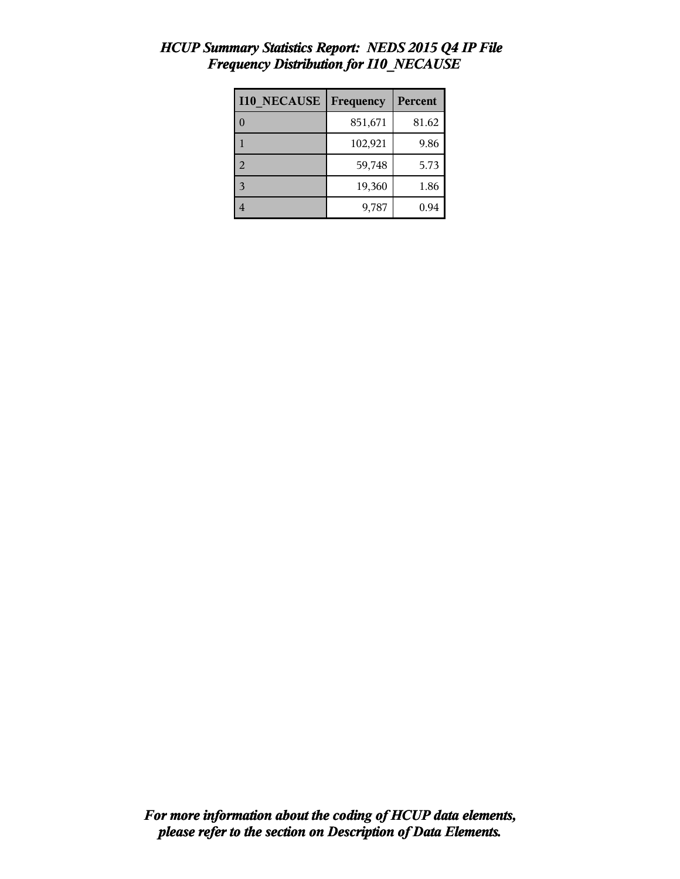# *HCUP Summary Statistics Report: NEDS 2015 Q4 IP File*
## *Frequency Distribution for I10_NECAUSE*

| I10_NECAUSE | Frequency | Percent |
|---|---|---|
| 0 | 851,671 | 81.62 |
| 1 | 102,921 | 9.86 |
| 2 | 59,748 | 5.73 |
| 3 | 19,360 | 1.86 |
| 4 | 9,787 | 0.94 |

***For more information about the coding of HCUP data elements, please refer to the section on Description of Data Elements.***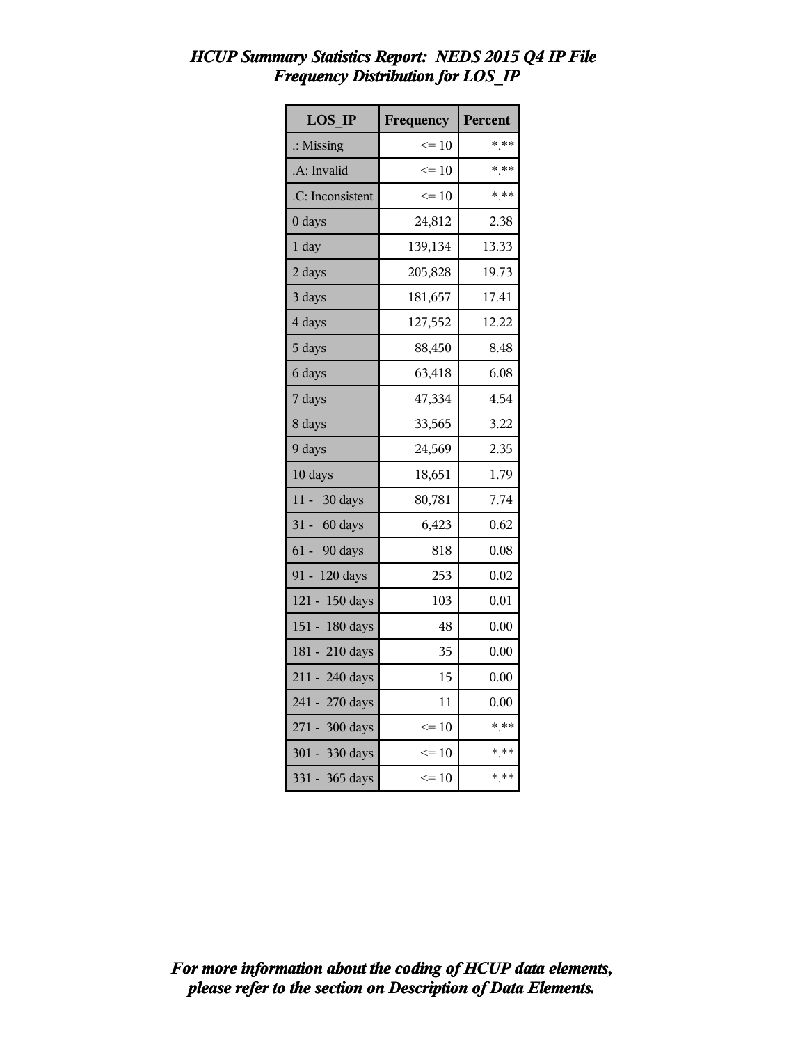*HCUP Summary Statistics Report: NEDS 2015 Q4 IP File*
*Frequency Distribution for LOS_IP*

| LOS_IP | Frequency | Percent |
|---|---|---|
| .: Missing | <= 10 | *.** |
| .A: Invalid | <= 10 | *.** |
| .C: Inconsistent | <= 10 | *.** |
| 0 days | 24,812 | 2.38 |
| 1 day | 139,134 | 13.33 |
| 2 days | 205,828 | 19.73 |
| 3 days | 181,657 | 17.41 |
| 4 days | 127,552 | 12.22 |
| 5 days | 88,450 | 8.48 |
| 6 days | 63,418 | 6.08 |
| 7 days | 47,334 | 4.54 |
| 8 days | 33,565 | 3.22 |
| 9 days | 24,569 | 2.35 |
| 10 days | 18,651 | 1.79 |
| 11 - 30 days | 80,781 | 7.74 |
| 31 - 60 days | 6,423 | 0.62 |
| 61 - 90 days | 818 | 0.08 |
| 91 - 120 days | 253 | 0.02 |
| 121 - 150 days | 103 | 0.01 |
| 151 - 180 days | 48 | 0.00 |
| 181 - 210 days | 35 | 0.00 |
| 211 - 240 days | 15 | 0.00 |
| 241 - 270 days | 11 | 0.00 |
| 271 - 300 days | <= 10 | *.** |
| 301 - 330 days | <= 10 | *.** |
| 331 - 365 days | <= 10 | *.** |

*For more information about the coding of HCUP data elements, please refer to the section on Description of Data Elements.*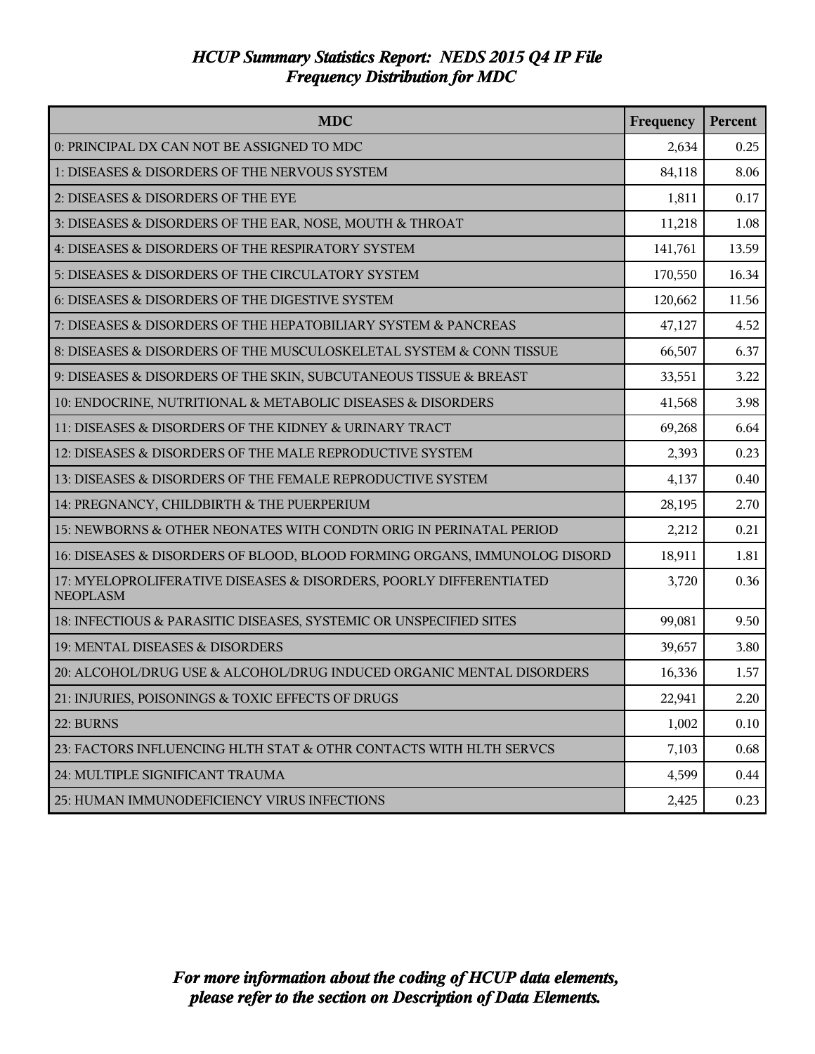# *HCUP Summary Statistics Report: NEDS 2015 Q4 IP File*
## *Frequency Distribution for MDC*

| MDC | Frequency | Percent |
|---|---|---|
| 0: PRINCIPAL DX CAN NOT BE ASSIGNED TO MDC | 2,634 | 0.25 |
| 1: DISEASES & DISORDERS OF THE NERVOUS SYSTEM | 84,118 | 8.06 |
| 2: DISEASES & DISORDERS OF THE EYE | 1,811 | 0.17 |
| 3: DISEASES & DISORDERS OF THE EAR, NOSE, MOUTH & THROAT | 11,218 | 1.08 |
| 4: DISEASES & DISORDERS OF THE RESPIRATORY SYSTEM | 141,761 | 13.59 |
| 5: DISEASES & DISORDERS OF THE CIRCULATORY SYSTEM | 170,550 | 16.34 |
| 6: DISEASES & DISORDERS OF THE DIGESTIVE SYSTEM | 120,662 | 11.56 |
| 7: DISEASES & DISORDERS OF THE HEPATOBILIARY SYSTEM & PANCREAS | 47,127 | 4.52 |
| 8: DISEASES & DISORDERS OF THE MUSCULOSKELETAL SYSTEM & CONN TISSUE | 66,507 | 6.37 |
| 9: DISEASES & DISORDERS OF THE SKIN, SUBCUTANEOUS TISSUE & BREAST | 33,551 | 3.22 |
| 10: ENDOCRINE, NUTRITIONAL & METABOLIC DISEASES & DISORDERS | 41,568 | 3.98 |
| 11: DISEASES & DISORDERS OF THE KIDNEY & URINARY TRACT | 69,268 | 6.64 |
| 12: DISEASES & DISORDERS OF THE MALE REPRODUCTIVE SYSTEM | 2,393 | 0.23 |
| 13: DISEASES & DISORDERS OF THE FEMALE REPRODUCTIVE SYSTEM | 4,137 | 0.40 |
| 14: PREGNANCY, CHILDBIRTH & THE PUERPERIUM | 28,195 | 2.70 |
| 15: NEWBORNS & OTHER NEONATES WITH CONDTN ORIG IN PERINATAL PERIOD | 2,212 | 0.21 |
| 16: DISEASES & DISORDERS OF BLOOD, BLOOD FORMING ORGANS, IMMUNOLOG DISORD | 18,911 | 1.81 |
| 17: MYELOPROLIFERATIVE DISEASES & DISORDERS, POORLY DIFFERENTIATED NEOPLASM | 3,720 | 0.36 |
| 18: INFECTIOUS & PARASITIC DISEASES, SYSTEMIC OR UNSPECIFIED SITES | 99,081 | 9.50 |
| 19: MENTAL DISEASES & DISORDERS | 39,657 | 3.80 |
| 20: ALCOHOL/DRUG USE & ALCOHOL/DRUG INDUCED ORGANIC MENTAL DISORDERS | 16,336 | 1.57 |
| 21: INJURIES, POISONINGS & TOXIC EFFECTS OF DRUGS | 22,941 | 2.20 |
| 22: BURNS | 1,002 | 0.10 |
| 23: FACTORS INFLUENCING HLTH STAT & OTHR CONTACTS WITH HLTH SERVCS | 7,103 | 0.68 |
| 24: MULTIPLE SIGNIFICANT TRAUMA | 4,599 | 0.44 |
| 25: HUMAN IMMUNODEFICIENCY VIRUS INFECTIONS | 2,425 | 0.23 |

***For more information about the coding of HCUP data elements, please refer to the section on Description of Data Elements.***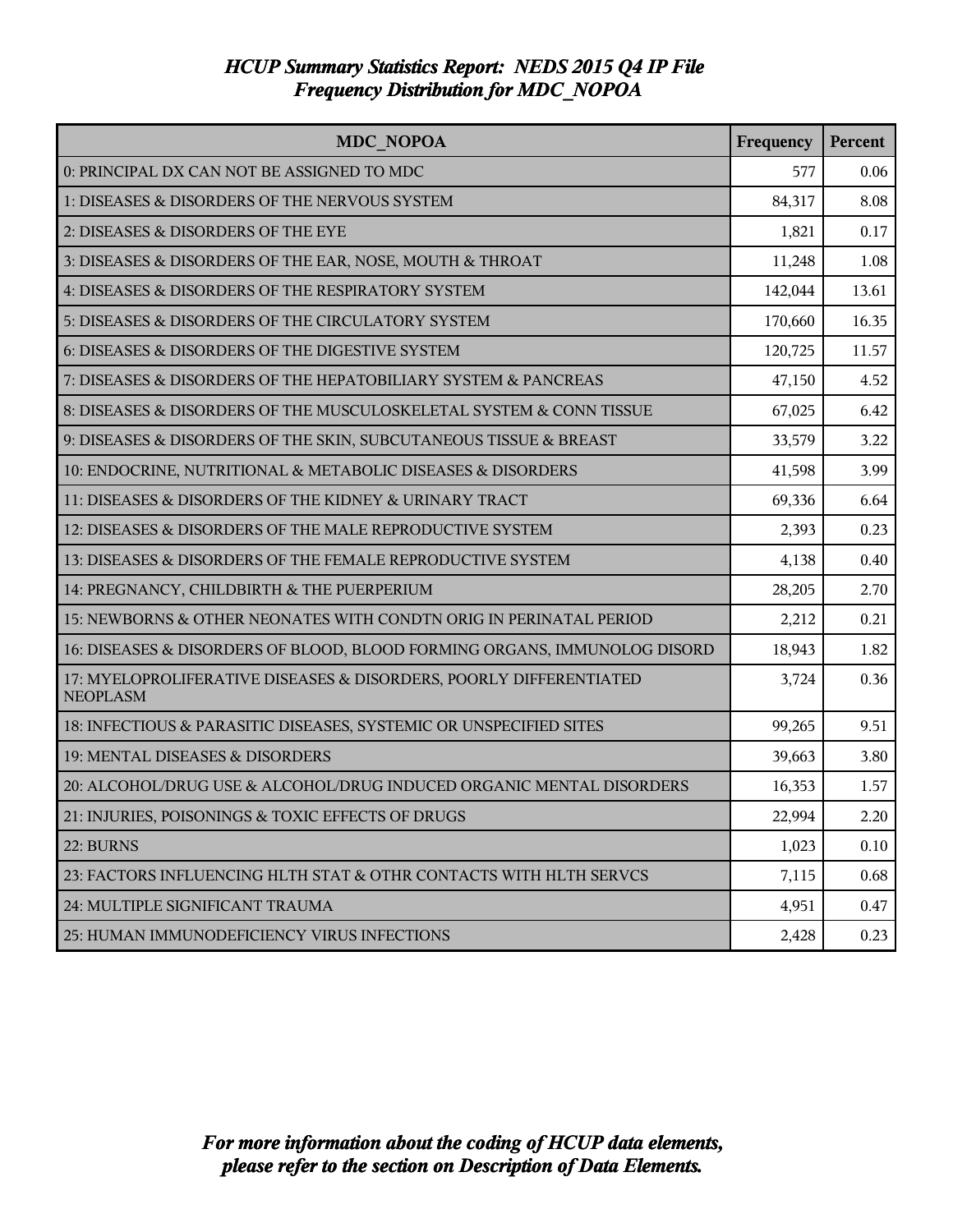# *HCUP Summary Statistics Report: NEDS 2015 Q4 IP File*
## *Frequency Distribution for MDC_NOPOA*

| MDC_NOPOA | Frequency | Percent |
|---|---|---|
| 0: PRINCIPAL DX CAN NOT BE ASSIGNED TO MDC | 577 | 0.06 |
| 1: DISEASES & DISORDERS OF THE NERVOUS SYSTEM | 84,317 | 8.08 |
| 2: DISEASES & DISORDERS OF THE EYE | 1,821 | 0.17 |
| 3: DISEASES & DISORDERS OF THE EAR, NOSE, MOUTH & THROAT | 11,248 | 1.08 |
| 4: DISEASES & DISORDERS OF THE RESPIRATORY SYSTEM | 142,044 | 13.61 |
| 5: DISEASES & DISORDERS OF THE CIRCULATORY SYSTEM | 170,660 | 16.35 |
| 6: DISEASES & DISORDERS OF THE DIGESTIVE SYSTEM | 120,725 | 11.57 |
| 7: DISEASES & DISORDERS OF THE HEPATOBILIARY SYSTEM & PANCREAS | 47,150 | 4.52 |
| 8: DISEASES & DISORDERS OF THE MUSCULOSKELETAL SYSTEM & CONN TISSUE | 67,025 | 6.42 |
| 9: DISEASES & DISORDERS OF THE SKIN, SUBCUTANEOUS TISSUE & BREAST | 33,579 | 3.22 |
| 10: ENDOCRINE, NUTRITIONAL & METABOLIC DISEASES & DISORDERS | 41,598 | 3.99 |
| 11: DISEASES & DISORDERS OF THE KIDNEY & URINARY TRACT | 69,336 | 6.64 |
| 12: DISEASES & DISORDERS OF THE MALE REPRODUCTIVE SYSTEM | 2,393 | 0.23 |
| 13: DISEASES & DISORDERS OF THE FEMALE REPRODUCTIVE SYSTEM | 4,138 | 0.40 |
| 14: PREGNANCY, CHILDBIRTH & THE PUERPERIUM | 28,205 | 2.70 |
| 15: NEWBORNS & OTHER NEONATES WITH CONDTN ORIG IN PERINATAL PERIOD | 2,212 | 0.21 |
| 16: DISEASES & DISORDERS OF BLOOD, BLOOD FORMING ORGANS, IMMUNOLOG DISORD | 18,943 | 1.82 |
| 17: MYELOPROLIFERATIVE DISEASES & DISORDERS, POORLY DIFFERENTIATED NEOPLASM | 3,724 | 0.36 |
| 18: INFECTIOUS & PARASITIC DISEASES, SYSTEMIC OR UNSPECIFIED SITES | 99,265 | 9.51 |
| 19: MENTAL DISEASES & DISORDERS | 39,663 | 3.80 |
| 20: ALCOHOL/DRUG USE & ALCOHOL/DRUG INDUCED ORGANIC MENTAL DISORDERS | 16,353 | 1.57 |
| 21: INJURIES, POISONINGS & TOXIC EFFECTS OF DRUGS | 22,994 | 2.20 |
| 22: BURNS | 1,023 | 0.10 |
| 23: FACTORS INFLUENCING HLTH STAT & OTHR CONTACTS WITH HLTH SERVCS | 7,115 | 0.68 |
| 24: MULTIPLE SIGNIFICANT TRAUMA | 4,951 | 0.47 |
| 25: HUMAN IMMUNODEFICIENCY VIRUS INFECTIONS | 2,428 | 0.23 |

***For more information about the coding of HCUP data elements, please refer to the section on Description of Data Elements.***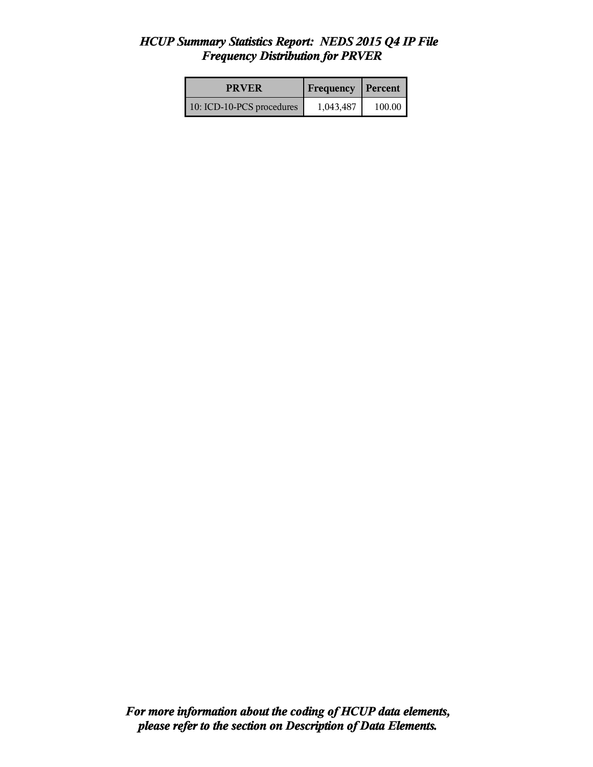## *HCUP Summary Statistics Report: NEDS 2015 Q4 IP File*
## *Frequency Distribution for PRVER*

| PRVER | Frequency | Percent |
|---|---|---|
| 10: ICD-10-PCS procedures | 1,043,487 | 100.00 |

***For more information about the coding of HCUP data elements, please refer to the section on Description of Data Elements.***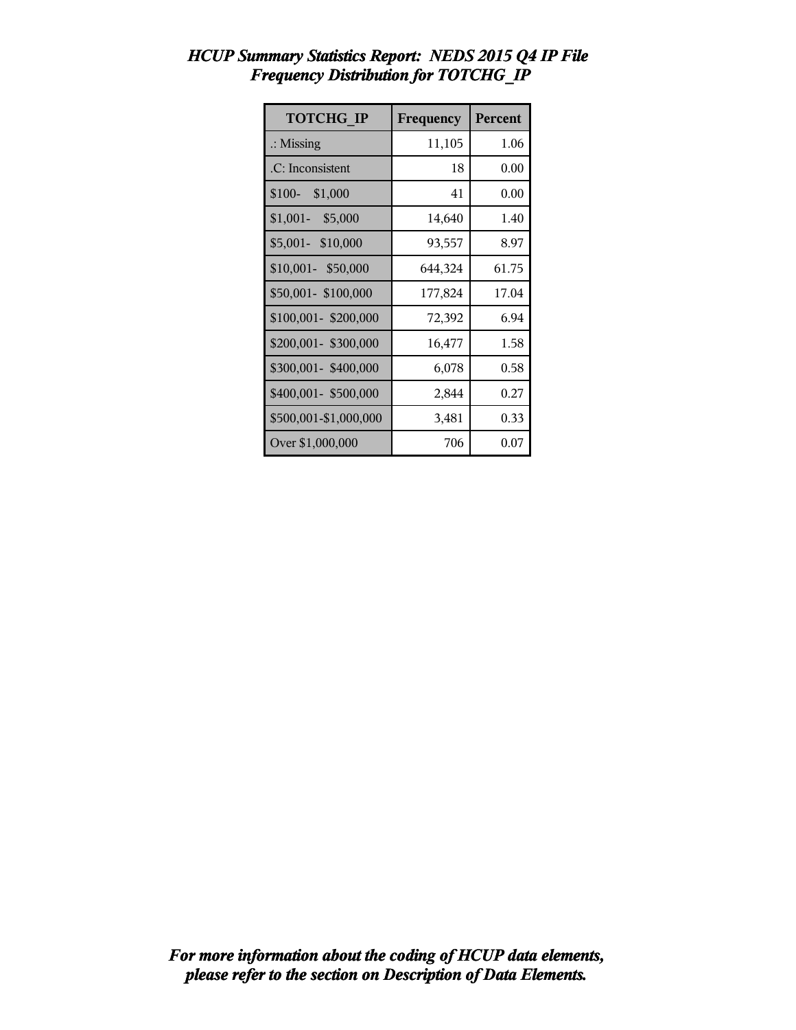# *HCUP Summary Statistics Report: NEDS 2015 Q4 IP File*
## *Frequency Distribution for TOTCHG_IP*

| TOTCHG_IP | Frequency | Percent |
|---|---|---|
| .: Missing | 11,105 | 1.06 |
| .C: Inconsistent | 18 | 0.00 |
| $100- $1,000 | 41 | 0.00 |
| $1,001- $5,000 | 14,640 | 1.40 |
| $5,001- $10,000 | 93,557 | 8.97 |
| $10,001- $50,000 | 644,324 | 61.75 |
| $50,001- $100,000 | 177,824 | 17.04 |
| $100,001- $200,000 | 72,392 | 6.94 |
| $200,001- $300,000 | 16,477 | 1.58 |
| $300,001- $400,000 | 6,078 | 0.58 |
| $400,001- $500,000 | 2,844 | 0.27 |
| $500,001-$1,000,000 | 3,481 | 0.33 |
| Over $1,000,000 | 706 | 0.07 |

***For more information about the coding of HCUP data elements, please refer to the section on Description of Data Elements.***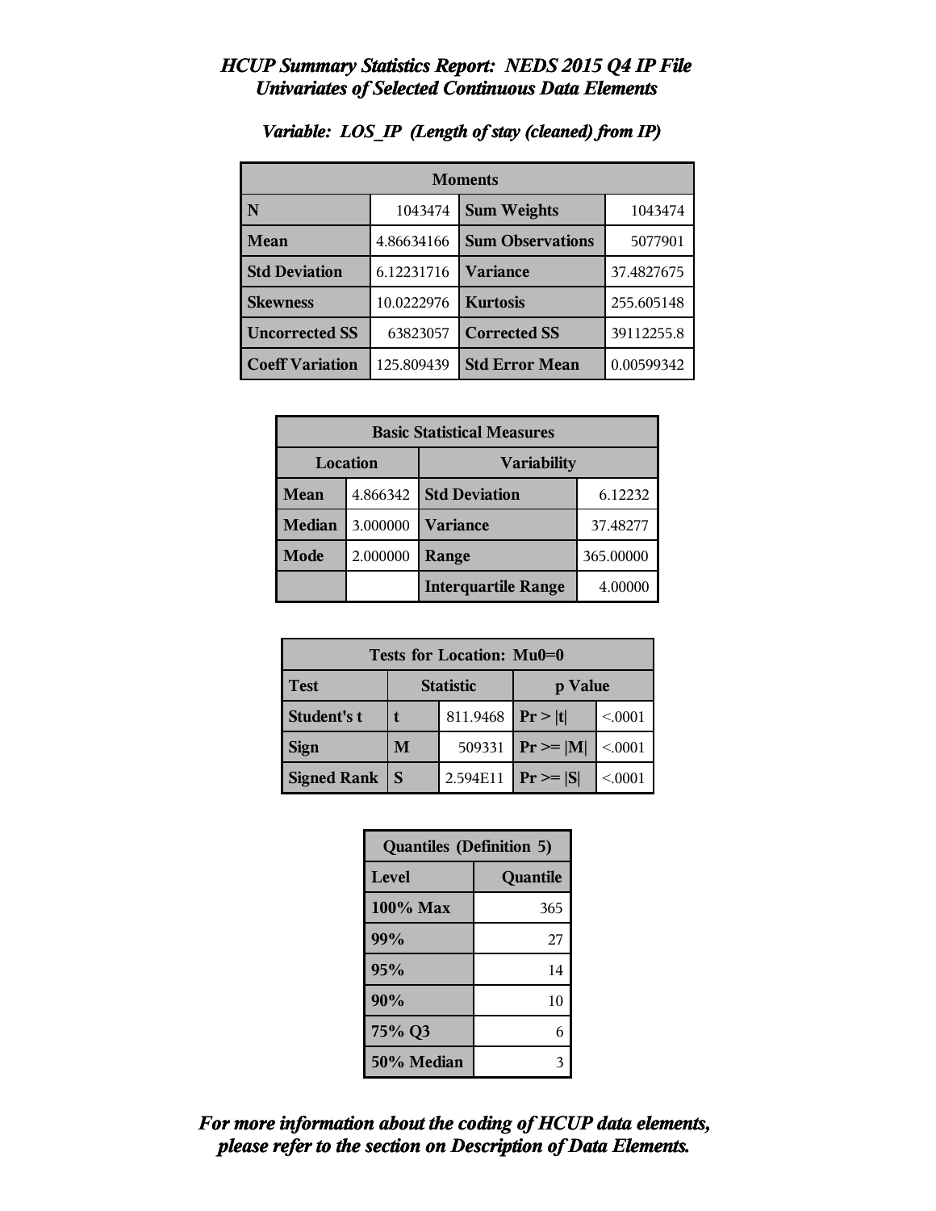# *HCUP Summary Statistics Report: NEDS 2015 Q4 IP File*
## *Univariates of Selected Continuous Data Elements*

### *Variable: LOS_IP (Length of stay (cleaned) from IP)*

| Moments | | | |
|---|---|---|---|
| **N** | 1043474 | **Sum Weights** | 1043474 |
| **Mean** | 4.86634166 | **Sum Observations** | 5077901 |
| **Std Deviation** | 6.12231716 | **Variance** | 37.4827675 |
| **Skewness** | 10.0222976 | **Kurtosis** | 255.605148 |
| **Uncorrected SS** | 63823057 | **Corrected SS** | 39112255.8 |
| **Coeff Variation** | 125.809439 | **Std Error Mean** | 0.00599342 |

| Basic Statistical Measures | | | |
|---|---|---|---|
| **Location** | | **Variability** | |
| **Mean** | 4.866342 | **Std Deviation** | 6.12232 |
| **Median** | 3.000000 | **Variance** | 37.48277 |
| **Mode** | 2.000000 | **Range** | 365.00000 |
| | | **Interquartile Range** | 4.00000 |

| Tests for Location: Mu0=0 | | | | |
|---|---|---|---|---|
| **Test** | **Statistic** | | **p Value** | |
| **Student's t** | **t** | 811.9468 | **Pr > \|t\|** | <.0001 |
| **Sign** | **M** | 509331 | **Pr >= \|M\|** | <.0001 |
| **Signed Rank** | **S** | 2.594E11 | **Pr >= \|S\|** | <.0001 |

| Quantiles (Definition 5) | |
|---|---|
| **Level** | **Quantile** |
| **100% Max** | 365 |
| **99%** | 27 |
| **95%** | 14 |
| **90%** | 10 |
| **75% Q3** | 6 |
| **50% Median** | 3 |

***For more information about the coding of HCUP data elements, please refer to the section on Description of Data Elements.***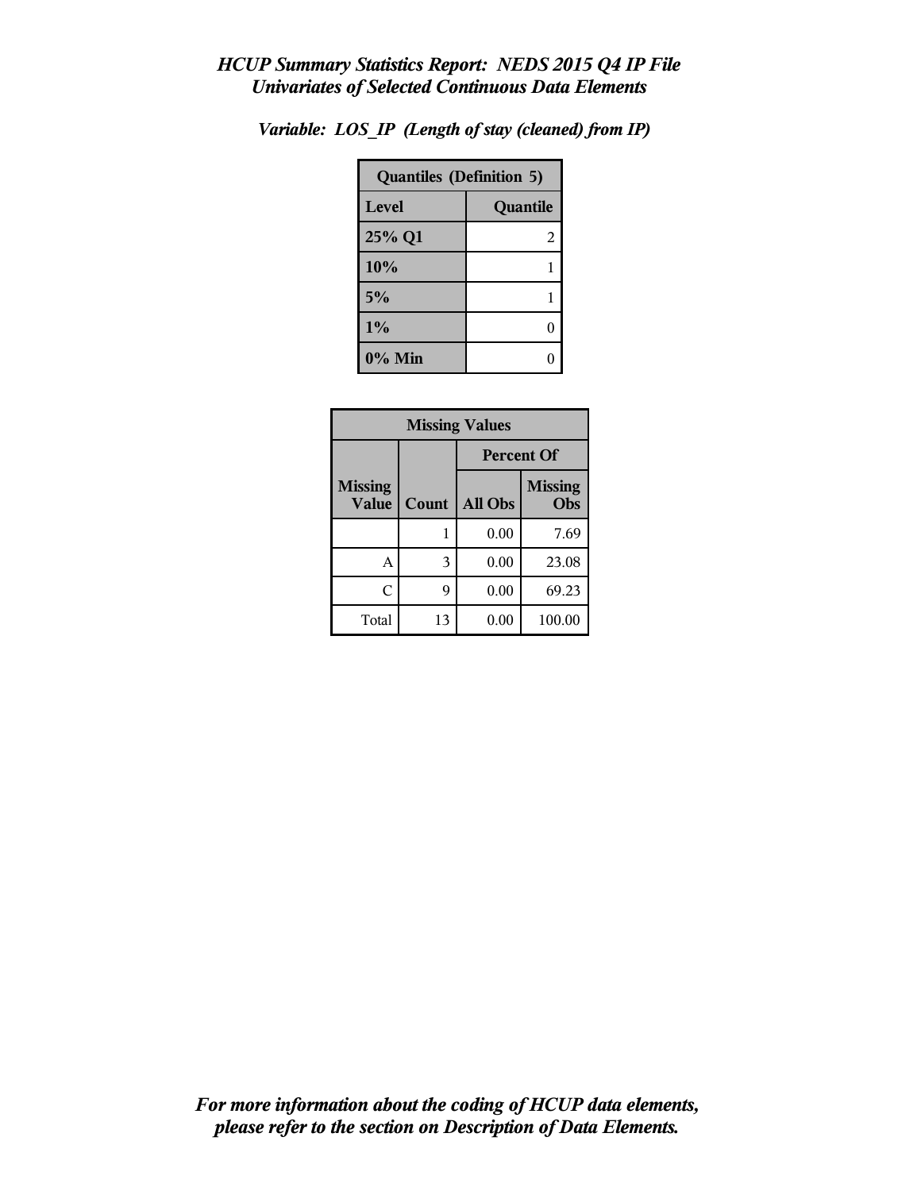*HCUP Summary Statistics Report: NEDS 2015 Q4 IP File*
*Univariates of Selected Continuous Data Elements*

*Variable: LOS_IP (Length of stay (cleaned) from IP)*

| Quantiles (Definition 5) | |
|---|---|
| **Level** | **Quantile** |
| **25% Q1** | 2 |
| **10%** | 1 |
| **5%** | 1 |
| **1%** | 0 |
| **0% Min** | 0 |

| Missing Values | | | |
|---|---|---|---|
| | | **Percent Of** | |
| **Missing Value** | **Count** | **All Obs** | **Missing Obs** |
| | 1 | 0.00 | 7.69 |
| A | 3 | 0.00 | 23.08 |
| C | 9 | 0.00 | 69.23 |
| Total | 13 | 0.00 | 100.00 |

*For more information about the coding of HCUP data elements, please refer to the section on Description of Data Elements.*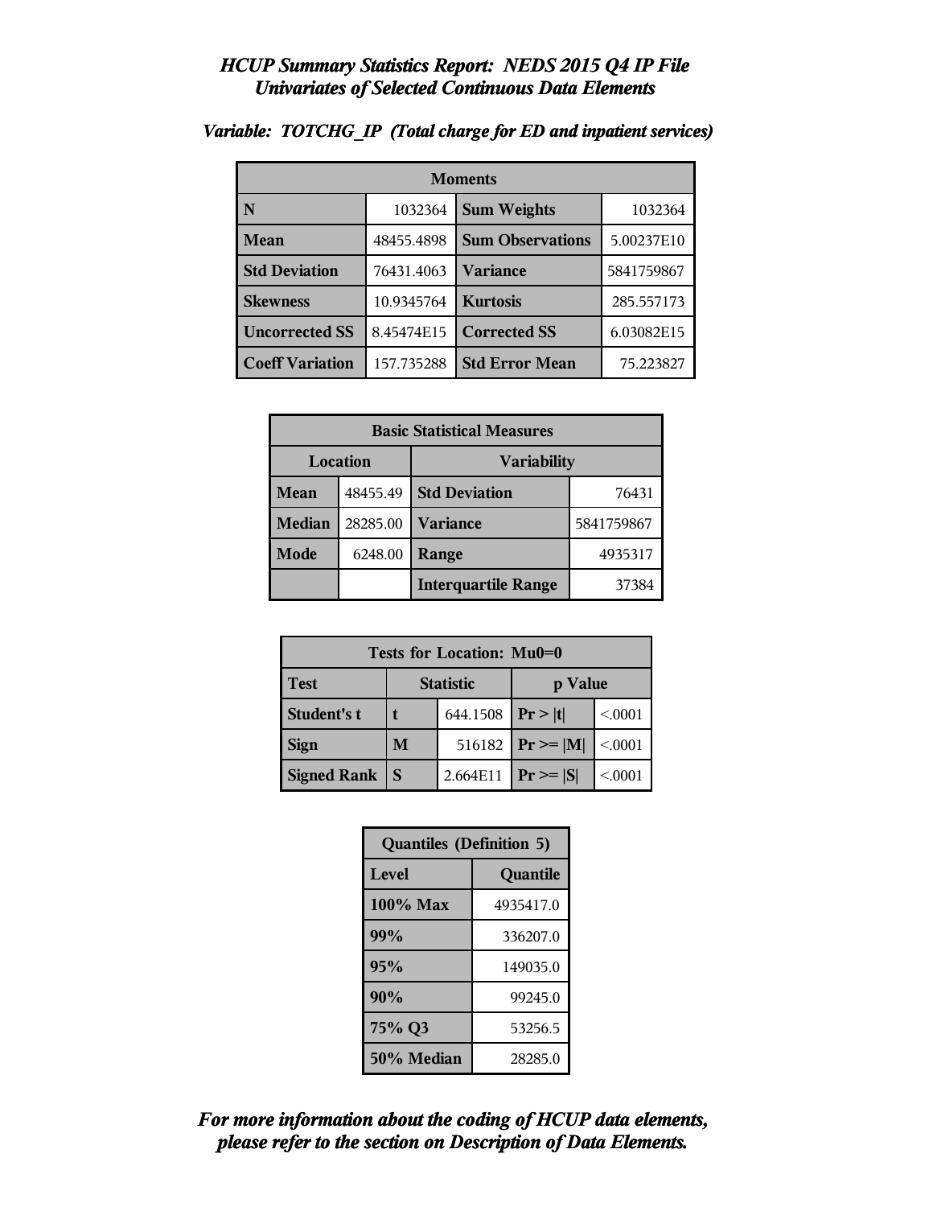# *HCUP Summary Statistics Report: NEDS 2015 Q4 IP File*
## *Univariates of Selected Continuous Data Elements*

### *Variable: TOTCHG_IP (Total charge for ED and inpatient services)*

| Moments | | | |
|---|---|---|---|
| **N** | 1032364 | **Sum Weights** | 1032364 |
| **Mean** | 48455.4898 | **Sum Observations** | 5.00237E10 |
| **Std Deviation** | 76431.4063 | **Variance** | 5841759867 |
| **Skewness** | 10.9345764 | **Kurtosis** | 285.557173 |
| **Uncorrected SS** | 8.45474E15 | **Corrected SS** | 6.03082E15 |
| **Coeff Variation** | 157.735288 | **Std Error Mean** | 75.223827 |

| Basic Statistical Measures | | | |
|---|---|---|---|
| Location | | Variability | |
| **Mean** | 48455.49 | **Std Deviation** | 76431 |
| **Median** | 28285.00 | **Variance** | 5841759867 |
| **Mode** | 6248.00 | **Range** | 4935317 |
| | | **Interquartile Range** | 37384 |

| Tests for Location: Mu0=0 | | | | |
|---|---|---|---|---|
| **Test** | Statistic | | p Value | |
| **Student's t** | **t** | 644.1508 | **Pr > \|t\|** | <.0001 |
| **Sign** | **M** | 516182 | **Pr >= \|M\|** | <.0001 |
| **Signed Rank** | **S** | 2.664E11 | **Pr >= \|S\|** | <.0001 |

| Quantiles (Definition 5) | |
|---|---|
| **Level** | **Quantile** |
| **100% Max** | 4935417.0 |
| **99%** | 336207.0 |
| **95%** | 149035.0 |
| **90%** | 99245.0 |
| **75% Q3** | 53256.5 |
| **50% Median** | 28285.0 |

***For more information about the coding of HCUP data elements, please refer to the section on Description of Data Elements.***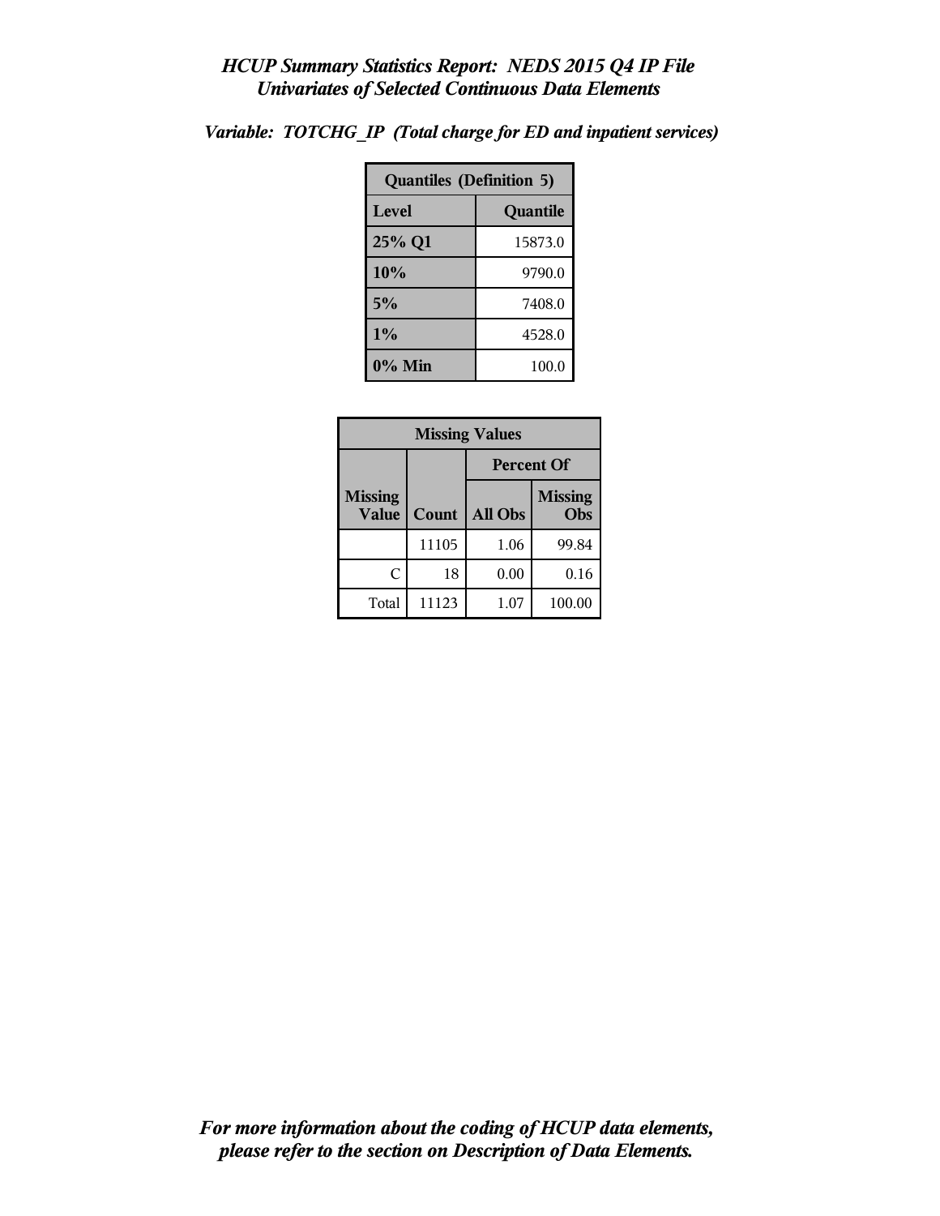*HCUP Summary Statistics Report: NEDS 2015 Q4 IP File*
*Univariates of Selected Continuous Data Elements*

***Variable: TOTCHG_IP (Total charge for ED and inpatient services)***

| Quantiles (Definition 5) | |
|---|---|
| **Level** | **Quantile** |
| **25% Q1** | 15873.0 |
| **10%** | 9790.0 |
| **5%** | 7408.0 |
| **1%** | 4528.0 |
| **0% Min** | 100.0 |

| Missing Values | | | |
|---|---|---|---|
| | | **Percent Of** | |
| **Missing Value** | **Count** | **All Obs** | **Missing Obs** |
| | 11105 | 1.06 | 99.84 |
| C | 18 | 0.00 | 0.16 |
| Total | 11123 | 1.07 | 100.00 |

***For more information about the coding of HCUP data elements, please refer to the section on Description of Data Elements.***